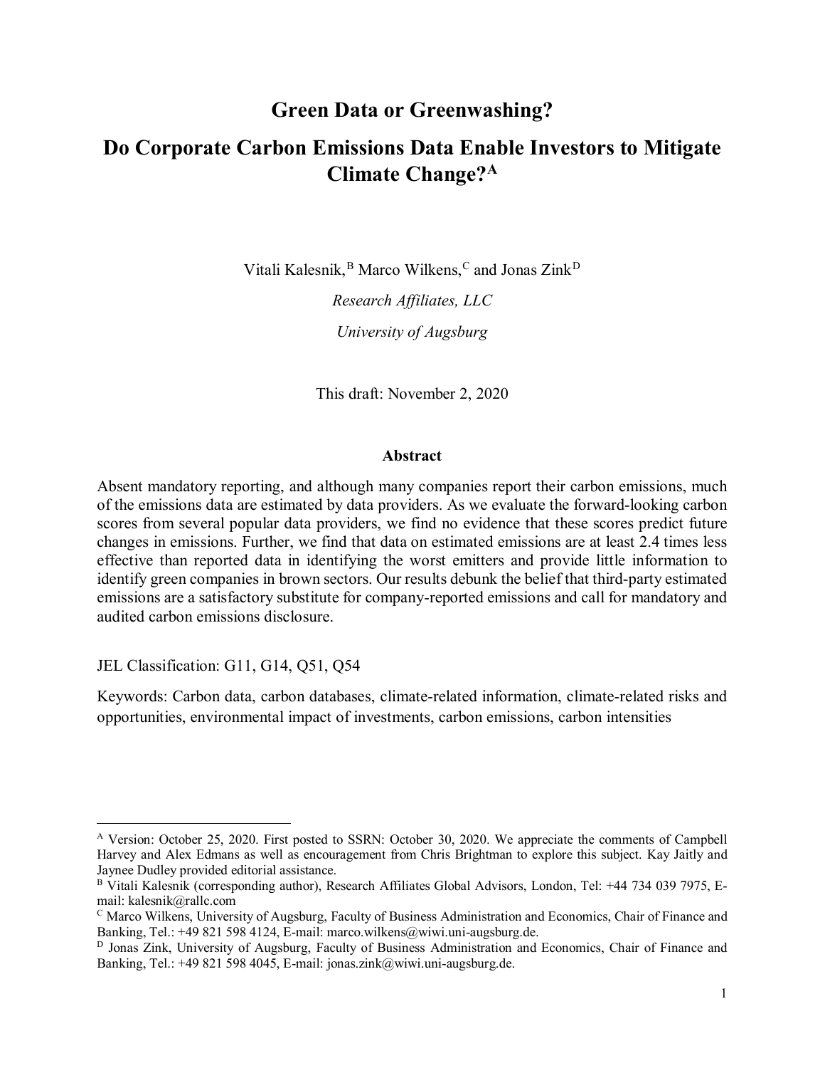# Green Data or Greenwashing?

# Do Corporate Carbon Emissions Data Enable Investors to Mitigate Climate Change?[A]

Vitali Kalesnik,[B] Marco Wilkens,[C] and Jonas Zink[D]

*Research Affiliates, LLC*

*University of Augsburg*

This draft: November 2, 2020

## Abstract

Absent mandatory reporting, and although many companies report their carbon emissions, much of the emissions data are estimated by data providers. As we evaluate the forward-looking carbon scores from several popular data providers, we find no evidence that these scores predict future changes in emissions. Further, we find that data on estimated emissions are at least 2.4 times less effective than reported data in identifying the worst emitters and provide little information to identify green companies in brown sectors. Our results debunk the belief that third-party estimated emissions are a satisfactory substitute for company-reported emissions and call for mandatory and audited carbon emissions disclosure.

JEL Classification: G11, G14, Q51, Q54

Keywords: Carbon data, carbon databases, climate-related information, climate-related risks and opportunities, environmental impact of investments, carbon emissions, carbon intensities

---

[A] Version: October 25, 2020. First posted to SSRN: October 30, 2020. We appreciate the comments of Campbell Harvey and Alex Edmans as well as encouragement from Chris Brightman to explore this subject. Kay Jaitly and Jaynee Dudley provided editorial assistance.

[B] Vitali Kalesnik (corresponding author), Research Affiliates Global Advisors, London, Tel: +44 734 039 7975, E-mail: kalesnik@rallc.com

[C] Marco Wilkens, University of Augsburg, Faculty of Business Administration and Economics, Chair of Finance and Banking, Tel.: +49 821 598 4124, E-mail: marco.wilkens@wiwi.uni-augsburg.de.

[D] Jonas Zink, University of Augsburg, Faculty of Business Administration and Economics, Chair of Finance and Banking, Tel.: +49 821 598 4045, E-mail: jonas.zink@wiwi.uni-augsburg.de.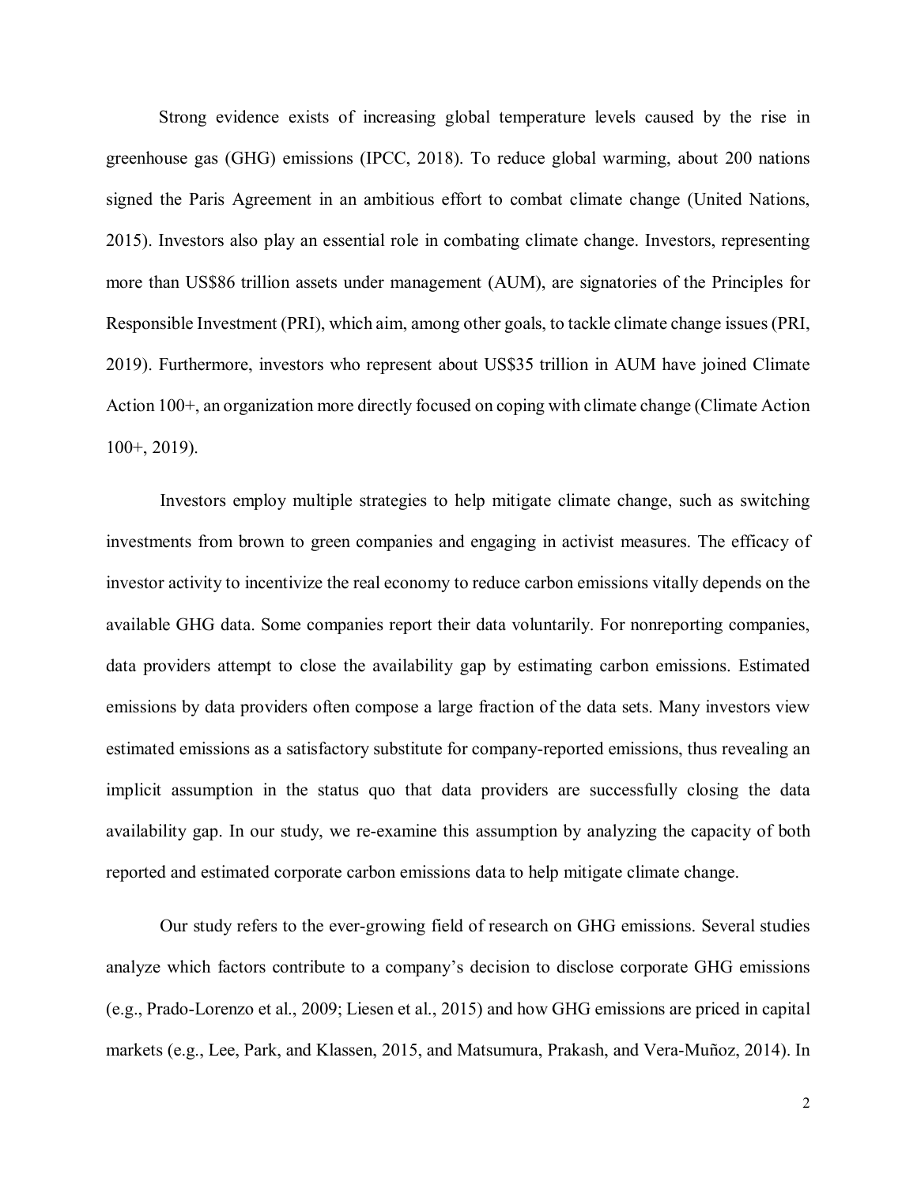Strong evidence exists of increasing global temperature levels caused by the rise in greenhouse gas (GHG) emissions (IPCC, 2018). To reduce global warming, about 200 nations signed the Paris Agreement in an ambitious effort to combat climate change (United Nations, 2015). Investors also play an essential role in combating climate change. Investors, representing more than US$86 trillion assets under management (AUM), are signatories of the Principles for Responsible Investment (PRI), which aim, among other goals, to tackle climate change issues (PRI, 2019). Furthermore, investors who represent about US$35 trillion in AUM have joined Climate Action 100+, an organization more directly focused on coping with climate change (Climate Action 100+, 2019).

Investors employ multiple strategies to help mitigate climate change, such as switching investments from brown to green companies and engaging in activist measures. The efficacy of investor activity to incentivize the real economy to reduce carbon emissions vitally depends on the available GHG data. Some companies report their data voluntarily. For nonreporting companies, data providers attempt to close the availability gap by estimating carbon emissions. Estimated emissions by data providers often compose a large fraction of the data sets. Many investors view estimated emissions as a satisfactory substitute for company-reported emissions, thus revealing an implicit assumption in the status quo that data providers are successfully closing the data availability gap. In our study, we re-examine this assumption by analyzing the capacity of both reported and estimated corporate carbon emissions data to help mitigate climate change.

Our study refers to the ever-growing field of research on GHG emissions. Several studies analyze which factors contribute to a company's decision to disclose corporate GHG emissions (e.g., Prado-Lorenzo et al., 2009; Liesen et al., 2015) and how GHG emissions are priced in capital markets (e.g., Lee, Park, and Klassen, 2015, and Matsumura, Prakash, and Vera-Muñoz, 2014). In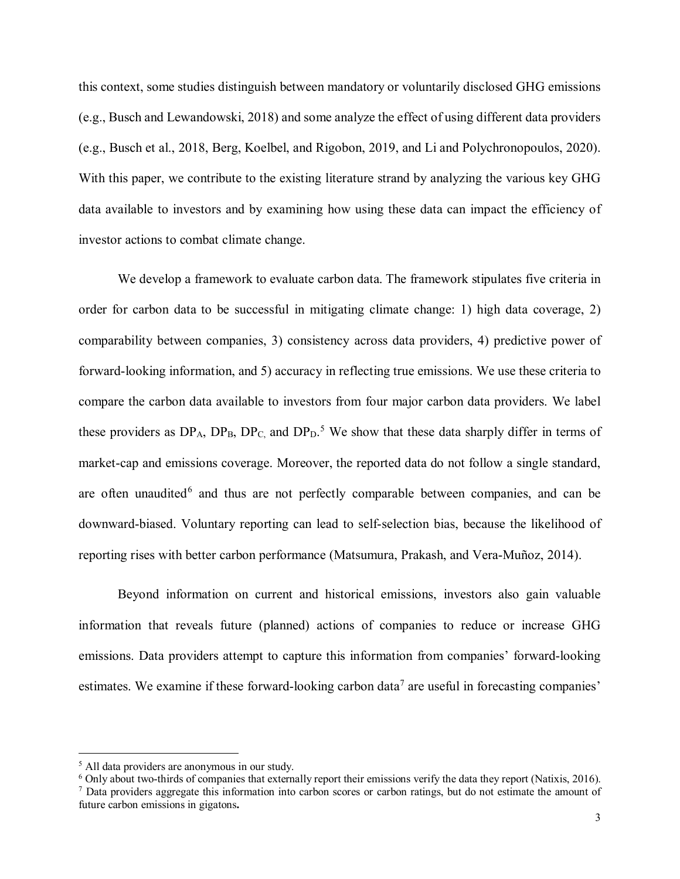this context, some studies distinguish between mandatory or voluntarily disclosed GHG emissions (e.g., Busch and Lewandowski, 2018) and some analyze the effect of using different data providers (e.g., Busch et al., 2018, Berg, Koelbel, and Rigobon, 2019, and Li and Polychronopoulos, 2020). With this paper, we contribute to the existing literature strand by analyzing the various key GHG data available to investors and by examining how using these data can impact the efficiency of investor actions to combat climate change.

We develop a framework to evaluate carbon data. The framework stipulates five criteria in order for carbon data to be successful in mitigating climate change: 1) high data coverage, 2) comparability between companies, 3) consistency across data providers, 4) predictive power of forward-looking information, and 5) accuracy in reflecting true emissions. We use these criteria to compare the carbon data available to investors from four major carbon data providers. We label these providers as $DP_A$, $DP_B$, $DP_C$, and $DP_D$.[5] We show that these data sharply differ in terms of market-cap and emissions coverage. Moreover, the reported data do not follow a single standard, are often unaudited[6] and thus are not perfectly comparable between companies, and can be downward-biased. Voluntary reporting can lead to self-selection bias, because the likelihood of reporting rises with better carbon performance (Matsumura, Prakash, and Vera-Muñoz, 2014).

Beyond information on current and historical emissions, investors also gain valuable information that reveals future (planned) actions of companies to reduce or increase GHG emissions. Data providers attempt to capture this information from companies' forward-looking estimates. We examine if these forward-looking carbon data[7] are useful in forecasting companies'

---

[5] All data providers are anonymous in our study.

[6] Only about two-thirds of companies that externally report their emissions verify the data they report (Natixis, 2016).

[7] Data providers aggregate this information into carbon scores or carbon ratings, but do not estimate the amount of future carbon emissions in gigatons**.**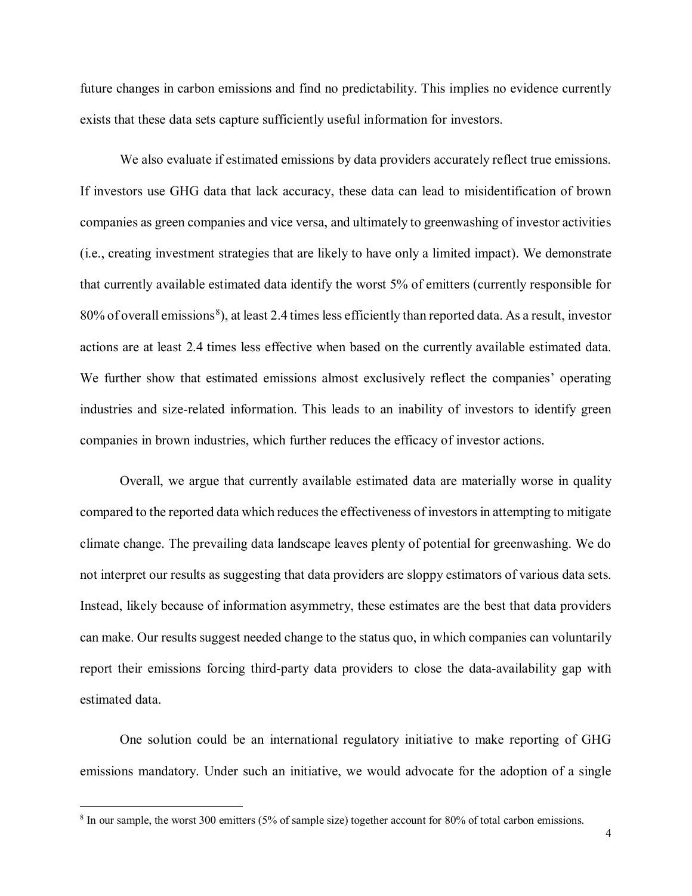future changes in carbon emissions and find no predictability. This implies no evidence currently exists that these data sets capture sufficiently useful information for investors.

We also evaluate if estimated emissions by data providers accurately reflect true emissions. If investors use GHG data that lack accuracy, these data can lead to misidentification of brown companies as green companies and vice versa, and ultimately to greenwashing of investor activities (i.e., creating investment strategies that are likely to have only a limited impact). We demonstrate that currently available estimated data identify the worst 5% of emitters (currently responsible for 80% of overall emissions[8]), at least 2.4 times less efficiently than reported data. As a result, investor actions are at least 2.4 times less effective when based on the currently available estimated data. We further show that estimated emissions almost exclusively reflect the companies' operating industries and size-related information. This leads to an inability of investors to identify green companies in brown industries, which further reduces the efficacy of investor actions.

Overall, we argue that currently available estimated data are materially worse in quality compared to the reported data which reduces the effectiveness of investors in attempting to mitigate climate change. The prevailing data landscape leaves plenty of potential for greenwashing. We do not interpret our results as suggesting that data providers are sloppy estimators of various data sets. Instead, likely because of information asymmetry, these estimates are the best that data providers can make. Our results suggest needed change to the status quo, in which companies can voluntarily report their emissions forcing third-party data providers to close the data-availability gap with estimated data.

One solution could be an international regulatory initiative to make reporting of GHG emissions mandatory. Under such an initiative, we would advocate for the adoption of a single

[8] In our sample, the worst 300 emitters (5% of sample size) together account for 80% of total carbon emissions.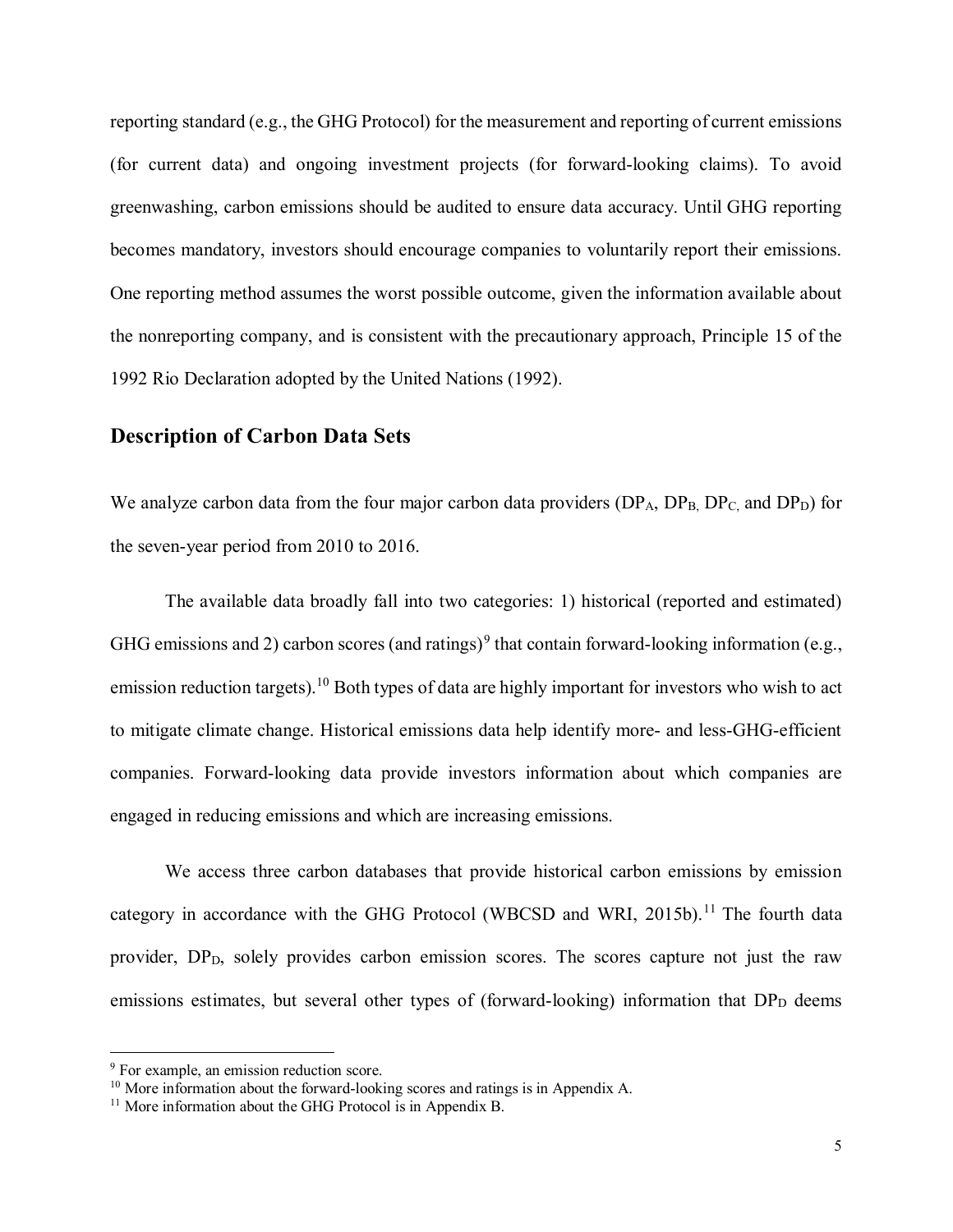reporting standard (e.g., the GHG Protocol) for the measurement and reporting of current emissions (for current data) and ongoing investment projects (for forward-looking claims). To avoid greenwashing, carbon emissions should be audited to ensure data accuracy. Until GHG reporting becomes mandatory, investors should encourage companies to voluntarily report their emissions. One reporting method assumes the worst possible outcome, given the information available about the nonreporting company, and is consistent with the precautionary approach, Principle 15 of the 1992 Rio Declaration adopted by the United Nations (1992).

## Description of Carbon Data Sets

We analyze carbon data from the four major carbon data providers ($DP_A$, $DP_B$, $DP_C$, and $DP_D$) for the seven-year period from 2010 to 2016.

The available data broadly fall into two categories: 1) historical (reported and estimated) GHG emissions and 2) carbon scores (and ratings)[9] that contain forward-looking information (e.g., emission reduction targets).[10] Both types of data are highly important for investors who wish to act to mitigate climate change. Historical emissions data help identify more- and less-GHG-efficient companies. Forward-looking data provide investors information about which companies are engaged in reducing emissions and which are increasing emissions.

We access three carbon databases that provide historical carbon emissions by emission category in accordance with the GHG Protocol (WBCSD and WRI, 2015b).[11] The fourth data provider, $DP_D$, solely provides carbon emission scores. The scores capture not just the raw emissions estimates, but several other types of (forward-looking) information that $DP_D$ deems

[9] For example, an emission reduction score.

[10] More information about the forward-looking scores and ratings is in Appendix A.

[11] More information about the GHG Protocol is in Appendix B.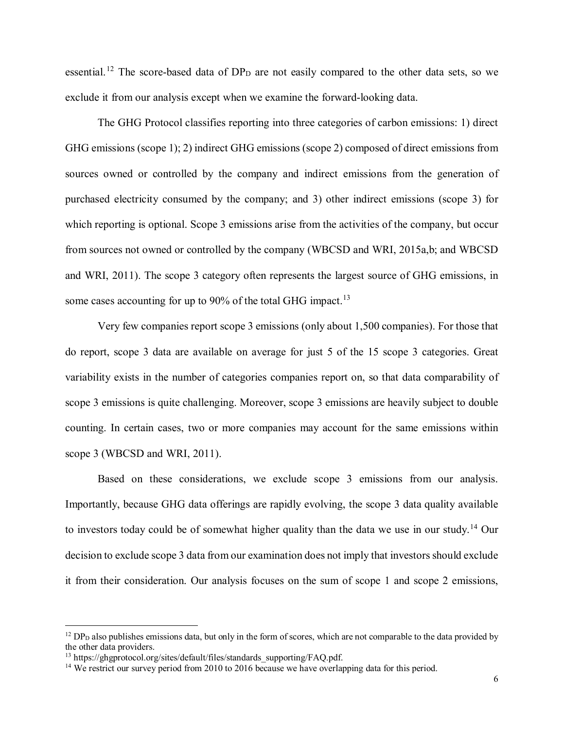essential.[12] The score-based data of $DP_D$ are not easily compared to the other data sets, so we exclude it from our analysis except when we examine the forward-looking data.

The GHG Protocol classifies reporting into three categories of carbon emissions: 1) direct GHG emissions (scope 1); 2) indirect GHG emissions (scope 2) composed of direct emissions from sources owned or controlled by the company and indirect emissions from the generation of purchased electricity consumed by the company; and 3) other indirect emissions (scope 3) for which reporting is optional. Scope 3 emissions arise from the activities of the company, but occur from sources not owned or controlled by the company (WBCSD and WRI, 2015a,b; and WBCSD and WRI, 2011). The scope 3 category often represents the largest source of GHG emissions, in some cases accounting for up to 90% of the total GHG impact.[13]

Very few companies report scope 3 emissions (only about 1,500 companies). For those that do report, scope 3 data are available on average for just 5 of the 15 scope 3 categories. Great variability exists in the number of categories companies report on, so that data comparability of scope 3 emissions is quite challenging. Moreover, scope 3 emissions are heavily subject to double counting. In certain cases, two or more companies may account for the same emissions within scope 3 (WBCSD and WRI, 2011).

Based on these considerations, we exclude scope 3 emissions from our analysis. Importantly, because GHG data offerings are rapidly evolving, the scope 3 data quality available to investors today could be of somewhat higher quality than the data we use in our study.[14] Our decision to exclude scope 3 data from our examination does not imply that investors should exclude it from their consideration. Our analysis focuses on the sum of scope 1 and scope 2 emissions,

---

[12] $DP_D$ also publishes emissions data, but only in the form of scores, which are not comparable to the data provided by the other data providers.

[13] https://ghgprotocol.org/sites/default/files/standards_supporting/FAQ.pdf.

[14] We restrict our survey period from 2010 to 2016 because we have overlapping data for this period.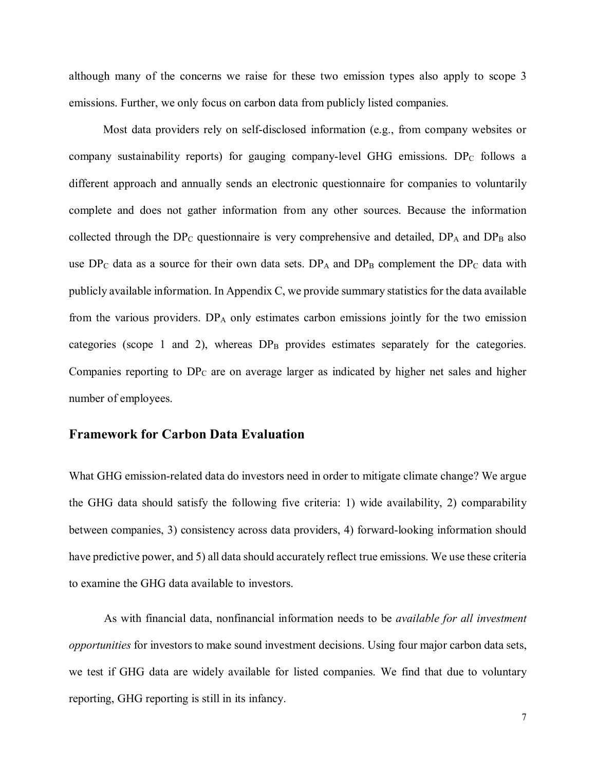although many of the concerns we raise for these two emission types also apply to scope 3 emissions. Further, we only focus on carbon data from publicly listed companies.

Most data providers rely on self-disclosed information (e.g., from company websites or company sustainability reports) for gauging company-level GHG emissions. $DP_C$ follows a different approach and annually sends an electronic questionnaire for companies to voluntarily complete and does not gather information from any other sources. Because the information collected through the $DP_C$ questionnaire is very comprehensive and detailed, $DP_A$ and $DP_B$ also use $DP_C$ data as a source for their own data sets. $DP_A$ and $DP_B$ complement the $DP_C$ data with publicly available information. In Appendix C, we provide summary statistics for the data available from the various providers. $DP_A$ only estimates carbon emissions jointly for the two emission categories (scope 1 and 2), whereas $DP_B$ provides estimates separately for the categories. Companies reporting to $DP_C$ are on average larger as indicated by higher net sales and higher number of employees.

## Framework for Carbon Data Evaluation

What GHG emission-related data do investors need in order to mitigate climate change? We argue the GHG data should satisfy the following five criteria: 1) wide availability, 2) comparability between companies, 3) consistency across data providers, 4) forward-looking information should have predictive power, and 5) all data should accurately reflect true emissions. We use these criteria to examine the GHG data available to investors.

As with financial data, nonfinancial information needs to be *available for all investment opportunities* for investors to make sound investment decisions. Using four major carbon data sets, we test if GHG data are widely available for listed companies. We find that due to voluntary reporting, GHG reporting is still in its infancy.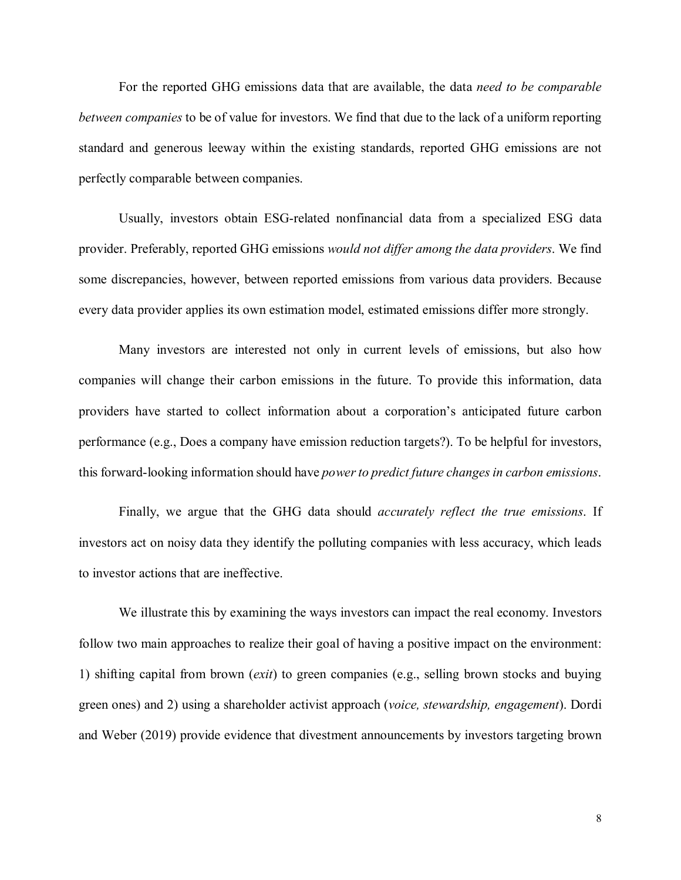For the reported GHG emissions data that are available, the data *need to be comparable between companies* to be of value for investors. We find that due to the lack of a uniform reporting standard and generous leeway within the existing standards, reported GHG emissions are not perfectly comparable between companies.

Usually, investors obtain ESG-related nonfinancial data from a specialized ESG data provider. Preferably, reported GHG emissions *would not differ among the data providers*. We find some discrepancies, however, between reported emissions from various data providers. Because every data provider applies its own estimation model, estimated emissions differ more strongly.

Many investors are interested not only in current levels of emissions, but also how companies will change their carbon emissions in the future. To provide this information, data providers have started to collect information about a corporation's anticipated future carbon performance (e.g., Does a company have emission reduction targets?). To be helpful for investors, this forward-looking information should have *power to predict future changes in carbon emissions*.

Finally, we argue that the GHG data should *accurately reflect the true emissions*. If investors act on noisy data they identify the polluting companies with less accuracy, which leads to investor actions that are ineffective.

We illustrate this by examining the ways investors can impact the real economy. Investors follow two main approaches to realize their goal of having a positive impact on the environment: 1) shifting capital from brown (*exit*) to green companies (e.g., selling brown stocks and buying green ones) and 2) using a shareholder activist approach (*voice, stewardship, engagement*). Dordi and Weber (2019) provide evidence that divestment announcements by investors targeting brown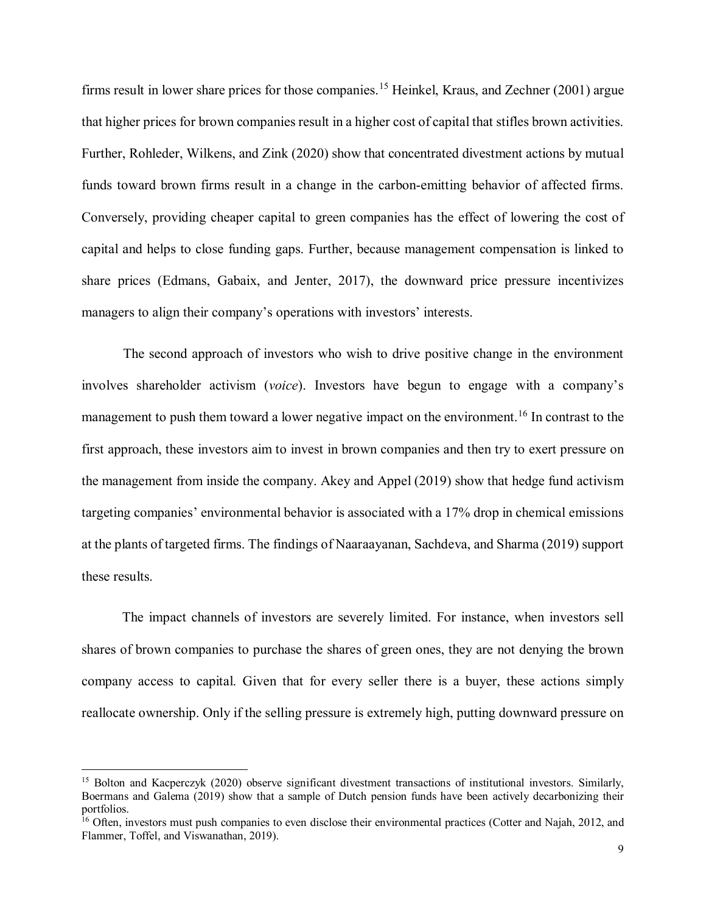firms result in lower share prices for those companies.[15] Heinkel, Kraus, and Zechner (2001) argue that higher prices for brown companies result in a higher cost of capital that stifles brown activities. Further, Rohleder, Wilkens, and Zink (2020) show that concentrated divestment actions by mutual funds toward brown firms result in a change in the carbon-emitting behavior of affected firms. Conversely, providing cheaper capital to green companies has the effect of lowering the cost of capital and helps to close funding gaps. Further, because management compensation is linked to share prices (Edmans, Gabaix, and Jenter, 2017), the downward price pressure incentivizes managers to align their company's operations with investors' interests.

The second approach of investors who wish to drive positive change in the environment involves shareholder activism (*voice*). Investors have begun to engage with a company's management to push them toward a lower negative impact on the environment.[16] In contrast to the first approach, these investors aim to invest in brown companies and then try to exert pressure on the management from inside the company. Akey and Appel (2019) show that hedge fund activism targeting companies' environmental behavior is associated with a 17% drop in chemical emissions at the plants of targeted firms. The findings of Naaraayanan, Sachdeva, and Sharma (2019) support these results.

The impact channels of investors are severely limited. For instance, when investors sell shares of brown companies to purchase the shares of green ones, they are not denying the brown company access to capital. Given that for every seller there is a buyer, these actions simply reallocate ownership. Only if the selling pressure is extremely high, putting downward pressure on

---

[15] Bolton and Kacperczyk (2020) observe significant divestment transactions of institutional investors. Similarly, Boermans and Galema (2019) show that a sample of Dutch pension funds have been actively decarbonizing their portfolios.

[16] Often, investors must push companies to even disclose their environmental practices (Cotter and Najah, 2012, and Flammer, Toffel, and Viswanathan, 2019).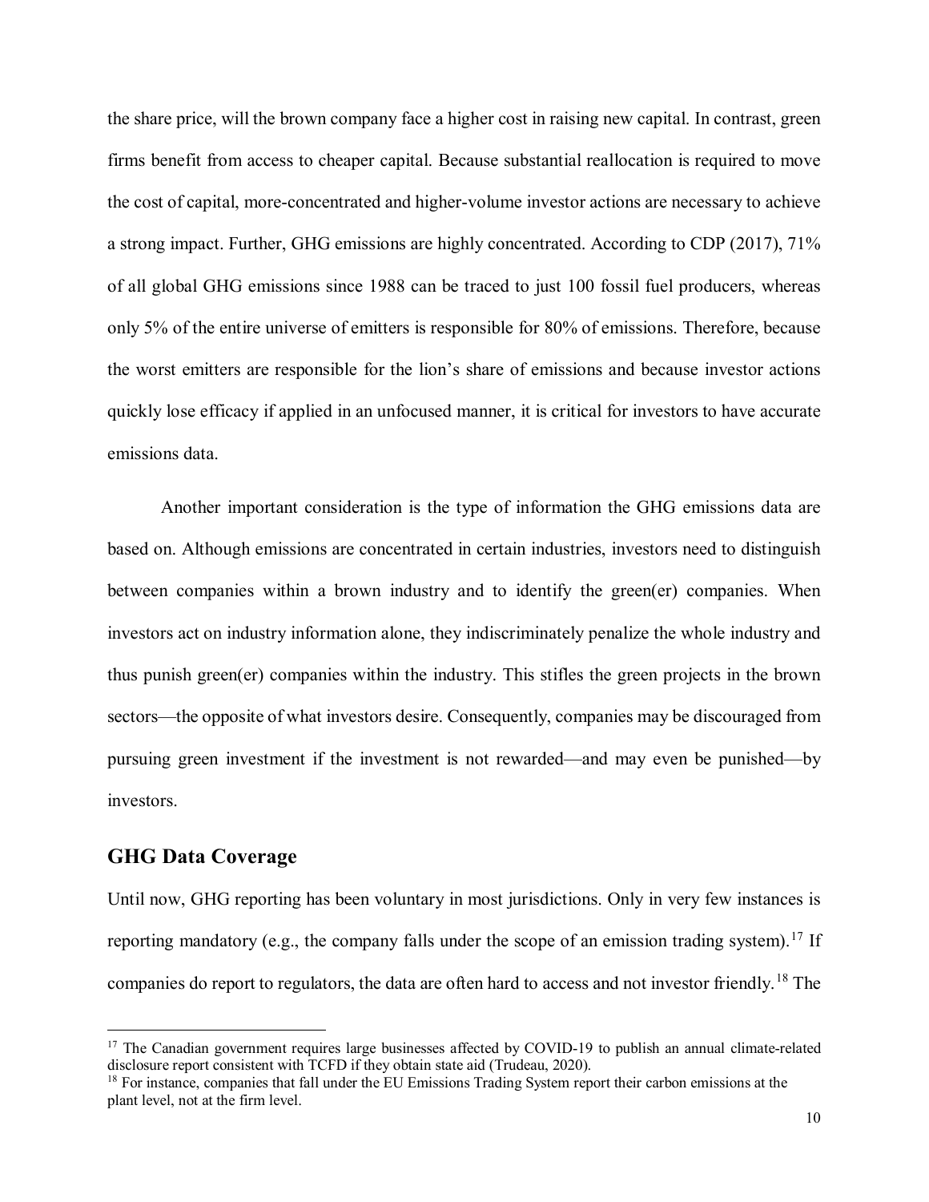the share price, will the brown company face a higher cost in raising new capital. In contrast, green firms benefit from access to cheaper capital. Because substantial reallocation is required to move the cost of capital, more-concentrated and higher-volume investor actions are necessary to achieve a strong impact. Further, GHG emissions are highly concentrated. According to CDP (2017), 71% of all global GHG emissions since 1988 can be traced to just 100 fossil fuel producers, whereas only 5% of the entire universe of emitters is responsible for 80% of emissions. Therefore, because the worst emitters are responsible for the lion's share of emissions and because investor actions quickly lose efficacy if applied in an unfocused manner, it is critical for investors to have accurate emissions data.

Another important consideration is the type of information the GHG emissions data are based on. Although emissions are concentrated in certain industries, investors need to distinguish between companies within a brown industry and to identify the green(er) companies. When investors act on industry information alone, they indiscriminately penalize the whole industry and thus punish green(er) companies within the industry. This stifles the green projects in the brown sectors—the opposite of what investors desire. Consequently, companies may be discouraged from pursuing green investment if the investment is not rewarded—and may even be punished—by investors.

## GHG Data Coverage

Until now, GHG reporting has been voluntary in most jurisdictions. Only in very few instances is reporting mandatory (e.g., the company falls under the scope of an emission trading system).[17] If companies do report to regulators, the data are often hard to access and not investor friendly.[18] The

---

[17] The Canadian government requires large businesses affected by COVID-19 to publish an annual climate-related disclosure report consistent with TCFD if they obtain state aid (Trudeau, 2020).

[18] For instance, companies that fall under the EU Emissions Trading System report their carbon emissions at the plant level, not at the firm level.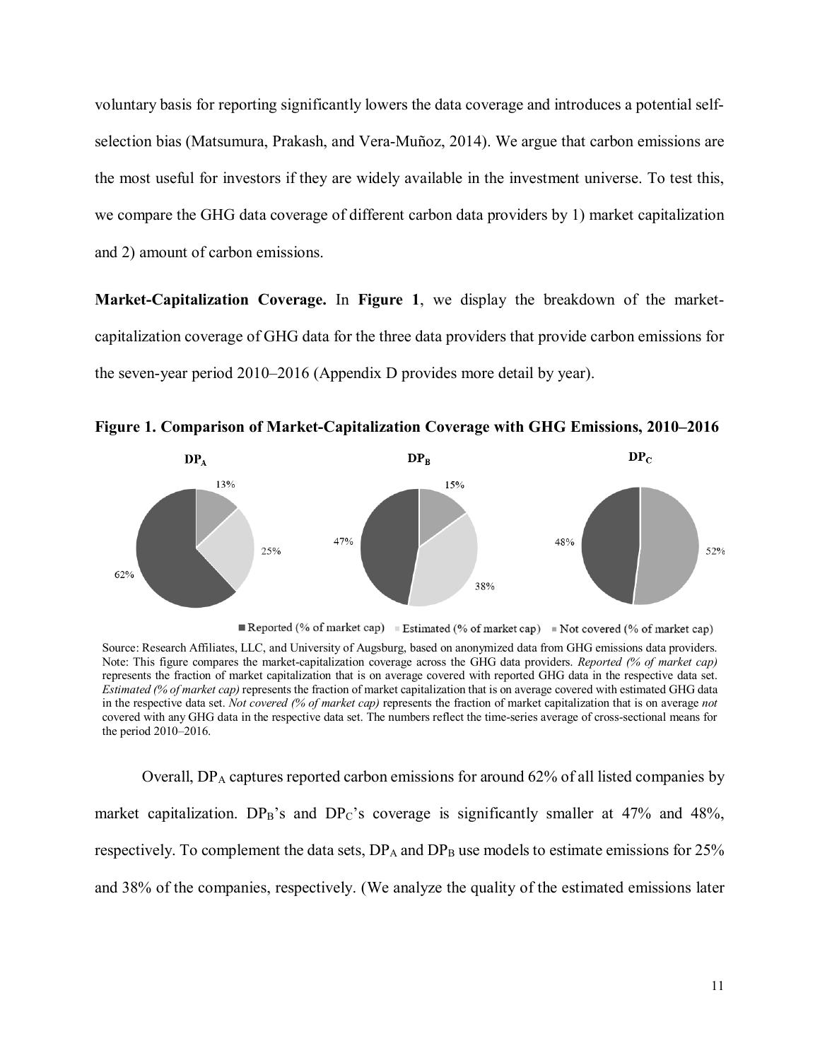voluntary basis for reporting significantly lowers the data coverage and introduces a potential self-selection bias (Matsumura, Prakash, and Vera-Muñoz, 2014). We argue that carbon emissions are the most useful for investors if they are widely available in the investment universe. To test this, we compare the GHG data coverage of different carbon data providers by 1) market capitalization and 2) amount of carbon emissions.

**Market-Capitalization Coverage.** In **Figure 1**, we display the breakdown of the market-capitalization coverage of GHG data for the three data providers that provide carbon emissions for the seven-year period 2010–2016 (Appendix D provides more detail by year).

**Figure 1. Comparison of Market-Capitalization Coverage with GHG Emissions, 2010–2016**

| | $DP_A$ | $DP_B$ | $DP_C$ |
|---|---|---|---|
| Reported (% of market cap) | 62% | 47% | 48% |
| Estimated (% of market cap) | 25% | 38% | |
| Not covered (% of market cap) | 13% | 15% | 52% |

Source: Research Affiliates, LLC, and University of Augsburg, based on anonymized data from GHG emissions data providers. Note: This figure compares the market-capitalization coverage across the GHG data providers. *Reported (% of market cap)* represents the fraction of market capitalization that is on average covered with reported GHG data in the respective data set. *Estimated (% of market cap)* represents the fraction of market capitalization that is on average covered with estimated GHG data in the respective data set. *Not covered (% of market cap)* represents the fraction of market capitalization that is on average *not* covered with any GHG data in the respective data set. The numbers reflect the time-series average of cross-sectional means for the period 2010–2016.

Overall, $DP_A$ captures reported carbon emissions for around 62% of all listed companies by market capitalization. $DP_B$'s and $DP_C$'s coverage is significantly smaller at 47% and 48%, respectively. To complement the data sets, $DP_A$ and $DP_B$ use models to estimate emissions for 25% and 38% of the companies, respectively. (We analyze the quality of the estimated emissions later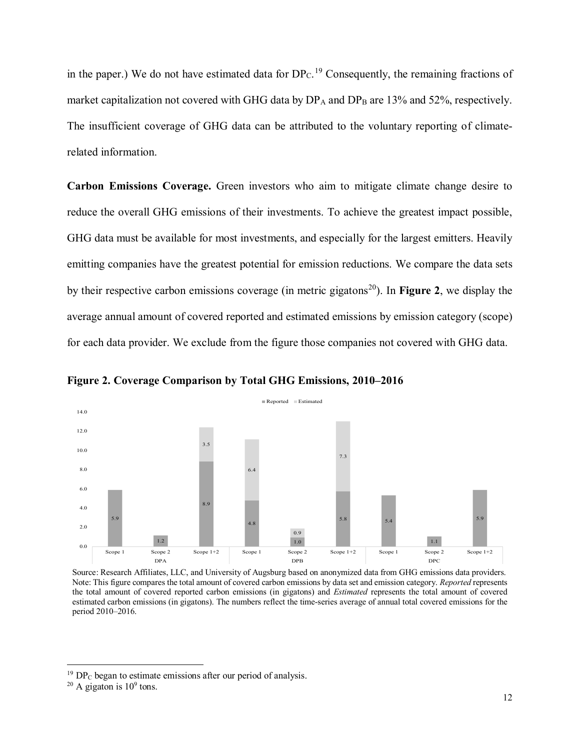in the paper.) We do not have estimated data for $DP_C$.[19] Consequently, the remaining fractions of market capitalization not covered with GHG data by $DP_A$ and $DP_B$ are 13% and 52%, respectively. The insufficient coverage of GHG data can be attributed to the voluntary reporting of climate-related information.

**Carbon Emissions Coverage.** Green investors who aim to mitigate climate change desire to reduce the overall GHG emissions of their investments. To achieve the greatest impact possible, GHG data must be available for most investments, and especially for the largest emitters. Heavily emitting companies have the greatest potential for emission reductions. We compare the data sets by their respective carbon emissions coverage (in metric gigatons[20]). In **Figure 2**, we display the average annual amount of covered reported and estimated emissions by emission category (scope) for each data provider. We exclude from the figure those companies not covered with GHG data.

**Figure 2. Coverage Comparison by Total GHG Emissions, 2010–2016**

| Data provider | Scope | Reported | Estimated |
|---|---|---|---|
| DPA | Scope 1 | 5.9 | |
| DPA | Scope 2 | 1.2 | |
| DPA | Scope 1+2 | 8.9 | 3.5 |
| DPB | Scope 1 | 4.8 | 6.4 |
| DPB | Scope 2 | 1.0 | 0.9 |
| DPB | Scope 1+2 | 5.8 | 7.3 |
| DPC | Scope 1 | 5.4 | |
| DPC | Scope 2 | 1.1 | |
| DPC | Scope 1+2 | 5.9 | |

Source: Research Affiliates, LLC, and University of Augsburg based on anonymized data from GHG emissions data providers.
Note: This figure compares the total amount of covered carbon emissions by data set and emission category. *Reported* represents the total amount of covered reported carbon emissions (in gigatons) and *Estimated* represents the total amount of covered estimated carbon emissions (in gigatons). The numbers reflect the time-series average of annual total covered emissions for the period 2010–2016.

---

[19] $DP_C$ began to estimate emissions after our period of analysis.

[20] A gigaton is $10^9$ tons.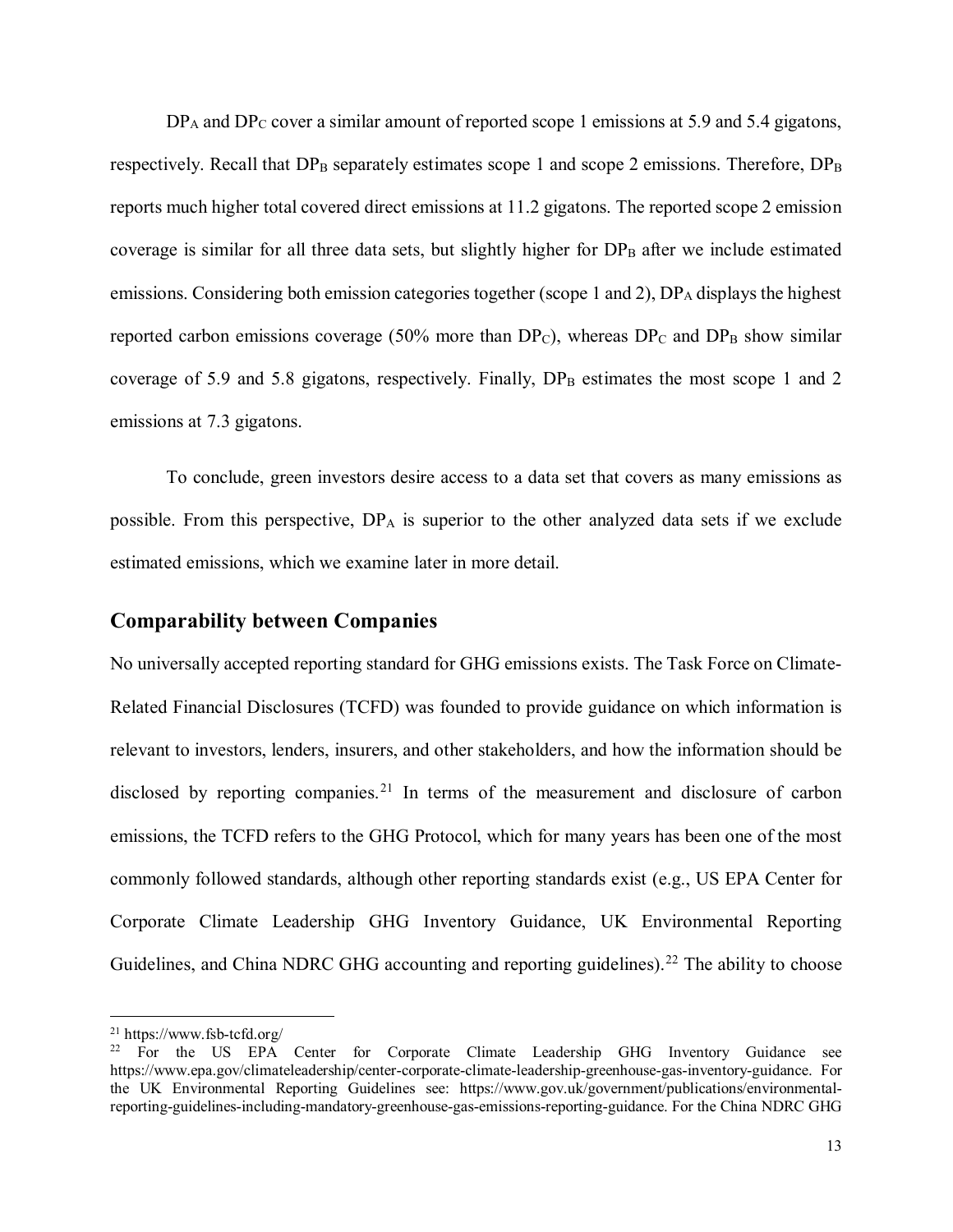$DP_A$ and $DP_C$ cover a similar amount of reported scope 1 emissions at 5.9 and 5.4 gigatons, respectively. Recall that $DP_B$ separately estimates scope 1 and scope 2 emissions. Therefore, $DP_B$ reports much higher total covered direct emissions at 11.2 gigatons. The reported scope 2 emission coverage is similar for all three data sets, but slightly higher for $DP_B$ after we include estimated emissions. Considering both emission categories together (scope 1 and 2), $DP_A$ displays the highest reported carbon emissions coverage (50% more than $DP_C$), whereas $DP_C$ and $DP_B$ show similar coverage of 5.9 and 5.8 gigatons, respectively. Finally, $DP_B$ estimates the most scope 1 and 2 emissions at 7.3 gigatons.

To conclude, green investors desire access to a data set that covers as many emissions as possible. From this perspective, $DP_A$ is superior to the other analyzed data sets if we exclude estimated emissions, which we examine later in more detail.

## Comparability between Companies

No universally accepted reporting standard for GHG emissions exists. The Task Force on Climate-Related Financial Disclosures (TCFD) was founded to provide guidance on which information is relevant to investors, lenders, insurers, and other stakeholders, and how the information should be disclosed by reporting companies.[21] In terms of the measurement and disclosure of carbon emissions, the TCFD refers to the GHG Protocol, which for many years has been one of the most commonly followed standards, although other reporting standards exist (e.g., US EPA Center for Corporate Climate Leadership GHG Inventory Guidance, UK Environmental Reporting Guidelines, and China NDRC GHG accounting and reporting guidelines).[22] The ability to choose

---

[21] https://www.fsb-tcfd.org/

[22] For the US EPA Center for Corporate Climate Leadership GHG Inventory Guidance see https://www.epa.gov/climateleadership/center-corporate-climate-leadership-greenhouse-gas-inventory-guidance. For the UK Environmental Reporting Guidelines see: https://www.gov.uk/government/publications/environmental-reporting-guidelines-including-mandatory-greenhouse-gas-emissions-reporting-guidance. For the China NDRC GHG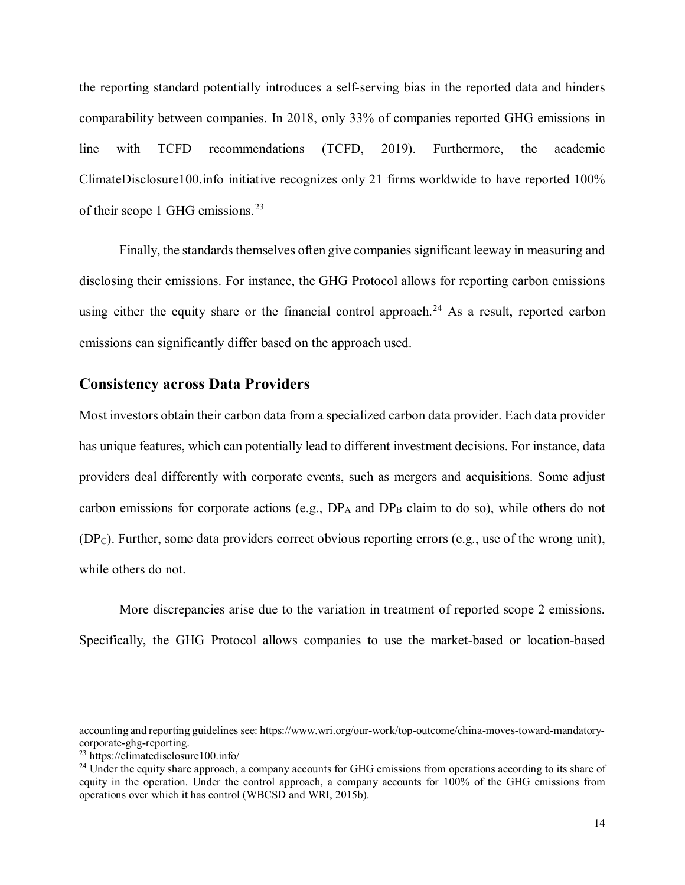the reporting standard potentially introduces a self-serving bias in the reported data and hinders comparability between companies. In 2018, only 33% of companies reported GHG emissions in line with TCFD recommendations (TCFD, 2019). Furthermore, the academic ClimateDisclosure100.info initiative recognizes only 21 firms worldwide to have reported 100% of their scope 1 GHG emissions.[23]

Finally, the standards themselves often give companies significant leeway in measuring and disclosing their emissions. For instance, the GHG Protocol allows for reporting carbon emissions using either the equity share or the financial control approach.[24] As a result, reported carbon emissions can significantly differ based on the approach used.

## Consistency across Data Providers

Most investors obtain their carbon data from a specialized carbon data provider. Each data provider has unique features, which can potentially lead to different investment decisions. For instance, data providers deal differently with corporate events, such as mergers and acquisitions. Some adjust carbon emissions for corporate actions (e.g., $DP_A$ and $DP_B$ claim to do so), while others do not ($DP_C$). Further, some data providers correct obvious reporting errors (e.g., use of the wrong unit), while others do not.

More discrepancies arise due to the variation in treatment of reported scope 2 emissions. Specifically, the GHG Protocol allows companies to use the market-based or location-based

---

accounting and reporting guidelines see: https://www.wri.org/our-work/top-outcome/china-moves-toward-mandatory-corporate-ghg-reporting.

[23] https://climatedisclosure100.info/

[24] Under the equity share approach, a company accounts for GHG emissions from operations according to its share of equity in the operation. Under the control approach, a company accounts for 100% of the GHG emissions from operations over which it has control (WBCSD and WRI, 2015b).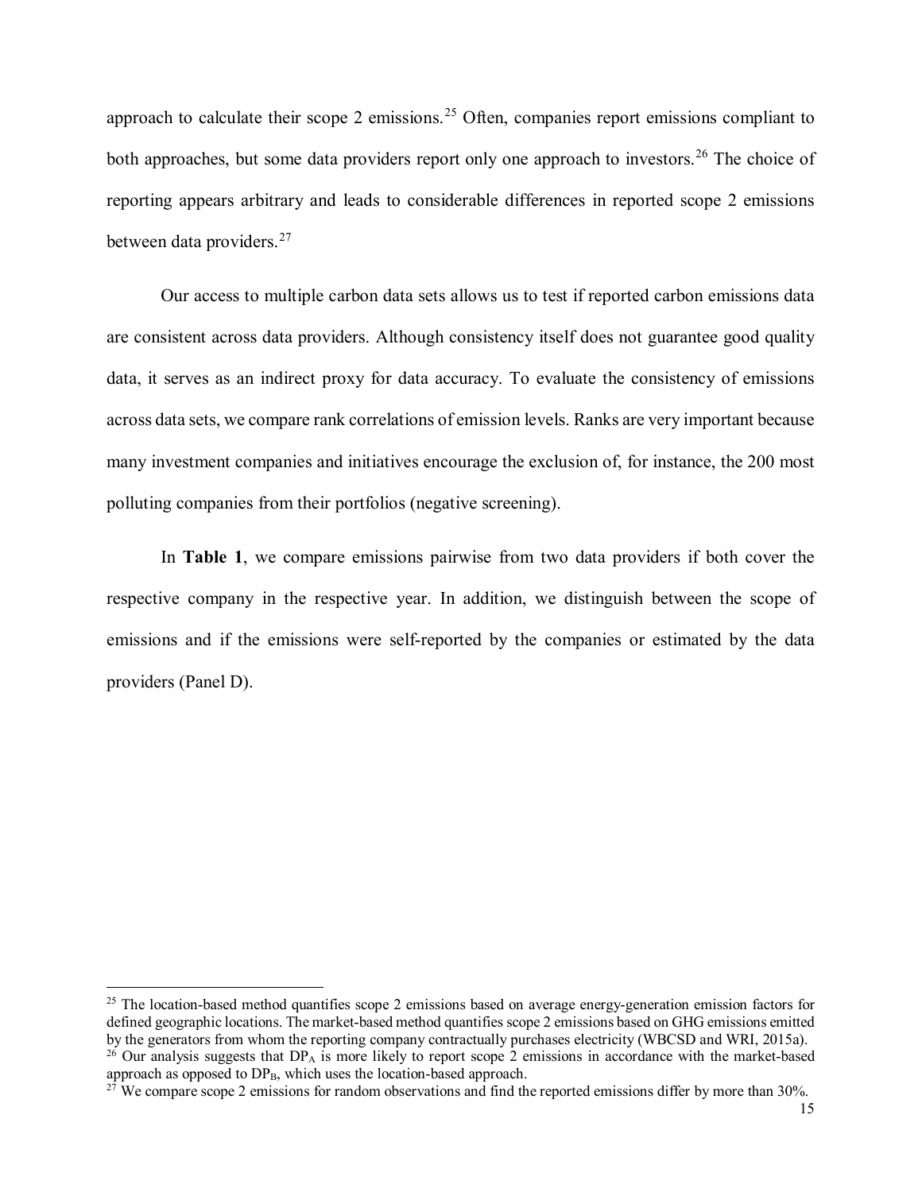approach to calculate their scope 2 emissions.[25] Often, companies report emissions compliant to both approaches, but some data providers report only one approach to investors.[26] The choice of reporting appears arbitrary and leads to considerable differences in reported scope 2 emissions between data providers.[27]

Our access to multiple carbon data sets allows us to test if reported carbon emissions data are consistent across data providers. Although consistency itself does not guarantee good quality data, it serves as an indirect proxy for data accuracy. To evaluate the consistency of emissions across data sets, we compare rank correlations of emission levels. Ranks are very important because many investment companies and initiatives encourage the exclusion of, for instance, the 200 most polluting companies from their portfolios (negative screening).

In **Table 1**, we compare emissions pairwise from two data providers if both cover the respective company in the respective year. In addition, we distinguish between the scope of emissions and if the emissions were self-reported by the companies or estimated by the data providers (Panel D).

---

[25] The location-based method quantifies scope 2 emissions based on average energy-generation emission factors for defined geographic locations. The market-based method quantifies scope 2 emissions based on GHG emissions emitted by the generators from whom the reporting company contractually purchases electricity (WBCSD and WRI, 2015a).

[26] Our analysis suggests that $DP_A$ is more likely to report scope 2 emissions in accordance with the market-based approach as opposed to $DP_B$, which uses the location-based approach.

[27] We compare scope 2 emissions for random observations and find the reported emissions differ by more than 30%.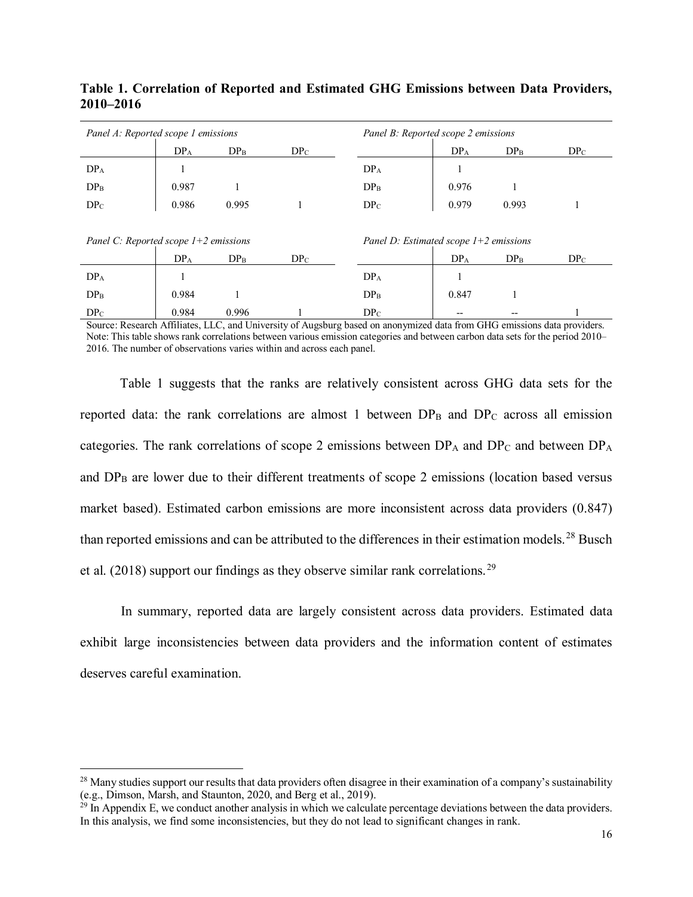**Table 1. Correlation of Reported and Estimated GHG Emissions between Data Providers, 2010–2016**

*Panel A: Reported scope 1 emissions*

| | $DP_A$ | $DP_B$ | $DP_C$ |
|---|---|---|---|
| $DP_A$ | 1 | | |
| $DP_B$ | 0.987 | 1 | |
| $DP_C$ | 0.986 | 0.995 | 1 |

*Panel B: Reported scope 2 emissions*

| | $DP_A$ | $DP_B$ | $DP_C$ |
|---|---|---|---|
| $DP_A$ | 1 | | |
| $DP_B$ | 0.976 | 1 | |
| $DP_C$ | 0.979 | 0.993 | 1 |

*Panel C: Reported scope 1+2 emissions*

| | $DP_A$ | $DP_B$ | $DP_C$ |
|---|---|---|---|
| $DP_A$ | 1 | | |
| $DP_B$ | 0.984 | 1 | |
| $DP_C$ | 0.984 | 0.996 | 1 |

*Panel D: Estimated scope 1+2 emissions*

| | $DP_A$ | $DP_B$ | $DP_C$ |
|---|---|---|---|
| $DP_A$ | 1 | | |
| $DP_B$ | 0.847 | 1 | |
| $DP_C$ | -- | -- | 1 |

Source: Research Affiliates, LLC, and University of Augsburg based on anonymized data from GHG emissions data providers.
Note: This table shows rank correlations between various emission categories and between carbon data sets for the period 2010–2016. The number of observations varies within and across each panel.

Table 1 suggests that the ranks are relatively consistent across GHG data sets for the reported data: the rank correlations are almost 1 between $DP_B$ and $DP_C$ across all emission categories. The rank correlations of scope 2 emissions between $DP_A$ and $DP_C$ and between $DP_A$ and $DP_B$ are lower due to their different treatments of scope 2 emissions (location based versus market based). Estimated carbon emissions are more inconsistent across data providers (0.847) than reported emissions and can be attributed to the differences in their estimation models.[28] Busch et al. (2018) support our findings as they observe similar rank correlations.[29]

In summary, reported data are largely consistent across data providers. Estimated data exhibit large inconsistencies between data providers and the information content of estimates deserves careful examination.

[28] Many studies support our results that data providers often disagree in their examination of a company's sustainability (e.g., Dimson, Marsh, and Staunton, 2020, and Berg et al., 2019).

[29] In Appendix E, we conduct another analysis in which we calculate percentage deviations between the data providers. In this analysis, we find some inconsistencies, but they do not lead to significant changes in rank.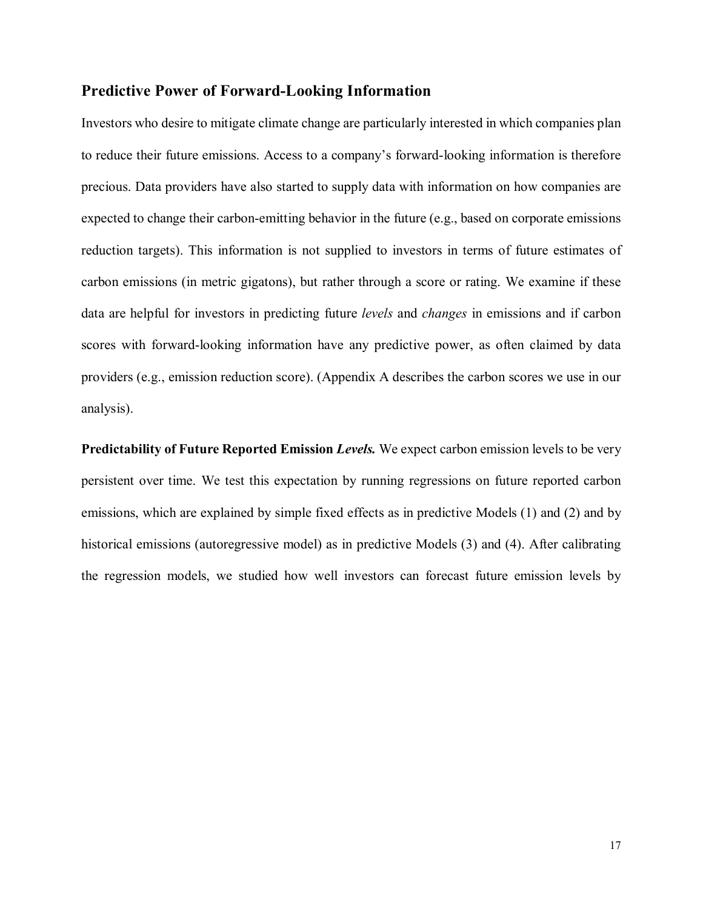## Predictive Power of Forward-Looking Information

Investors who desire to mitigate climate change are particularly interested in which companies plan to reduce their future emissions. Access to a company's forward-looking information is therefore precious. Data providers have also started to supply data with information on how companies are expected to change their carbon-emitting behavior in the future (e.g., based on corporate emissions reduction targets). This information is not supplied to investors in terms of future estimates of carbon emissions (in metric gigatons), but rather through a score or rating. We examine if these data are helpful for investors in predicting future *levels* and *changes* in emissions and if carbon scores with forward-looking information have any predictive power, as often claimed by data providers (e.g., emission reduction score). (Appendix A describes the carbon scores we use in our analysis).

**Predictability of Future Reported Emission *Levels.*** We expect carbon emission levels to be very persistent over time. We test this expectation by running regressions on future reported carbon emissions, which are explained by simple fixed effects as in predictive Models (1) and (2) and by historical emissions (autoregressive model) as in predictive Models (3) and (4). After calibrating the regression models, we studied how well investors can forecast future emission levels by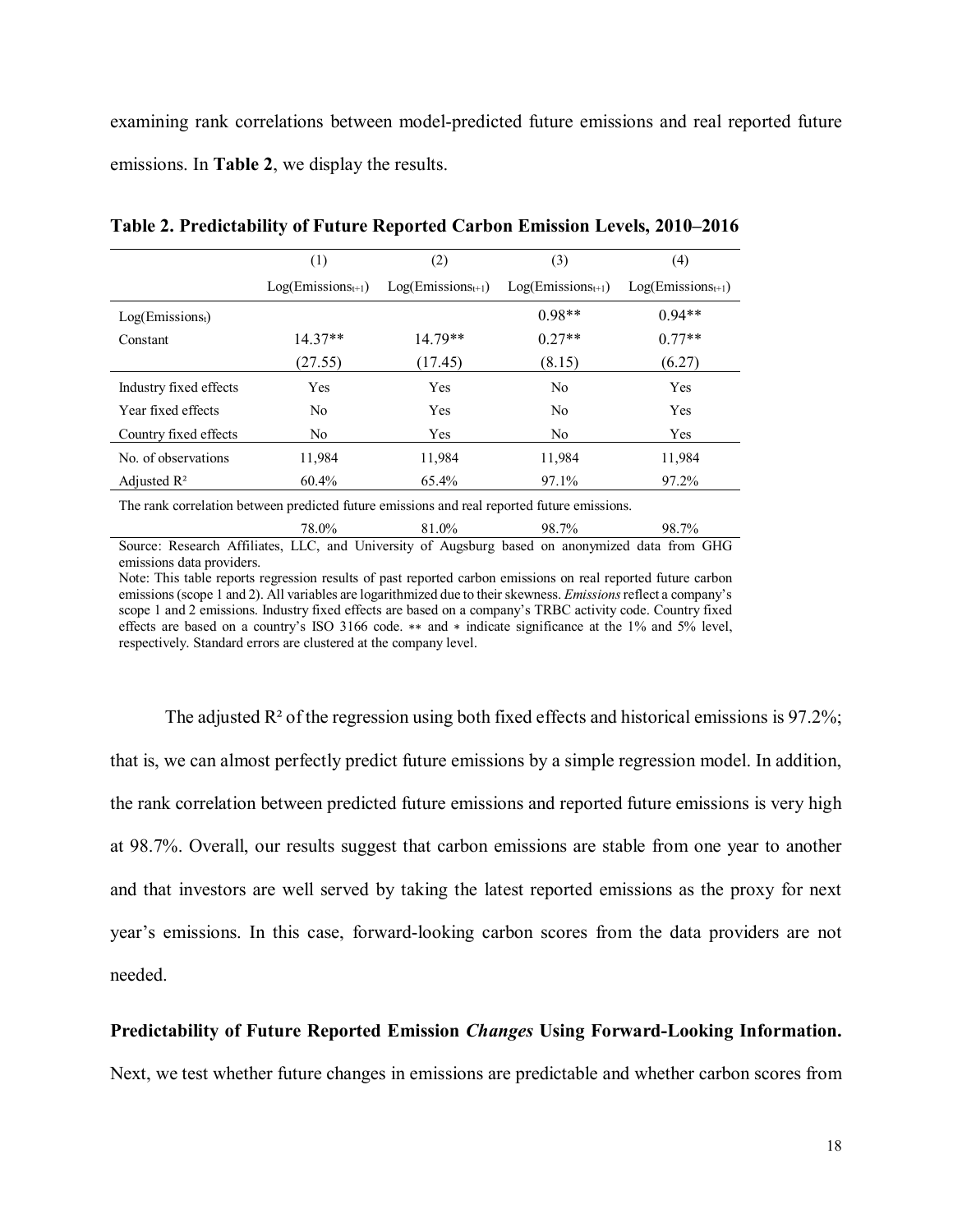examining rank correlations between model-predicted future emissions and real reported future emissions. In **Table 2**, we display the results.

**Table 2. Predictability of Future Reported Carbon Emission Levels, 2010–2016**

| | (1) | (2) | (3) | (4) |
|---|---|---|---|---|
| | $\text{Log}(\text{Emissions}_{t+1})$ | $\text{Log}(\text{Emissions}_{t+1})$ | $\text{Log}(\text{Emissions}_{t+1})$ | $\text{Log}(\text{Emissions}_{t+1})$ |
| $\text{Log}(\text{Emissions}_{t})$ | | | 0.98** | 0.94** |
| Constant | 14.37** | 14.79** | 0.27** | 0.77** |
| | (27.55) | (17.45) | (8.15) | (6.27) |
| Industry fixed effects | Yes | Yes | No | Yes |
| Year fixed effects | No | Yes | No | Yes |
| Country fixed effects | No | Yes | No | Yes |
| No. of observations | 11,984 | 11,984 | 11,984 | 11,984 |
| Adjusted $R^2$ | 60.4% | 65.4% | 97.1% | 97.2% |
| The rank correlation between predicted future emissions and real reported future emissions. | | | | |
| | 78.0% | 81.0% | 98.7% | 98.7% |

Source: Research Affiliates, LLC, and University of Augsburg based on anonymized data from GHG emissions data providers.

Note: This table reports regression results of past reported carbon emissions on real reported future carbon emissions (scope 1 and 2). All variables are logarithmized due to their skewness. *Emissions* reflect a company's scope 1 and 2 emissions. Industry fixed effects are based on a company's TRBC activity code. Country fixed effects are based on a country's ISO 3166 code. ** and * indicate significance at the 1% and 5% level, respectively. Standard errors are clustered at the company level.

The adjusted $R^2$ of the regression using both fixed effects and historical emissions is 97.2%; that is, we can almost perfectly predict future emissions by a simple regression model. In addition, the rank correlation between predicted future emissions and reported future emissions is very high at 98.7%. Overall, our results suggest that carbon emissions are stable from one year to another and that investors are well served by taking the latest reported emissions as the proxy for next year's emissions. In this case, forward-looking carbon scores from the data providers are not needed.

**Predictability of Future Reported Emission *Changes* Using Forward-Looking Information.** Next, we test whether future changes in emissions are predictable and whether carbon scores from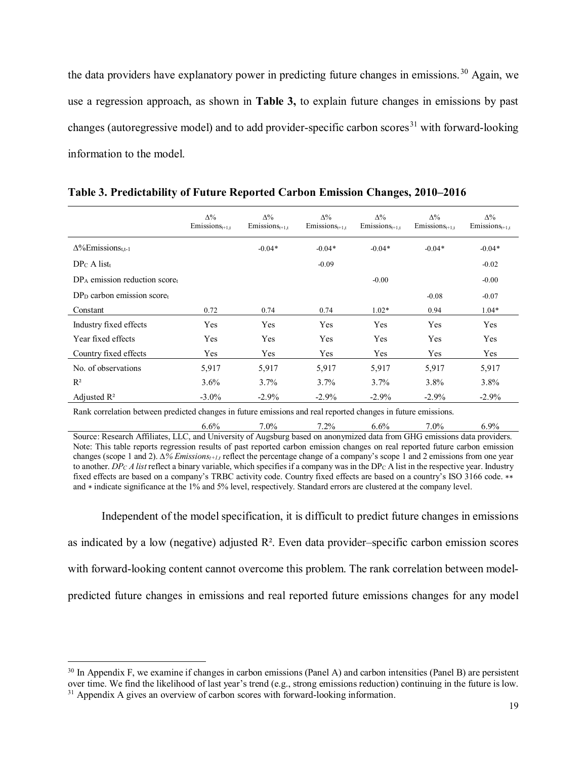the data providers have explanatory power in predicting future changes in emissions.[30] Again, we use a regression approach, as shown in **Table 3,** to explain future changes in emissions by past changes (autoregressive model) and to add provider-specific carbon scores[31] with forward-looking information to the model.

**Table 3. Predictability of Future Reported Carbon Emission Changes, 2010–2016**

| | $\Delta\%$ $Emissions_{t+1,t}$ | $\Delta\%$ $Emissions_{t+1,t}$ | $\Delta\%$ $Emissions_{t+1,t}$ | $\Delta\%$ $Emissions_{t+1,t}$ | $\Delta\%$ $Emissions_{t+1,t}$ | $\Delta\%$ $Emissions_{t+1,t}$ |
|---|---|---|---|---|---|---|
| $\Delta\%Emissions_{t,t-1}$ | | -0.04* | -0.04* | -0.04* | -0.04* | -0.04* |
| $DP_C$ A $list_t$ | | | -0.09 | | | -0.02 |
| $DP_A$ emission reduction $score_t$ | | | | -0.00 | | -0.00 |
| $DP_D$ carbon emission $score_t$ | | | | | -0.08 | -0.07 |
| Constant | 0.72 | 0.74 | 0.74 | 1.02* | 0.94 | 1.04* |
| Industry fixed effects | Yes | Yes | Yes | Yes | Yes | Yes |
| Year fixed effects | Yes | Yes | Yes | Yes | Yes | Yes |
| Country fixed effects | Yes | Yes | Yes | Yes | Yes | Yes |
| No. of observations | 5,917 | 5,917 | 5,917 | 5,917 | 5,917 | 5,917 |
| $R^2$ | 3.6% | 3.7% | 3.7% | 3.7% | 3.8% | 3.8% |
| Adjusted $R^2$ | -3.0% | -2.9% | -2.9% | -2.9% | -2.9% | -2.9% |
| Rank correlation between predicted changes in future emissions and real reported changes in future emissions. | | | | | | |
| | 6.6% | 7.0% | 7.2% | 6.6% | 7.0% | 6.9% |

Source: Research Affiliates, LLC, and University of Augsburg based on anonymized data from GHG emissions data providers.
Note: This table reports regression results of past reported carbon emission changes on real reported future carbon emission changes (scope 1 and 2). *$\Delta\%$ $Emissions_{t+1,t}$* reflect the percentage change of a company's scope 1 and 2 emissions from one year to another. *$DP_C$ A list* reflect a binary variable, which specifies if a company was in the $DP_C$ A list in the respective year. Industry fixed effects are based on a company's TRBC activity code. Country fixed effects are based on a country's ISO 3166 code. ** and * indicate significance at the 1% and 5% level, respectively. Standard errors are clustered at the company level.

Independent of the model specification, it is difficult to predict future changes in emissions as indicated by a low (negative) adjusted $R^2$. Even data provider–specific carbon emission scores with forward-looking content cannot overcome this problem. The rank correlation between model-predicted future changes in emissions and real reported future emissions changes for any model

[30] In Appendix F, we examine if changes in carbon emissions (Panel A) and carbon intensities (Panel B) are persistent over time. We find the likelihood of last year's trend (e.g., strong emissions reduction) continuing in the future is low.
[31] Appendix A gives an overview of carbon scores with forward-looking information.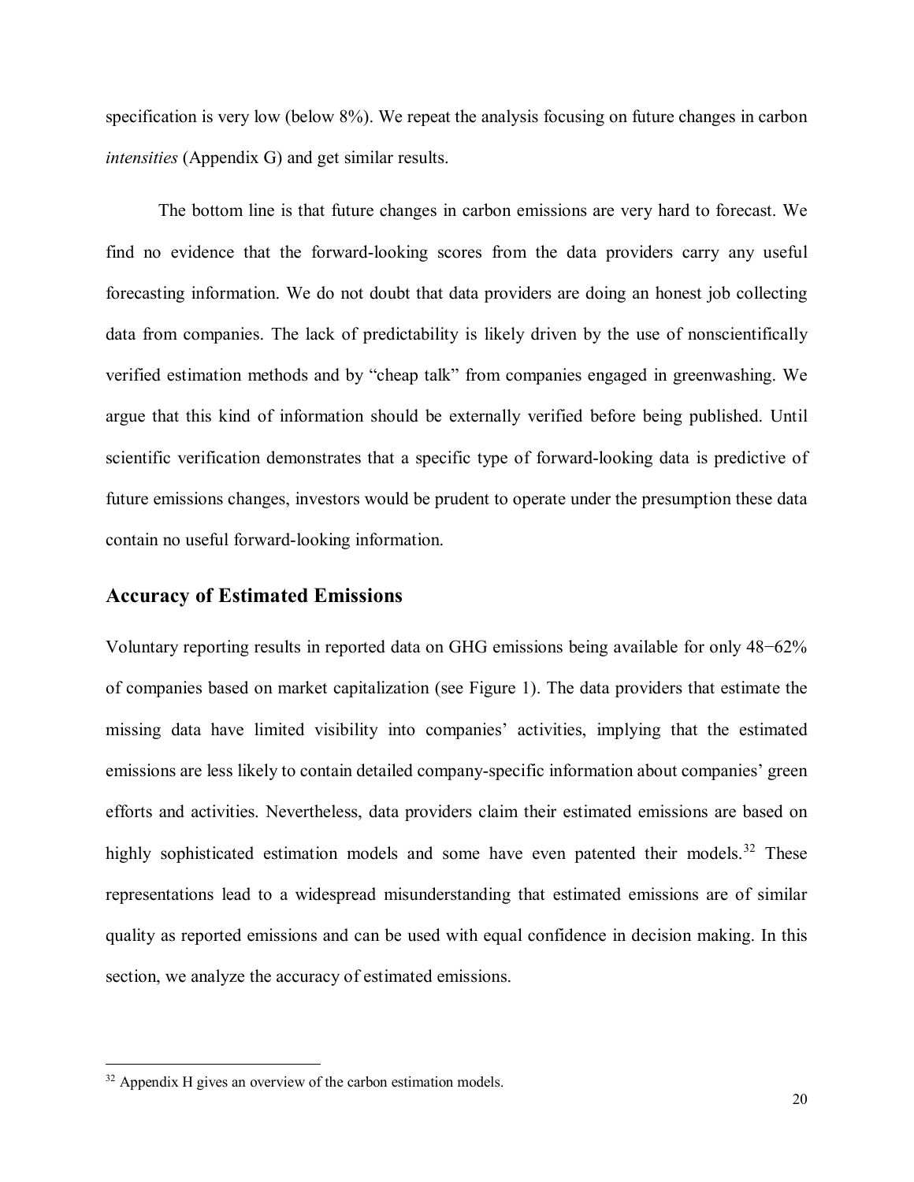specification is very low (below 8%). We repeat the analysis focusing on future changes in carbon *intensities* (Appendix G) and get similar results.

The bottom line is that future changes in carbon emissions are very hard to forecast. We find no evidence that the forward-looking scores from the data providers carry any useful forecasting information. We do not doubt that data providers are doing an honest job collecting data from companies. The lack of predictability is likely driven by the use of nonscientifically verified estimation methods and by "cheap talk" from companies engaged in greenwashing. We argue that this kind of information should be externally verified before being published. Until scientific verification demonstrates that a specific type of forward-looking data is predictive of future emissions changes, investors would be prudent to operate under the presumption these data contain no useful forward-looking information.

## Accuracy of Estimated Emissions

Voluntary reporting results in reported data on GHG emissions being available for only 48−62% of companies based on market capitalization (see Figure 1). The data providers that estimate the missing data have limited visibility into companies' activities, implying that the estimated emissions are less likely to contain detailed company-specific information about companies' green efforts and activities. Nevertheless, data providers claim their estimated emissions are based on highly sophisticated estimation models and some have even patented their models.[32] These representations lead to a widespread misunderstanding that estimated emissions are of similar quality as reported emissions and can be used with equal confidence in decision making. In this section, we analyze the accuracy of estimated emissions.

[32] Appendix H gives an overview of the carbon estimation models.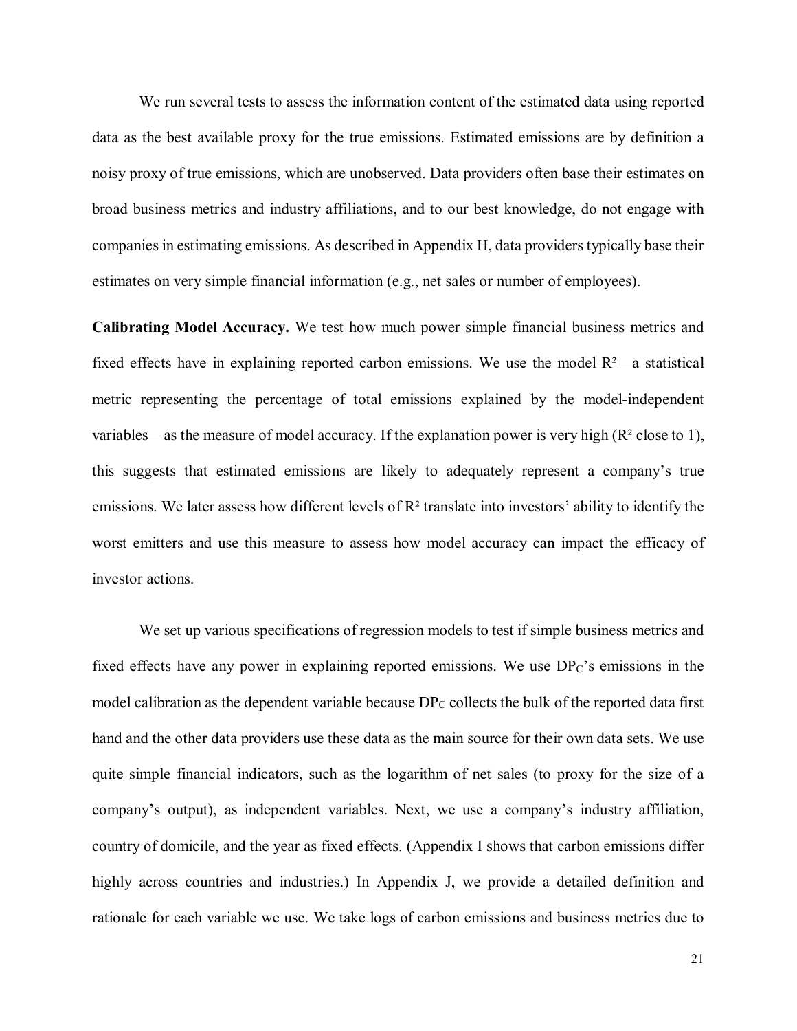We run several tests to assess the information content of the estimated data using reported data as the best available proxy for the true emissions. Estimated emissions are by definition a noisy proxy of true emissions, which are unobserved. Data providers often base their estimates on broad business metrics and industry affiliations, and to our best knowledge, do not engage with companies in estimating emissions. As described in Appendix H, data providers typically base their estimates on very simple financial information (e.g., net sales or number of employees).

**Calibrating Model Accuracy.** We test how much power simple financial business metrics and fixed effects have in explaining reported carbon emissions. We use the model $R^2$—a statistical metric representing the percentage of total emissions explained by the model-independent variables—as the measure of model accuracy. If the explanation power is very high ($R^2$ close to 1), this suggests that estimated emissions are likely to adequately represent a company's true emissions. We later assess how different levels of $R^2$ translate into investors' ability to identify the worst emitters and use this measure to assess how model accuracy can impact the efficacy of investor actions.

We set up various specifications of regression models to test if simple business metrics and fixed effects have any power in explaining reported emissions. We use $DP_C$'s emissions in the model calibration as the dependent variable because $DP_C$ collects the bulk of the reported data first hand and the other data providers use these data as the main source for their own data sets. We use quite simple financial indicators, such as the logarithm of net sales (to proxy for the size of a company's output), as independent variables. Next, we use a company's industry affiliation, country of domicile, and the year as fixed effects. (Appendix I shows that carbon emissions differ highly across countries and industries.) In Appendix J, we provide a detailed definition and rationale for each variable we use. We take logs of carbon emissions and business metrics due to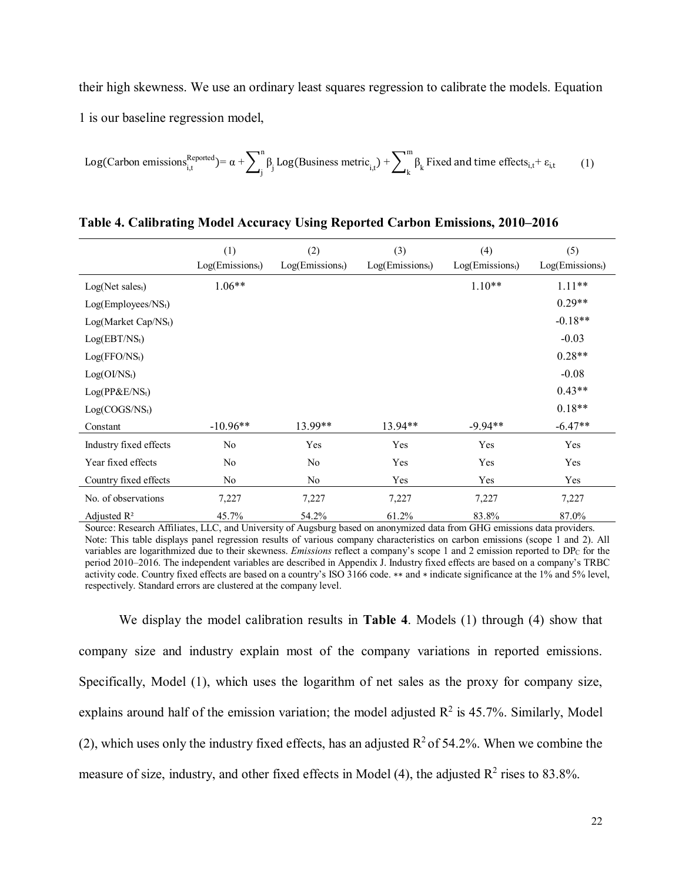their high skewness. We use an ordinary least squares regression to calibrate the models. Equation 1 is our baseline regression model,

$$\text{Log}(\text{Carbon emissions}_{i,t}^{\text{Reported}}) = \alpha + \sum_{j}^{n} \beta_j \text{Log}(\text{Business metric}_{i,t}) + \sum_{k}^{m} \beta_k \text{Fixed and time effects}_{i,t} + \varepsilon_{i,t} \qquad (1)$$

**Table 4. Calibrating Model Accuracy Using Reported Carbon Emissions, 2010–2016**

| | (1) Log(Emissions$_t$) | (2) Log(Emissions$_t$) | (3) Log(Emissions$_t$) | (4) Log(Emissions$_t$) | (5) Log(Emissions$_t$) |
|---|---|---|---|---|---|
| Log(Net sales$_t$) | 1.06** | | | 1.10** | 1.11** |
| Log(Employees/NS$_t$) | | | | | 0.29** |
| Log(Market Cap/NS$_t$) | | | | | -0.18** |
| Log(EBT/NS$_t$) | | | | | -0.03 |
| Log(FFO/NS$_t$) | | | | | 0.28** |
| Log(OI/NS$_t$) | | | | | -0.08 |
| Log(PP&E/NS$_t$) | | | | | 0.43** |
| Log(COGS/NS$_t$) | | | | | 0.18** |
| Constant | -10.96** | 13.99** | 13.94** | -9.94** | -6.47** |
| Industry fixed effects | No | Yes | Yes | Yes | Yes |
| Year fixed effects | No | No | Yes | Yes | Yes |
| Country fixed effects | No | No | Yes | Yes | Yes |
| No. of observations | 7,227 | 7,227 | 7,227 | 7,227 | 7,227 |
| Adjusted R² | 45.7% | 54.2% | 61.2% | 83.8% | 87.0% |

Source: Research Affiliates, LLC, and University of Augsburg based on anonymized data from GHG emissions data providers.
Note: This table displays panel regression results of various company characteristics on carbon emissions (scope 1 and 2). All variables are logarithmized due to their skewness. *Emissions* reflect a company's scope 1 and 2 emission reported to DP$_C$ for the period 2010–2016. The independent variables are described in Appendix J. Industry fixed effects are based on a company's TRBC activity code. Country fixed effects are based on a country's ISO 3166 code. ** and * indicate significance at the 1% and 5% level, respectively. Standard errors are clustered at the company level.

We display the model calibration results in **Table 4**. Models (1) through (4) show that company size and industry explain most of the company variations in reported emissions. Specifically, Model (1), which uses the logarithm of net sales as the proxy for company size, explains around half of the emission variation; the model adjusted $R^2$ is 45.7%. Similarly, Model (2), which uses only the industry fixed effects, has an adjusted $R^2$ of 54.2%. When we combine the measure of size, industry, and other fixed effects in Model (4), the adjusted $R^2$ rises to 83.8%.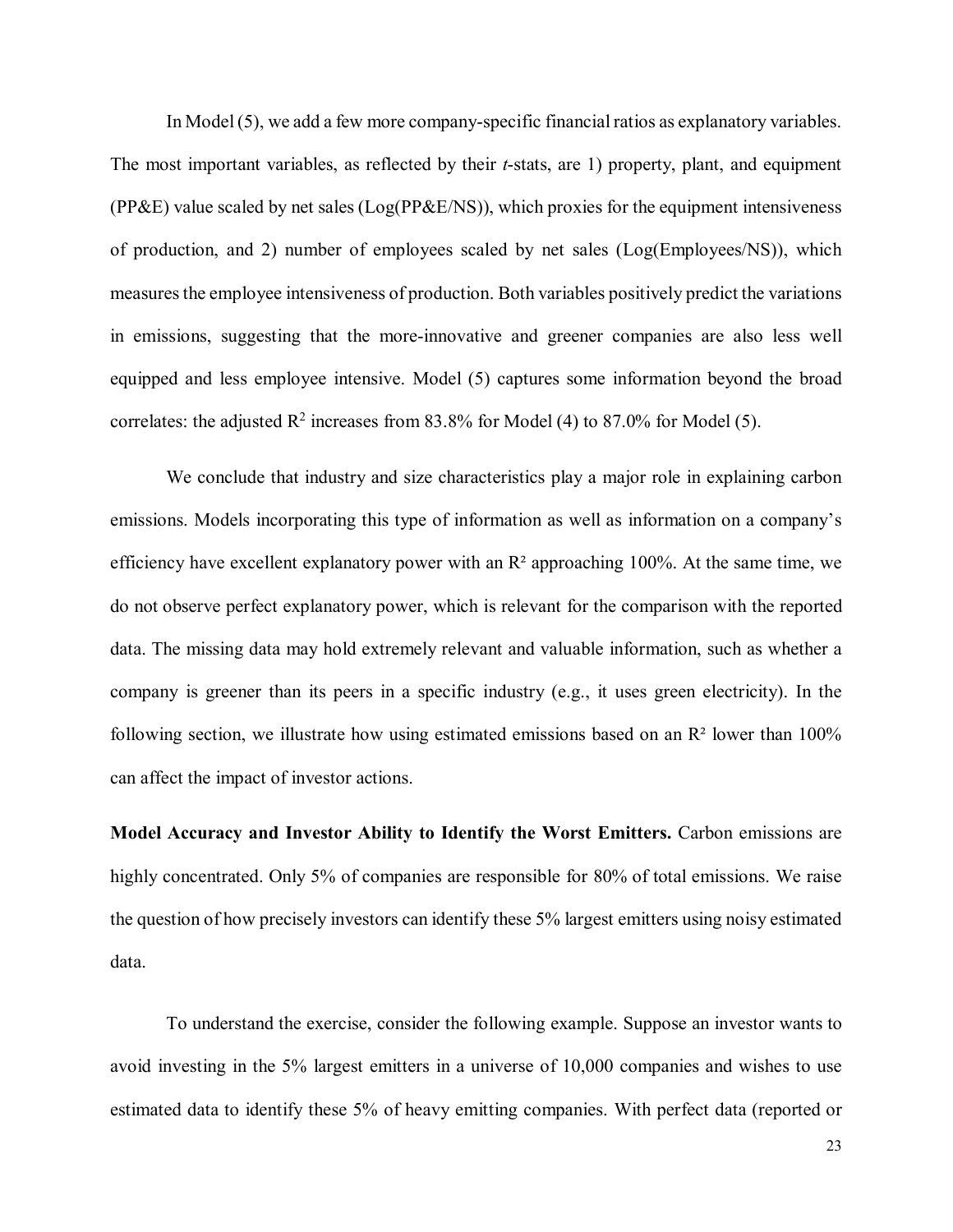In Model (5), we add a few more company-specific financial ratios as explanatory variables. The most important variables, as reflected by their *t*-stats, are 1) property, plant, and equipment (PP&E) value scaled by net sales (Log(PP&E/NS)), which proxies for the equipment intensiveness of production, and 2) number of employees scaled by net sales (Log(Employees/NS)), which measures the employee intensiveness of production. Both variables positively predict the variations in emissions, suggesting that the more-innovative and greener companies are also less well equipped and less employee intensive. Model (5) captures some information beyond the broad correlates: the adjusted $R^2$ increases from 83.8% for Model (4) to 87.0% for Model (5).

We conclude that industry and size characteristics play a major role in explaining carbon emissions. Models incorporating this type of information as well as information on a company's efficiency have excellent explanatory power with an $R^2$ approaching 100%. At the same time, we do not observe perfect explanatory power, which is relevant for the comparison with the reported data. The missing data may hold extremely relevant and valuable information, such as whether a company is greener than its peers in a specific industry (e.g., it uses green electricity). In the following section, we illustrate how using estimated emissions based on an $R^2$ lower than 100% can affect the impact of investor actions.

**Model Accuracy and Investor Ability to Identify the Worst Emitters.** Carbon emissions are highly concentrated. Only 5% of companies are responsible for 80% of total emissions. We raise the question of how precisely investors can identify these 5% largest emitters using noisy estimated data.

To understand the exercise, consider the following example. Suppose an investor wants to avoid investing in the 5% largest emitters in a universe of 10,000 companies and wishes to use estimated data to identify these 5% of heavy emitting companies. With perfect data (reported or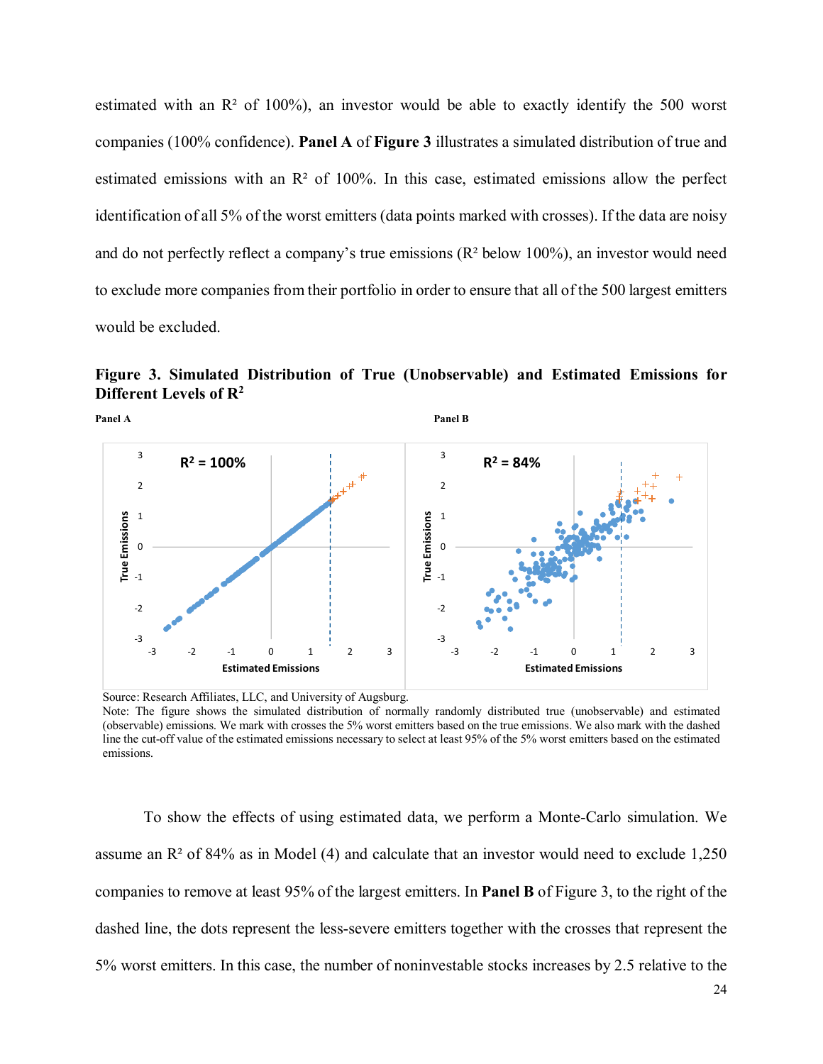estimated with an $R^2$ of 100%), an investor would be able to exactly identify the 500 worst companies (100% confidence). **Panel A** of **Figure 3** illustrates a simulated distribution of true and estimated emissions with an $R^2$ of 100%. In this case, estimated emissions allow the perfect identification of all 5% of the worst emitters (data points marked with crosses). If the data are noisy and do not perfectly reflect a company's true emissions ($R^2$ below 100%), an investor would need to exclude more companies from their portfolio in order to ensure that all of the 500 largest emitters would be excluded.

**Figure 3. Simulated Distribution of True (Unobservable) and Estimated Emissions for Different Levels of $R^2$**

**Panel A**

**Panel B**

Source: Research Affiliates, LLC, and University of Augsburg.

Note: The figure shows the simulated distribution of normally randomly distributed true (unobservable) and estimated (observable) emissions. We mark with crosses the 5% worst emitters based on the true emissions. We also mark with the dashed line the cut-off value of the estimated emissions necessary to select at least 95% of the 5% worst emitters based on the estimated emissions.

To show the effects of using estimated data, we perform a Monte-Carlo simulation. We assume an $R^2$ of 84% as in Model (4) and calculate that an investor would need to exclude 1,250 companies to remove at least 95% of the largest emitters. In **Panel B** of Figure 3, to the right of the dashed line, the dots represent the less-severe emitters together with the crosses that represent the 5% worst emitters. In this case, the number of noninvestable stocks increases by 2.5 relative to the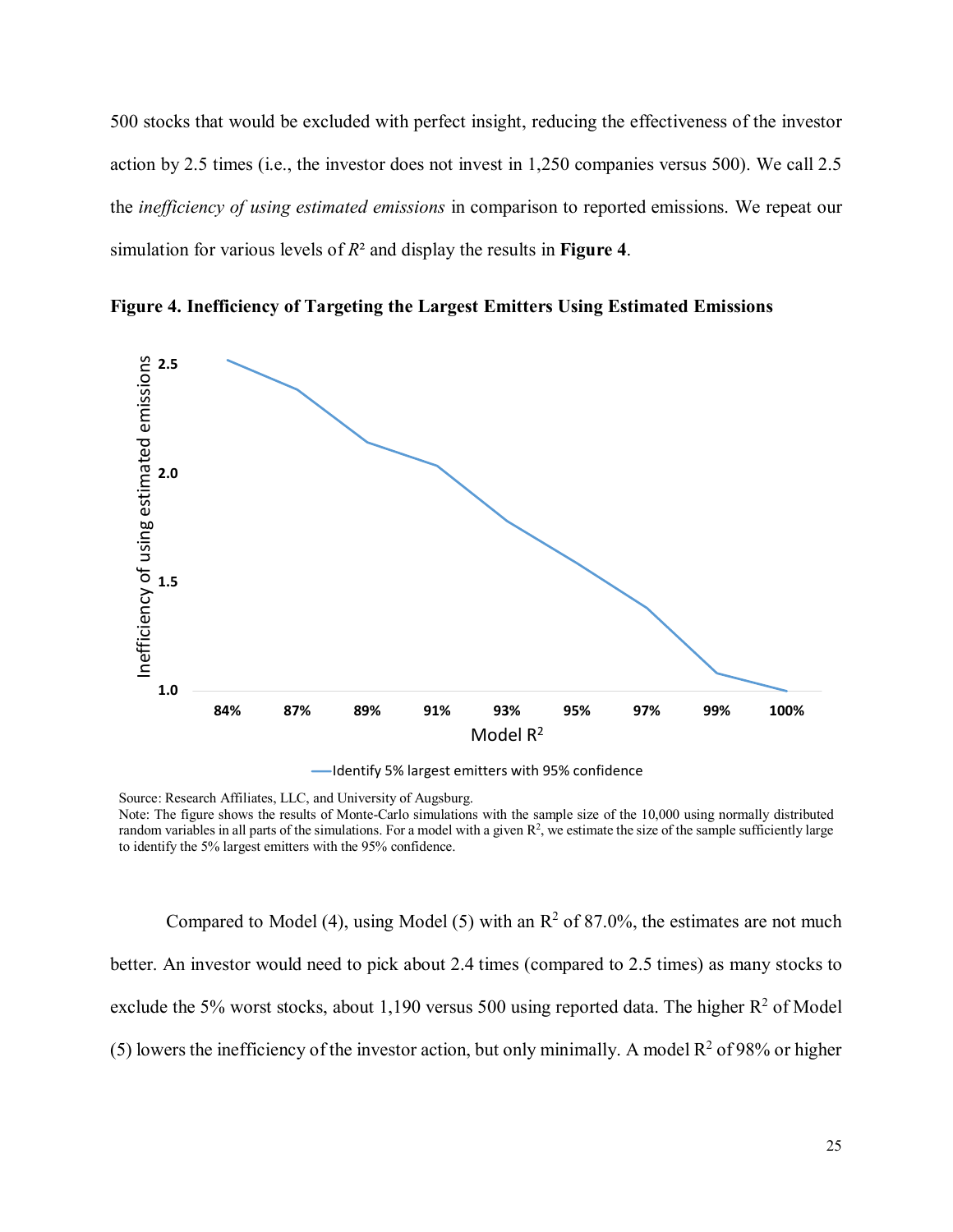500 stocks that would be excluded with perfect insight, reducing the effectiveness of the investor action by 2.5 times (i.e., the investor does not invest in 1,250 companies versus 500). We call 2.5 the *inefficiency of using estimated emissions* in comparison to reported emissions. We repeat our simulation for various levels of $R^2$ and display the results in **Figure 4**.

**Figure 4. Inefficiency of Targeting the Largest Emitters Using Estimated Emissions**

Source: Research Affiliates, LLC, and University of Augsburg.
Note: The figure shows the results of Monte-Carlo simulations with the sample size of the 10,000 using normally distributed random variables in all parts of the simulations. For a model with a given $R^2$, we estimate the size of the sample sufficiently large to identify the 5% largest emitters with the 95% confidence.

Compared to Model (4), using Model (5) with an $R^2$ of 87.0%, the estimates are not much better. An investor would need to pick about 2.4 times (compared to 2.5 times) as many stocks to exclude the 5% worst stocks, about 1,190 versus 500 using reported data. The higher $R^2$ of Model (5) lowers the inefficiency of the investor action, but only minimally. A model $R^2$ of 98% or higher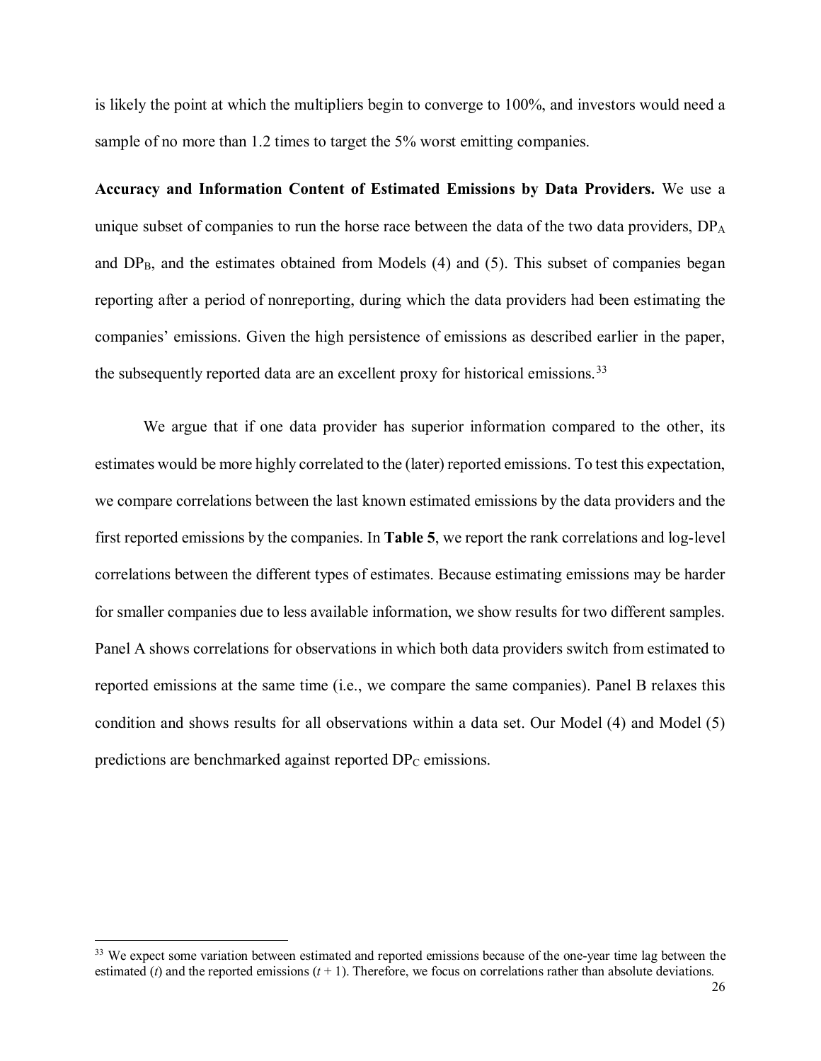is likely the point at which the multipliers begin to converge to 100%, and investors would need a sample of no more than 1.2 times to target the 5% worst emitting companies.

**Accuracy and Information Content of Estimated Emissions by Data Providers.** We use a unique subset of companies to run the horse race between the data of the two data providers, $DP_A$ and $DP_B$, and the estimates obtained from Models (4) and (5). This subset of companies began reporting after a period of nonreporting, during which the data providers had been estimating the companies' emissions. Given the high persistence of emissions as described earlier in the paper, the subsequently reported data are an excellent proxy for historical emissions.[33]

We argue that if one data provider has superior information compared to the other, its estimates would be more highly correlated to the (later) reported emissions. To test this expectation, we compare correlations between the last known estimated emissions by the data providers and the first reported emissions by the companies. In **Table 5**, we report the rank correlations and log-level correlations between the different types of estimates. Because estimating emissions may be harder for smaller companies due to less available information, we show results for two different samples. Panel A shows correlations for observations in which both data providers switch from estimated to reported emissions at the same time (i.e., we compare the same companies). Panel B relaxes this condition and shows results for all observations within a data set. Our Model (4) and Model (5) predictions are benchmarked against reported $DP_C$ emissions.

[33] We expect some variation between estimated and reported emissions because of the one-year time lag between the estimated ($t$) and the reported emissions ($t + 1$). Therefore, we focus on correlations rather than absolute deviations.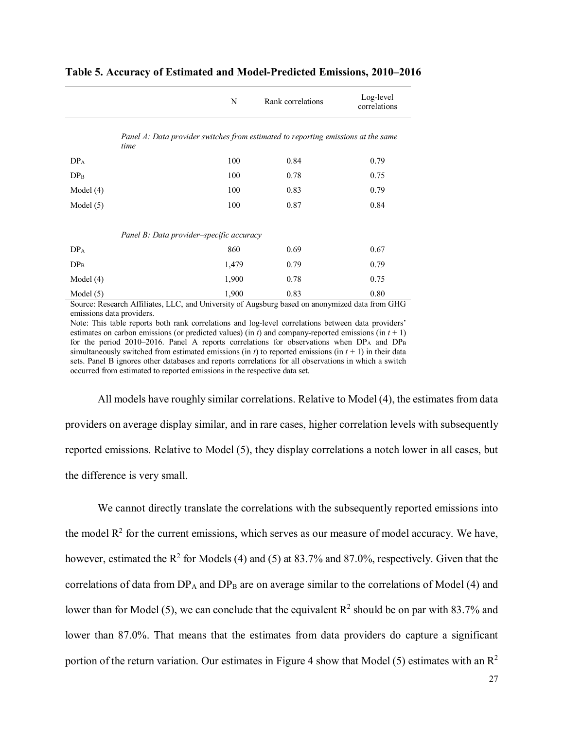**Table 5. Accuracy of Estimated and Model-Predicted Emissions, 2010–2016**

| | N | Rank correlations | Log-level correlations |
|---|---|---|---|
| *Panel A: Data provider switches from estimated to reporting emissions at the same time* | | | |
| $DP_A$ | 100 | 0.84 | 0.79 |
| $DP_B$ | 100 | 0.78 | 0.75 |
| Model (4) | 100 | 0.83 | 0.79 |
| Model (5) | 100 | 0.87 | 0.84 |
| *Panel B: Data provider–specific accuracy* | | | |
| $DP_A$ | 860 | 0.69 | 0.67 |
| $DP_B$ | 1,479 | 0.79 | 0.79 |
| Model (4) | 1,900 | 0.78 | 0.75 |
| Model (5) | 1,900 | 0.83 | 0.80 |

Source: Research Affiliates, LLC, and University of Augsburg based on anonymized data from GHG emissions data providers.

Note: This table reports both rank correlations and log-level correlations between data providers' estimates on carbon emissions (or predicted values) (in $t$) and company-reported emissions (in $t + 1$) for the period 2010–2016. Panel A reports correlations for observations when $DP_A$ and $DP_B$ simultaneously switched from estimated emissions (in $t$) to reported emissions (in $t + 1$) in their data sets. Panel B ignores other databases and reports correlations for all observations in which a switch occurred from estimated to reported emissions in the respective data set.

All models have roughly similar correlations. Relative to Model (4), the estimates from data providers on average display similar, and in rare cases, higher correlation levels with subsequently reported emissions. Relative to Model (5), they display correlations a notch lower in all cases, but the difference is very small.

We cannot directly translate the correlations with the subsequently reported emissions into the model $R^2$ for the current emissions, which serves as our measure of model accuracy. We have, however, estimated the $R^2$ for Models (4) and (5) at 83.7% and 87.0%, respectively. Given that the correlations of data from $DP_A$ and $DP_B$ are on average similar to the correlations of Model (4) and lower than for Model (5), we can conclude that the equivalent $R^2$ should be on par with 83.7% and lower than 87.0%. That means that the estimates from data providers do capture a significant portion of the return variation. Our estimates in Figure 4 show that Model (5) estimates with an $R^2$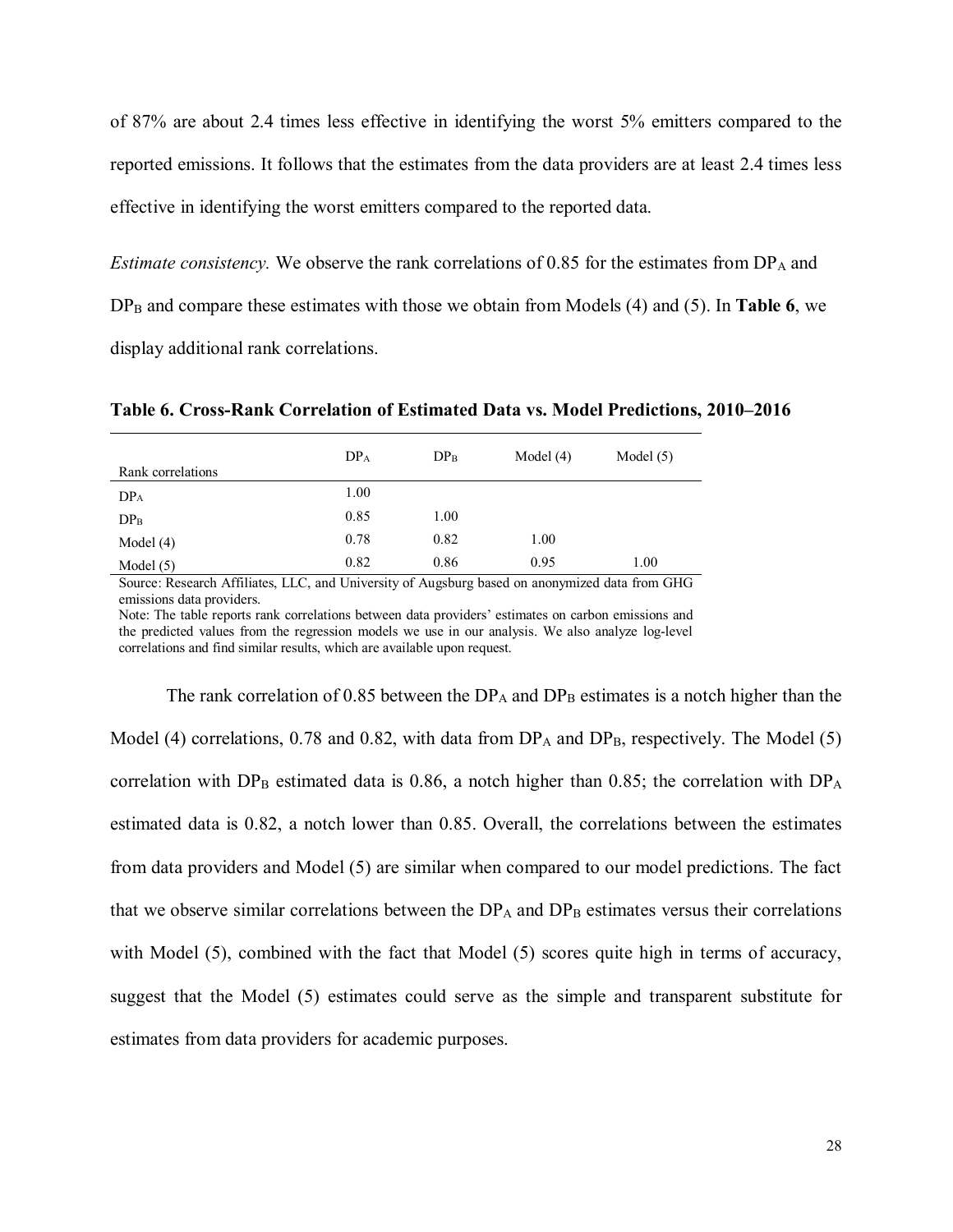of 87% are about 2.4 times less effective in identifying the worst 5% emitters compared to the reported emissions. It follows that the estimates from the data providers are at least 2.4 times less effective in identifying the worst emitters compared to the reported data.

*Estimate consistency.* We observe the rank correlations of 0.85 for the estimates from $DP_A$ and $DP_B$ and compare these estimates with those we obtain from Models (4) and (5). In **Table 6**, we display additional rank correlations.

**Table 6. Cross-Rank Correlation of Estimated Data vs. Model Predictions, 2010–2016**

| Rank correlations | $DP_A$ | $DP_B$ | Model (4) | Model (5) |
|---|---|---|---|---|
| $DP_A$ | 1.00 | | | |
| $DP_B$ | 0.85 | 1.00 | | |
| Model (4) | 0.78 | 0.82 | 1.00 | |
| Model (5) | 0.82 | 0.86 | 0.95 | 1.00 |

Source: Research Affiliates, LLC, and University of Augsburg based on anonymized data from GHG emissions data providers.

Note: The table reports rank correlations between data providers' estimates on carbon emissions and the predicted values from the regression models we use in our analysis. We also analyze log-level correlations and find similar results, which are available upon request.

The rank correlation of 0.85 between the $DP_A$ and $DP_B$ estimates is a notch higher than the Model (4) correlations, 0.78 and 0.82, with data from $DP_A$ and $DP_B$, respectively. The Model (5) correlation with $DP_B$ estimated data is 0.86, a notch higher than 0.85; the correlation with $DP_A$ estimated data is 0.82, a notch lower than 0.85. Overall, the correlations between the estimates from data providers and Model (5) are similar when compared to our model predictions. The fact that we observe similar correlations between the $DP_A$ and $DP_B$ estimates versus their correlations with Model (5), combined with the fact that Model (5) scores quite high in terms of accuracy, suggest that the Model (5) estimates could serve as the simple and transparent substitute for estimates from data providers for academic purposes.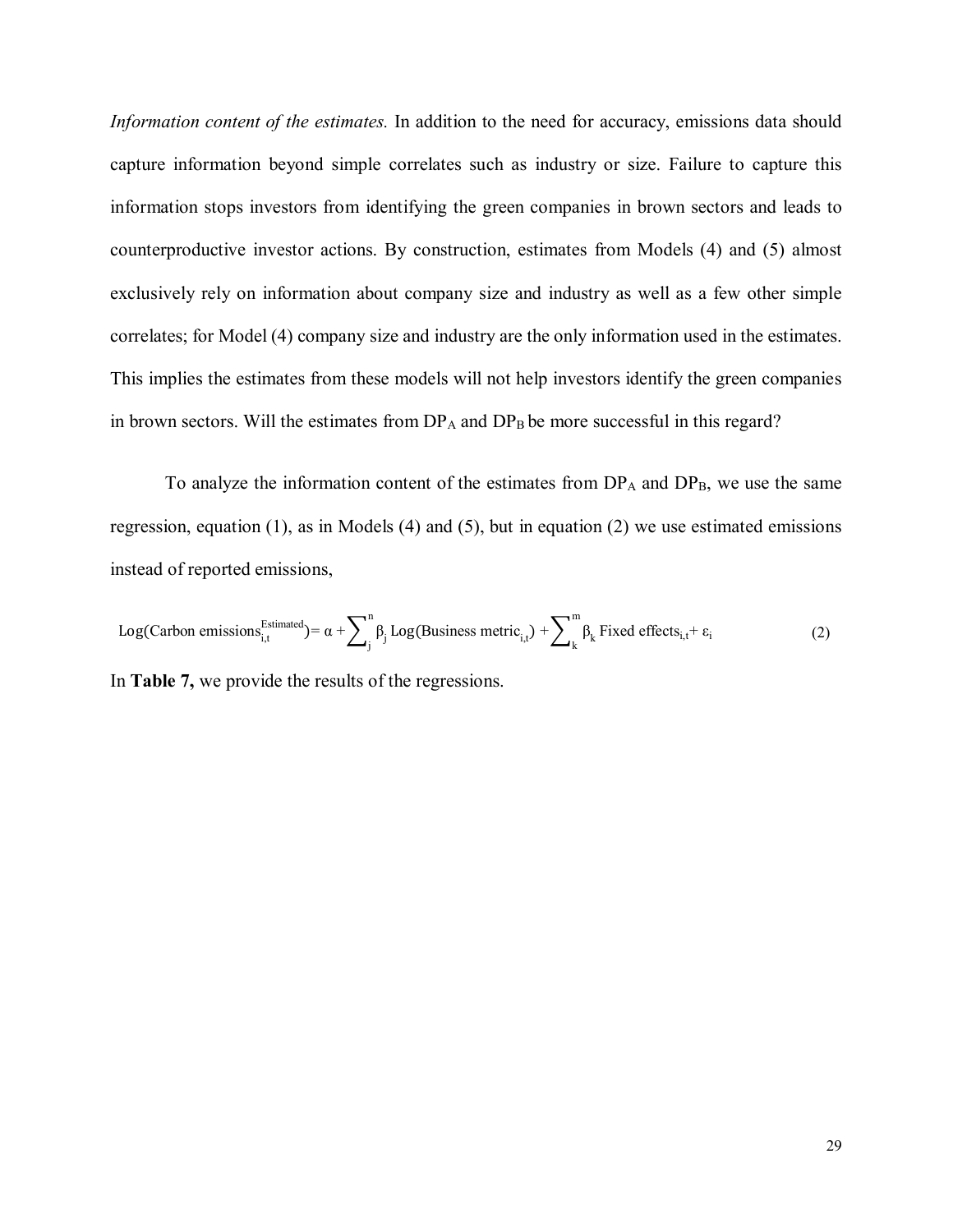*Information content of the estimates.* In addition to the need for accuracy, emissions data should capture information beyond simple correlates such as industry or size. Failure to capture this information stops investors from identifying the green companies in brown sectors and leads to counterproductive investor actions. By construction, estimates from Models (4) and (5) almost exclusively rely on information about company size and industry as well as a few other simple correlates; for Model (4) company size and industry are the only information used in the estimates. This implies the estimates from these models will not help investors identify the green companies in brown sectors. Will the estimates from $DP_A$ and $DP_B$ be more successful in this regard?

To analyze the information content of the estimates from $DP_A$ and $DP_B$, we use the same regression, equation (1), as in Models (4) and (5), but in equation (2) we use estimated emissions instead of reported emissions,

$$\text{Log}(\text{Carbon emissions}_{i,t}^{\text{Estimated}}) = \alpha + \sum_{j}^{n} \beta_j \,\text{Log}(\text{Business metric}_{i,t}) + \sum_{k}^{m} \beta_k \,\text{Fixed effects}_{i,t} + \varepsilon_i \tag{2}$$

In **Table 7,** we provide the results of the regressions.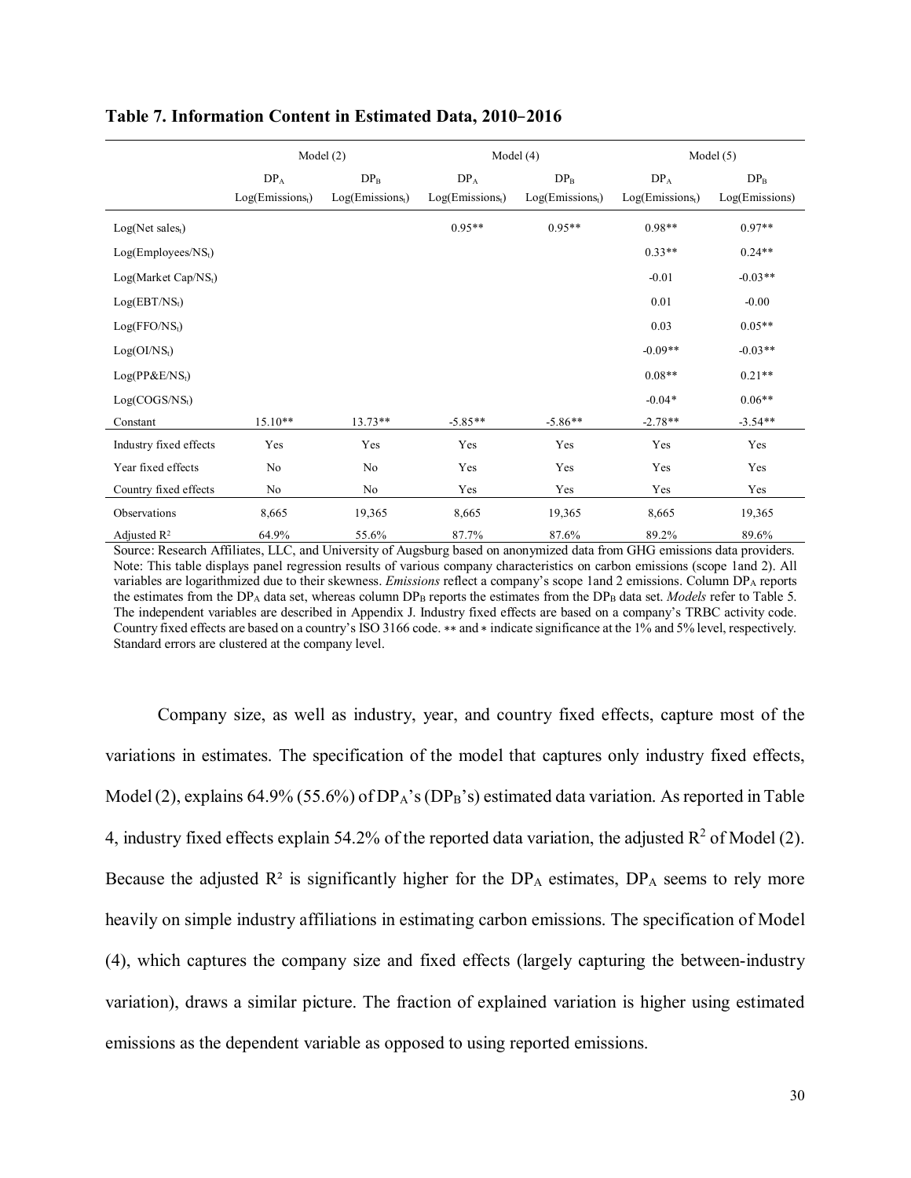**Table 7. Information Content in Estimated Data, 2010–2016**

| | Model (2) | | Model (4) | | Model (5) | |
|---|---|---|---|---|---|---|
| | $DP_A$ Log(Emissions$_t$) | $DP_B$ Log(Emissions$_t$) | $DP_A$ Log(Emissions$_t$) | $DP_B$ Log(Emissions$_t$) | $DP_A$ Log(Emissions$_t$) | $DP_B$ Log(Emissions) |
| Log(Net sales$_t$) | | | 0.95** | 0.95** | 0.98** | 0.97** |
| Log(Employees/NS$_t$) | | | | | 0.33** | 0.24** |
| Log(Market Cap/NS$_t$) | | | | | -0.01 | -0.03** |
| Log(EBT/NS$_t$) | | | | | 0.01 | -0.00 |
| Log(FFO/NS$_t$) | | | | | 0.03 | 0.05** |
| Log(OI/NS$_t$) | | | | | -0.09** | -0.03** |
| Log(PP&E/NS$_t$) | | | | | 0.08** | 0.21** |
| Log(COGS/NS$_t$) | | | | | -0.04* | 0.06** |
| Constant | 15.10** | 13.73** | -5.85** | -5.86** | -2.78** | -3.54** |
| Industry fixed effects | Yes | Yes | Yes | Yes | Yes | Yes |
| Year fixed effects | No | No | Yes | Yes | Yes | Yes |
| Country fixed effects | No | No | Yes | Yes | Yes | Yes |
| Observations | 8,665 | 19,365 | 8,665 | 19,365 | 8,665 | 19,365 |
| Adjusted $R^2$ | 64.9% | 55.6% | 87.7% | 87.6% | 89.2% | 89.6% |

Source: Research Affiliates, LLC, and University of Augsburg based on anonymized data from GHG emissions data providers.
Note: This table displays panel regression results of various company characteristics on carbon emissions (scope 1and 2). All variables are logarithmized due to their skewness. *Emissions* reflect a company's scope 1and 2 emissions. Column $DP_A$ reports the estimates from the $DP_A$ data set, whereas column $DP_B$ reports the estimates from the $DP_B$ data set. *Models* refer to Table 5. The independent variables are described in Appendix J. Industry fixed effects are based on a company's TRBC activity code. Country fixed effects are based on a country's ISO 3166 code. ** and * indicate significance at the 1% and 5% level, respectively. Standard errors are clustered at the company level.

Company size, as well as industry, year, and country fixed effects, capture most of the variations in estimates. The specification of the model that captures only industry fixed effects, Model (2), explains 64.9% (55.6%) of $DP_A$'s ($DP_B$'s) estimated data variation. As reported in Table 4, industry fixed effects explain 54.2% of the reported data variation, the adjusted $R^2$ of Model (2). Because the adjusted $R^2$ is significantly higher for the $DP_A$ estimates, $DP_A$ seems to rely more heavily on simple industry affiliations in estimating carbon emissions. The specification of Model (4), which captures the company size and fixed effects (largely capturing the between-industry variation), draws a similar picture. The fraction of explained variation is higher using estimated emissions as the dependent variable as opposed to using reported emissions.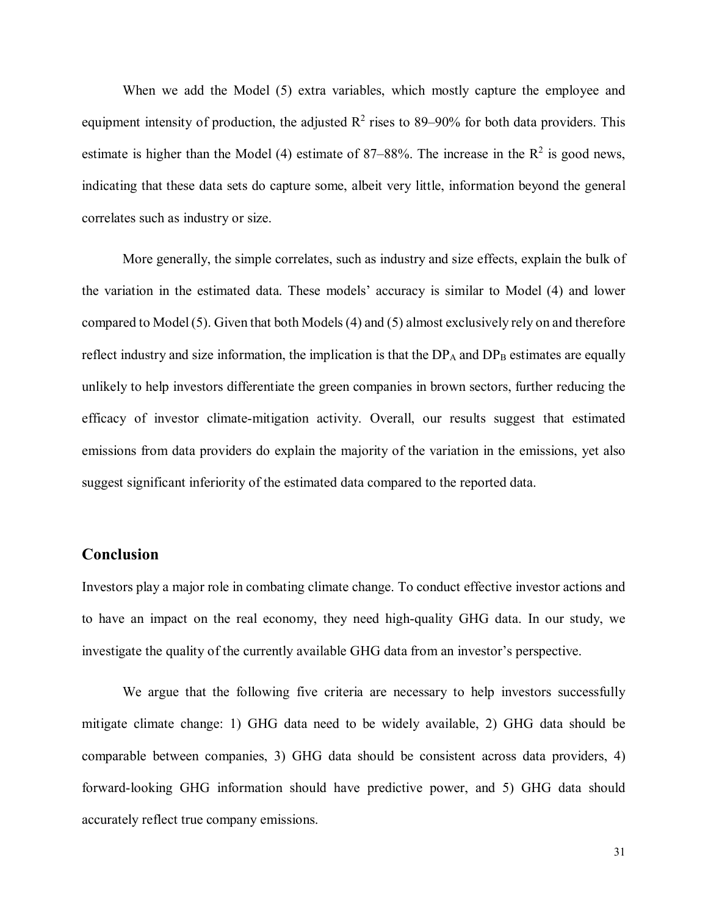When we add the Model (5) extra variables, which mostly capture the employee and equipment intensity of production, the adjusted $R^2$ rises to 89–90% for both data providers. This estimate is higher than the Model (4) estimate of 87–88%. The increase in the $R^2$ is good news, indicating that these data sets do capture some, albeit very little, information beyond the general correlates such as industry or size.

More generally, the simple correlates, such as industry and size effects, explain the bulk of the variation in the estimated data. These models' accuracy is similar to Model (4) and lower compared to Model (5). Given that both Models (4) and (5) almost exclusively rely on and therefore reflect industry and size information, the implication is that the $DP_A$ and $DP_B$ estimates are equally unlikely to help investors differentiate the green companies in brown sectors, further reducing the efficacy of investor climate-mitigation activity. Overall, our results suggest that estimated emissions from data providers do explain the majority of the variation in the emissions, yet also suggest significant inferiority of the estimated data compared to the reported data.

## Conclusion

Investors play a major role in combating climate change. To conduct effective investor actions and to have an impact on the real economy, they need high-quality GHG data. In our study, we investigate the quality of the currently available GHG data from an investor's perspective.

We argue that the following five criteria are necessary to help investors successfully mitigate climate change: 1) GHG data need to be widely available, 2) GHG data should be comparable between companies, 3) GHG data should be consistent across data providers, 4) forward-looking GHG information should have predictive power, and 5) GHG data should accurately reflect true company emissions.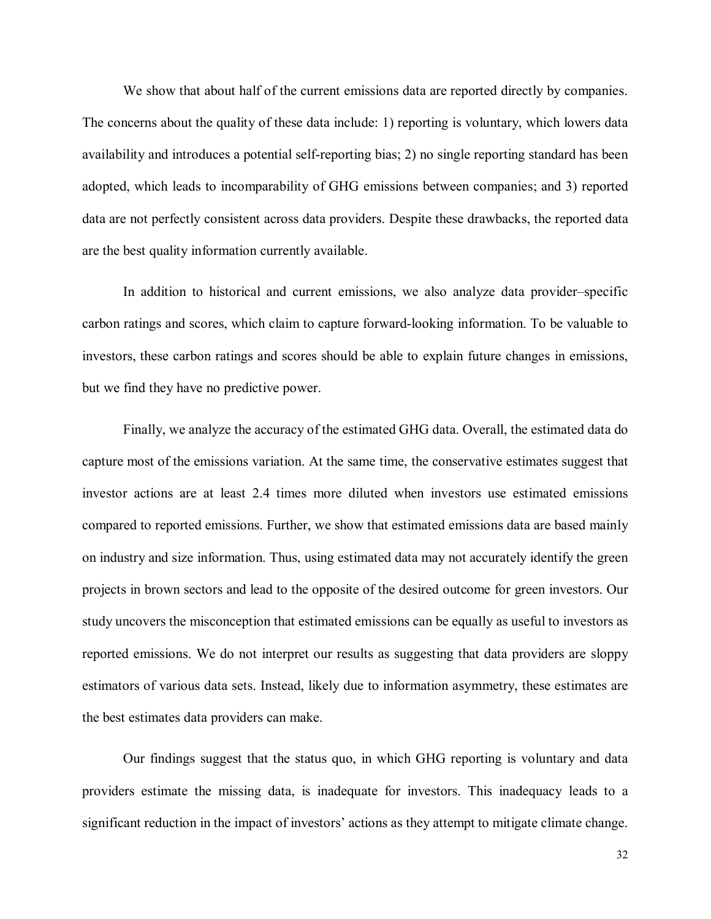We show that about half of the current emissions data are reported directly by companies. The concerns about the quality of these data include: 1) reporting is voluntary, which lowers data availability and introduces a potential self-reporting bias; 2) no single reporting standard has been adopted, which leads to incomparability of GHG emissions between companies; and 3) reported data are not perfectly consistent across data providers. Despite these drawbacks, the reported data are the best quality information currently available.

In addition to historical and current emissions, we also analyze data provider–specific carbon ratings and scores, which claim to capture forward-looking information. To be valuable to investors, these carbon ratings and scores should be able to explain future changes in emissions, but we find they have no predictive power.

Finally, we analyze the accuracy of the estimated GHG data. Overall, the estimated data do capture most of the emissions variation. At the same time, the conservative estimates suggest that investor actions are at least 2.4 times more diluted when investors use estimated emissions compared to reported emissions. Further, we show that estimated emissions data are based mainly on industry and size information. Thus, using estimated data may not accurately identify the green projects in brown sectors and lead to the opposite of the desired outcome for green investors. Our study uncovers the misconception that estimated emissions can be equally as useful to investors as reported emissions. We do not interpret our results as suggesting that data providers are sloppy estimators of various data sets. Instead, likely due to information asymmetry, these estimates are the best estimates data providers can make.

Our findings suggest that the status quo, in which GHG reporting is voluntary and data providers estimate the missing data, is inadequate for investors. This inadequacy leads to a significant reduction in the impact of investors' actions as they attempt to mitigate climate change.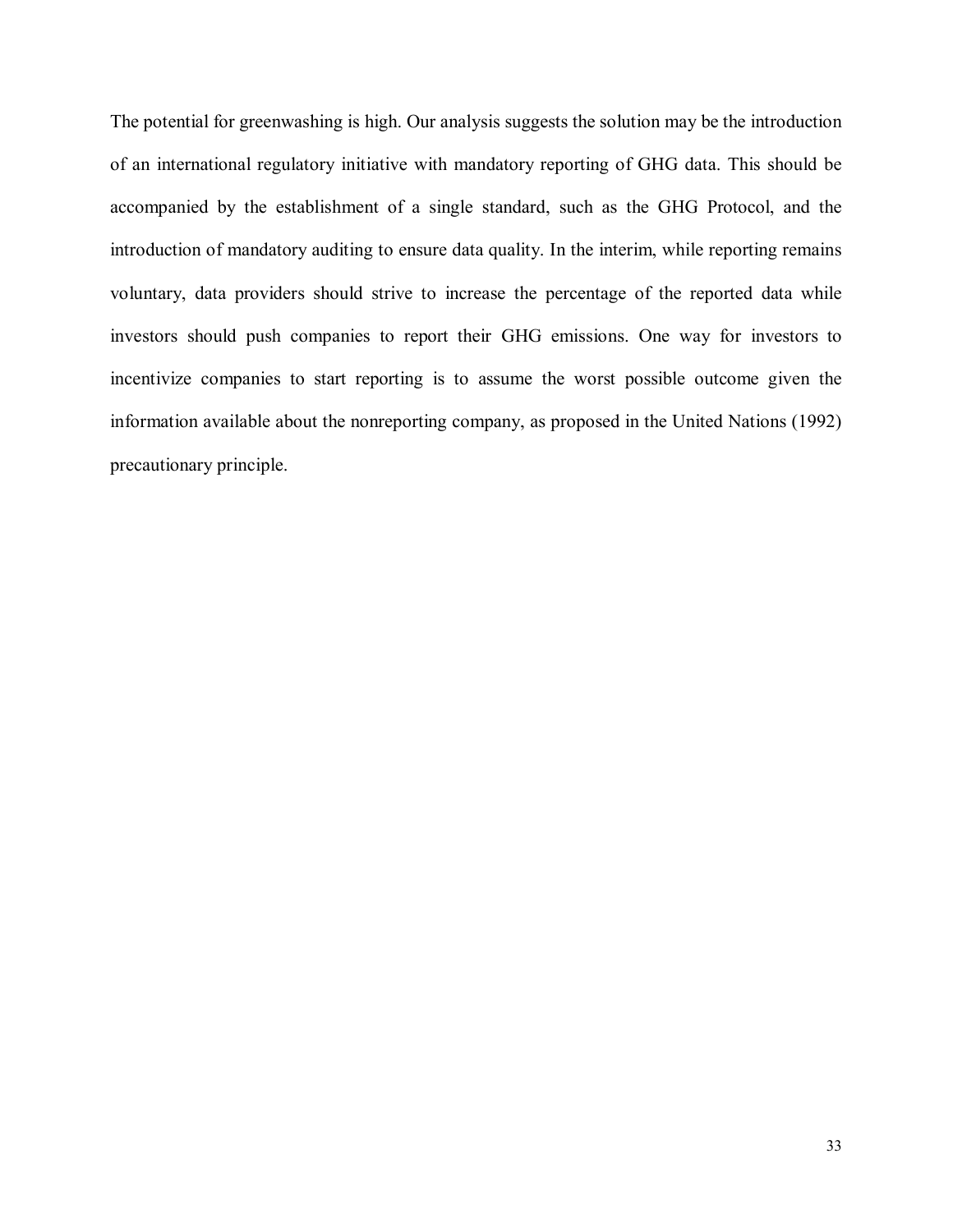The potential for greenwashing is high. Our analysis suggests the solution may be the introduction of an international regulatory initiative with mandatory reporting of GHG data. This should be accompanied by the establishment of a single standard, such as the GHG Protocol, and the introduction of mandatory auditing to ensure data quality. In the interim, while reporting remains voluntary, data providers should strive to increase the percentage of the reported data while investors should push companies to report their GHG emissions. One way for investors to incentivize companies to start reporting is to assume the worst possible outcome given the information available about the nonreporting company, as proposed in the United Nations (1992) precautionary principle.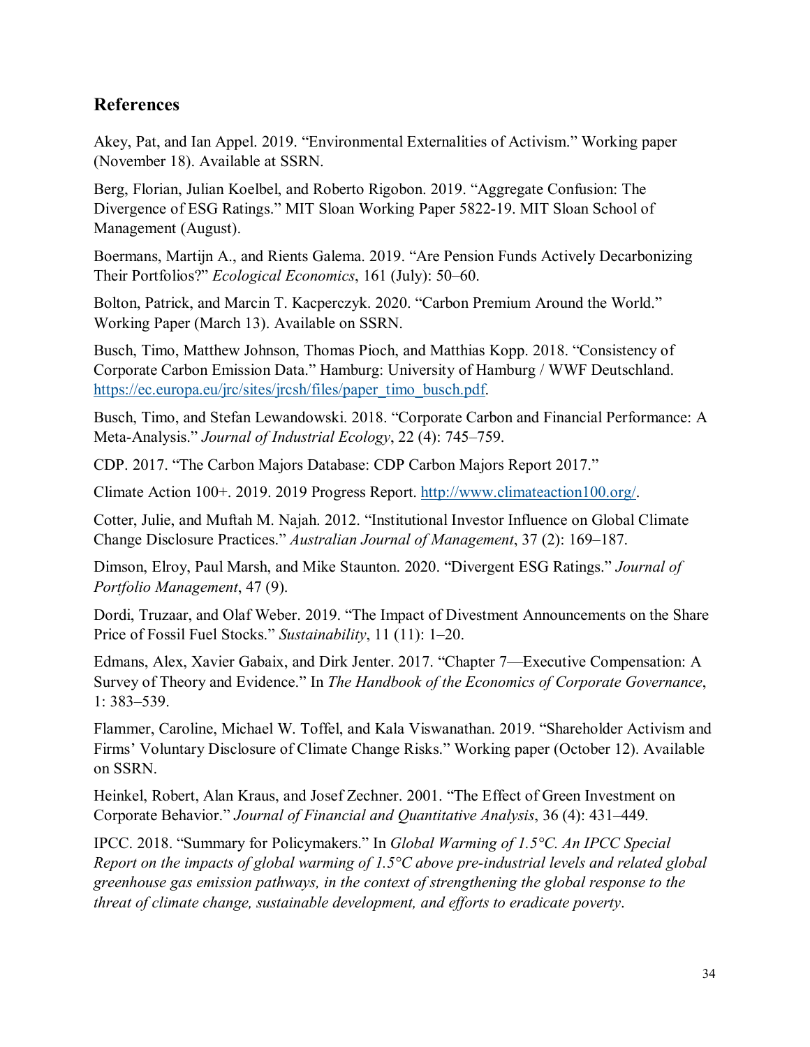## References

Akey, Pat, and Ian Appel. 2019. "Environmental Externalities of Activism." Working paper (November 18). Available at SSRN.

Berg, Florian, Julian Koelbel, and Roberto Rigobon. 2019. "Aggregate Confusion: The Divergence of ESG Ratings." MIT Sloan Working Paper 5822-19. MIT Sloan School of Management (August).

Boermans, Martijn A., and Rients Galema. 2019. "Are Pension Funds Actively Decarbonizing Their Portfolios?" *Ecological Economics*, 161 (July): 50–60.

Bolton, Patrick, and Marcin T. Kacperczyk. 2020. "Carbon Premium Around the World." Working Paper (March 13). Available on SSRN.

Busch, Timo, Matthew Johnson, Thomas Pioch, and Matthias Kopp. 2018. "Consistency of Corporate Carbon Emission Data." Hamburg: University of Hamburg / WWF Deutschland. https://ec.europa.eu/jrc/sites/jrcsh/files/paper_timo_busch.pdf.

Busch, Timo, and Stefan Lewandowski. 2018. "Corporate Carbon and Financial Performance: A Meta-Analysis." *Journal of Industrial Ecology*, 22 (4): 745–759.

CDP. 2017. "The Carbon Majors Database: CDP Carbon Majors Report 2017."

Climate Action 100+. 2019. 2019 Progress Report. http://www.climateaction100.org/.

Cotter, Julie, and Muftah M. Najah. 2012. "Institutional Investor Influence on Global Climate Change Disclosure Practices." *Australian Journal of Management*, 37 (2): 169–187.

Dimson, Elroy, Paul Marsh, and Mike Staunton. 2020. "Divergent ESG Ratings." *Journal of Portfolio Management*, 47 (9).

Dordi, Truzaar, and Olaf Weber. 2019. "The Impact of Divestment Announcements on the Share Price of Fossil Fuel Stocks." *Sustainability*, 11 (11): 1–20.

Edmans, Alex, Xavier Gabaix, and Dirk Jenter. 2017. "Chapter 7—Executive Compensation: A Survey of Theory and Evidence." In *The Handbook of the Economics of Corporate Governance*, 1: 383–539.

Flammer, Caroline, Michael W. Toffel, and Kala Viswanathan. 2019. "Shareholder Activism and Firms' Voluntary Disclosure of Climate Change Risks." Working paper (October 12). Available on SSRN.

Heinkel, Robert, Alan Kraus, and Josef Zechner. 2001. "The Effect of Green Investment on Corporate Behavior." *Journal of Financial and Quantitative Analysis*, 36 (4): 431–449.

IPCC. 2018. "Summary for Policymakers." In *Global Warming of 1.5°C. An IPCC Special Report on the impacts of global warming of 1.5°C above pre-industrial levels and related global greenhouse gas emission pathways, in the context of strengthening the global response to the threat of climate change, sustainable development, and efforts to eradicate poverty*.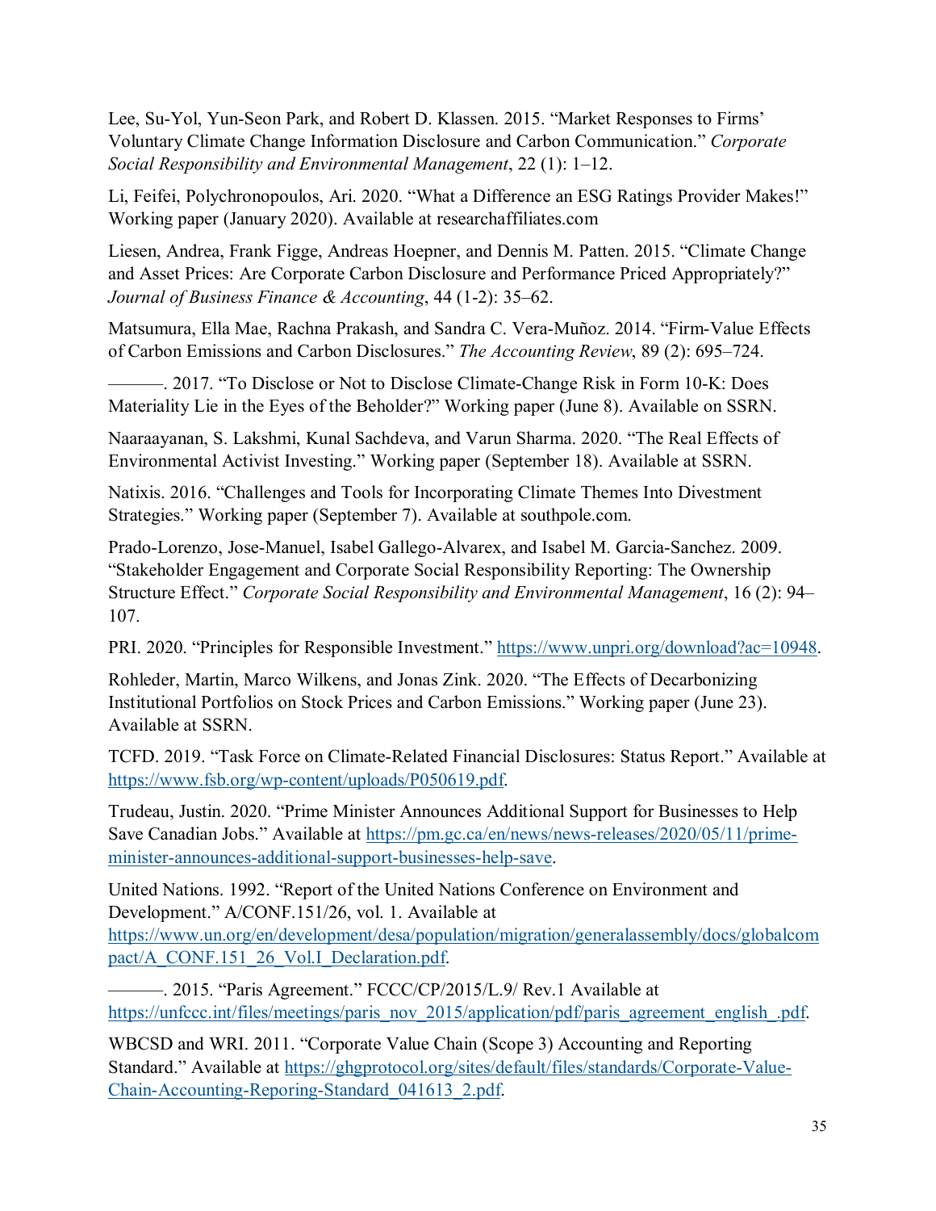Lee, Su-Yol, Yun-Seon Park, and Robert D. Klassen. 2015. "Market Responses to Firms' Voluntary Climate Change Information Disclosure and Carbon Communication." *Corporate Social Responsibility and Environmental Management*, 22 (1): 1–12.

Li, Feifei, Polychronopoulos, Ari. 2020. "What a Difference an ESG Ratings Provider Makes!" Working paper (January 2020). Available at researchaffiliates.com

Liesen, Andrea, Frank Figge, Andreas Hoepner, and Dennis M. Patten. 2015. "Climate Change and Asset Prices: Are Corporate Carbon Disclosure and Performance Priced Appropriately?" *Journal of Business Finance & Accounting*, 44 (1-2): 35–62.

Matsumura, Ella Mae, Rachna Prakash, and Sandra C. Vera-Muñoz. 2014. "Firm-Value Effects of Carbon Emissions and Carbon Disclosures." *The Accounting Review*, 89 (2): 695–724.

———. 2017. "To Disclose or Not to Disclose Climate-Change Risk in Form 10-K: Does Materiality Lie in the Eyes of the Beholder?" Working paper (June 8). Available on SSRN.

Naaraayanan, S. Lakshmi, Kunal Sachdeva, and Varun Sharma. 2020. "The Real Effects of Environmental Activist Investing." Working paper (September 18). Available at SSRN.

Natixis. 2016. "Challenges and Tools for Incorporating Climate Themes Into Divestment Strategies." Working paper (September 7). Available at southpole.com.

Prado-Lorenzo, Jose-Manuel, Isabel Gallego-Alvarex, and Isabel M. Garcia-Sanchez. 2009. "Stakeholder Engagement and Corporate Social Responsibility Reporting: The Ownership Structure Effect." *Corporate Social Responsibility and Environmental Management*, 16 (2): 94–107.

PRI. 2020. "Principles for Responsible Investment." https://www.unpri.org/download?ac=10948.

Rohleder, Martin, Marco Wilkens, and Jonas Zink. 2020. "The Effects of Decarbonizing Institutional Portfolios on Stock Prices and Carbon Emissions." Working paper (June 23). Available at SSRN.

TCFD. 2019. "Task Force on Climate-Related Financial Disclosures: Status Report." Available at https://www.fsb.org/wp-content/uploads/P050619.pdf.

Trudeau, Justin. 2020. "Prime Minister Announces Additional Support for Businesses to Help Save Canadian Jobs." Available at https://pm.gc.ca/en/news/news-releases/2020/05/11/prime-minister-announces-additional-support-businesses-help-save.

United Nations. 1992. "Report of the United Nations Conference on Environment and Development." A/CONF.151/26, vol. 1. Available at https://www.un.org/en/development/desa/population/migration/generalassembly/docs/globalcompact/A_CONF.151_26_Vol.I_Declaration.pdf.

———. 2015. "Paris Agreement." FCCC/CP/2015/L.9/ Rev.1 Available at https://unfccc.int/files/meetings/paris_nov_2015/application/pdf/paris_agreement_english_.pdf.

WBCSD and WRI. 2011. "Corporate Value Chain (Scope 3) Accounting and Reporting Standard." Available at https://ghgprotocol.org/sites/default/files/standards/Corporate-Value-Chain-Accounting-Reporing-Standard_041613_2.pdf.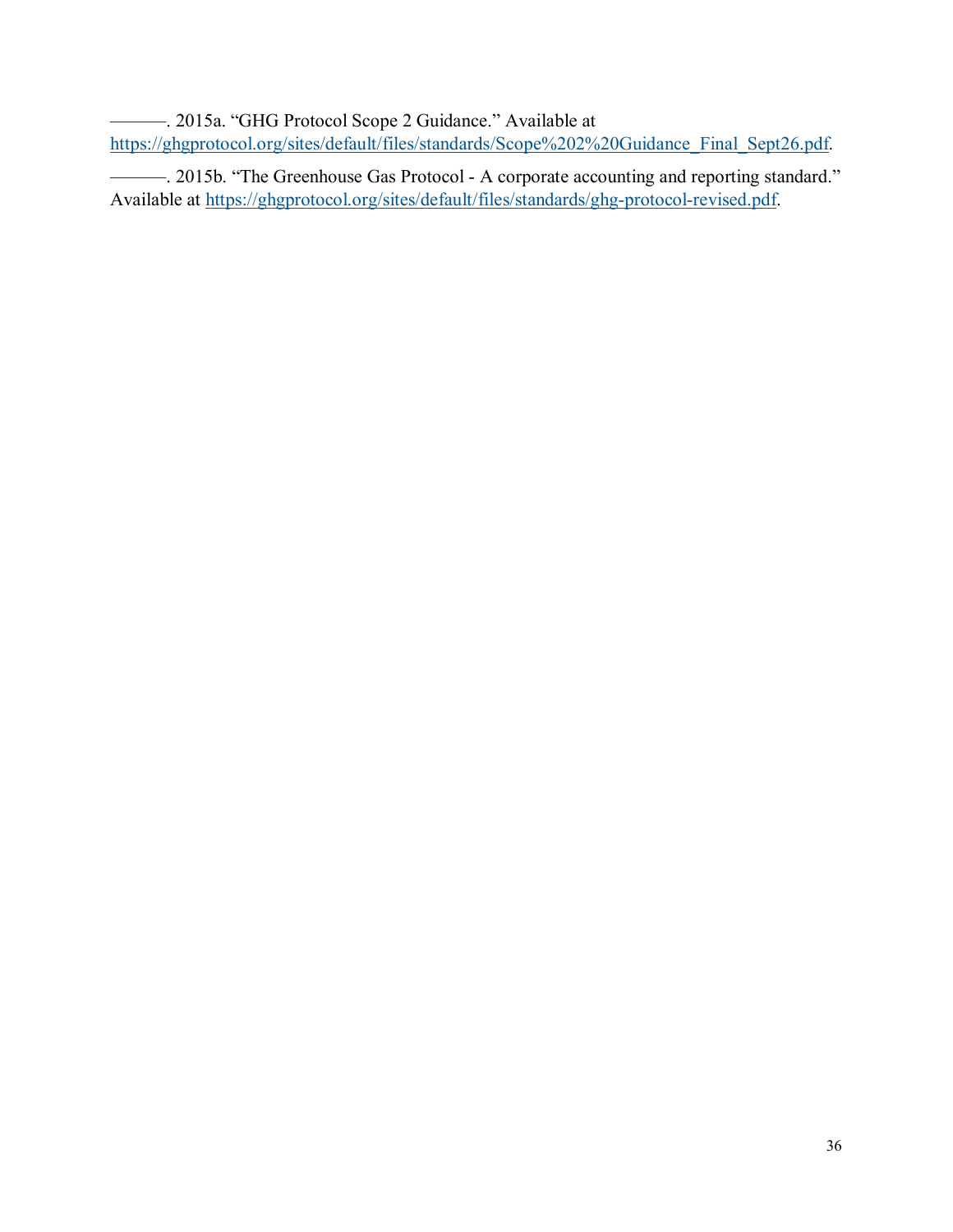———. 2015a. "GHG Protocol Scope 2 Guidance." Available at https://ghgprotocol.org/sites/default/files/standards/Scope%202%20Guidance_Final_Sept26.pdf.

———. 2015b. "The Greenhouse Gas Protocol - A corporate accounting and reporting standard." Available at https://ghgprotocol.org/sites/default/files/standards/ghg-protocol-revised.pdf.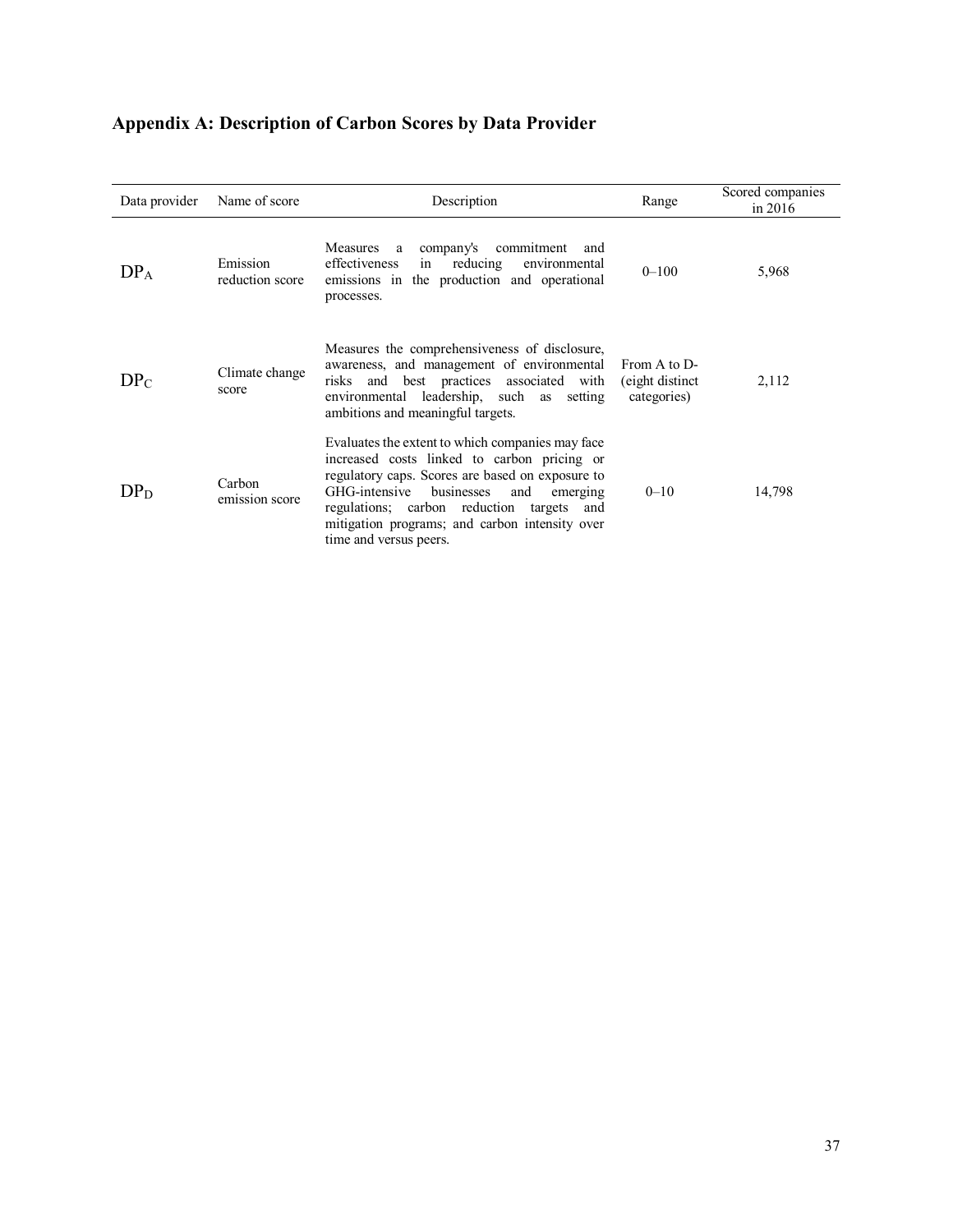## Appendix A: Description of Carbon Scores by Data Provider

| Data provider | Name of score | Description | Range | Scored companies in 2016 |
|---|---|---|---|---|
| $DP_A$ | Emission reduction score | Measures a company's commitment and effectiveness in reducing environmental emissions in the production and operational processes. | 0–100 | 5,968 |
| $DP_C$ | Climate change score | Measures the comprehensiveness of disclosure, awareness, and management of environmental risks and best practices associated with environmental leadership, such as setting ambitions and meaningful targets. | From A to D- (eight distinct categories) | 2,112 |
| $DP_D$ | Carbon emission score | Evaluates the extent to which companies may face increased costs linked to carbon pricing or regulatory caps. Scores are based on exposure to GHG-intensive businesses and emerging regulations; carbon reduction targets and mitigation programs; and carbon intensity over time and versus peers. | 0–10 | 14,798 |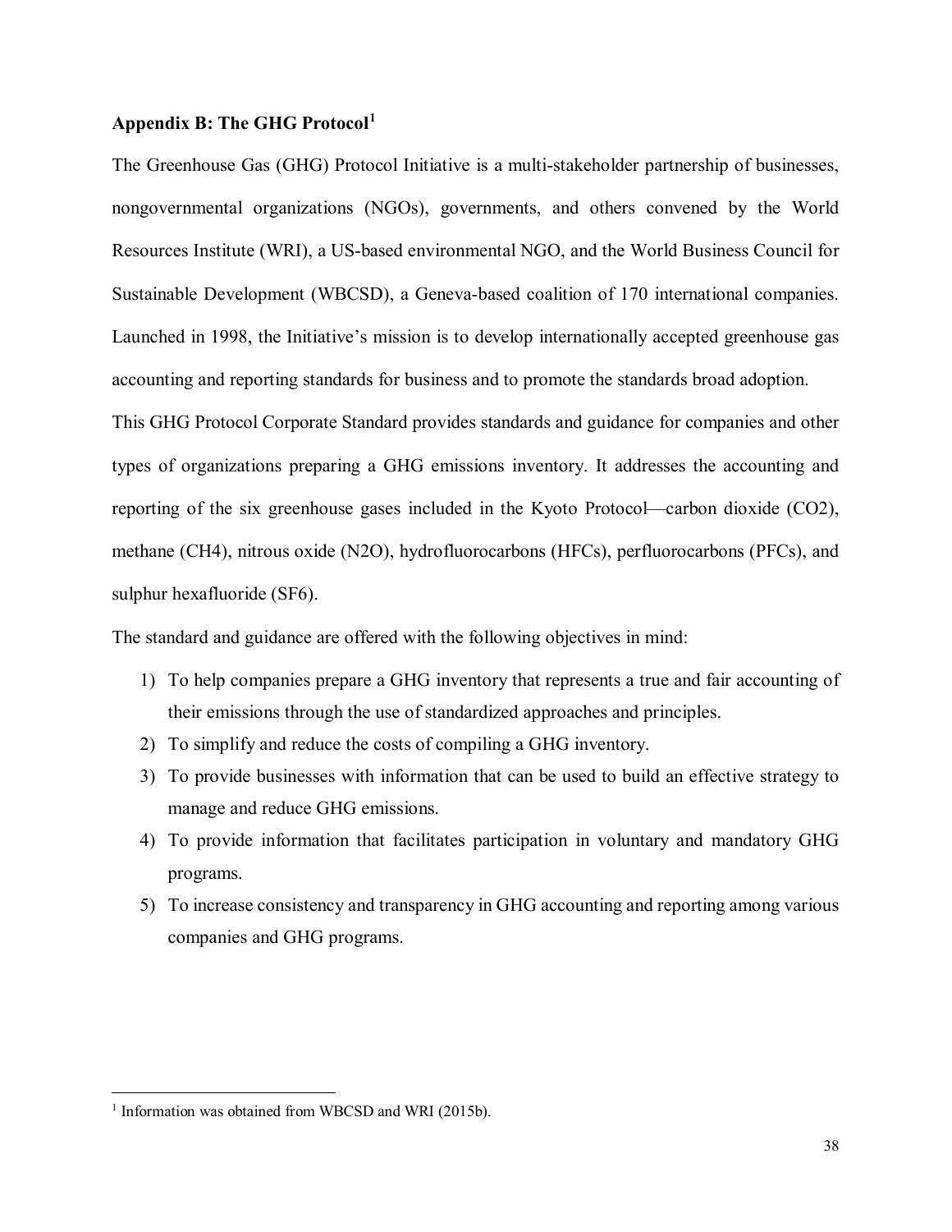## Appendix B: The GHG Protocol[1]

The Greenhouse Gas (GHG) Protocol Initiative is a multi-stakeholder partnership of businesses, nongovernmental organizations (NGOs), governments, and others convened by the World Resources Institute (WRI), a US-based environmental NGO, and the World Business Council for Sustainable Development (WBCSD), a Geneva-based coalition of 170 international companies. Launched in 1998, the Initiative's mission is to develop internationally accepted greenhouse gas accounting and reporting standards for business and to promote the standards broad adoption.

This GHG Protocol Corporate Standard provides standards and guidance for companies and other types of organizations preparing a GHG emissions inventory. It addresses the accounting and reporting of the six greenhouse gases included in the Kyoto Protocol—carbon dioxide ($CO_2$), methane ($CH_4$), nitrous oxide ($N_2O$), hydrofluorocarbons (HFCs), perfluorocarbons (PFCs), and sulphur hexafluoride ($SF_6$).

The standard and guidance are offered with the following objectives in mind:

1) To help companies prepare a GHG inventory that represents a true and fair accounting of their emissions through the use of standardized approaches and principles.
2) To simplify and reduce the costs of compiling a GHG inventory.
3) To provide businesses with information that can be used to build an effective strategy to manage and reduce GHG emissions.
4) To provide information that facilitates participation in voluntary and mandatory GHG programs.
5) To increase consistency and transparency in GHG accounting and reporting among various companies and GHG programs.

---

[1] Information was obtained from WBCSD and WRI (2015b).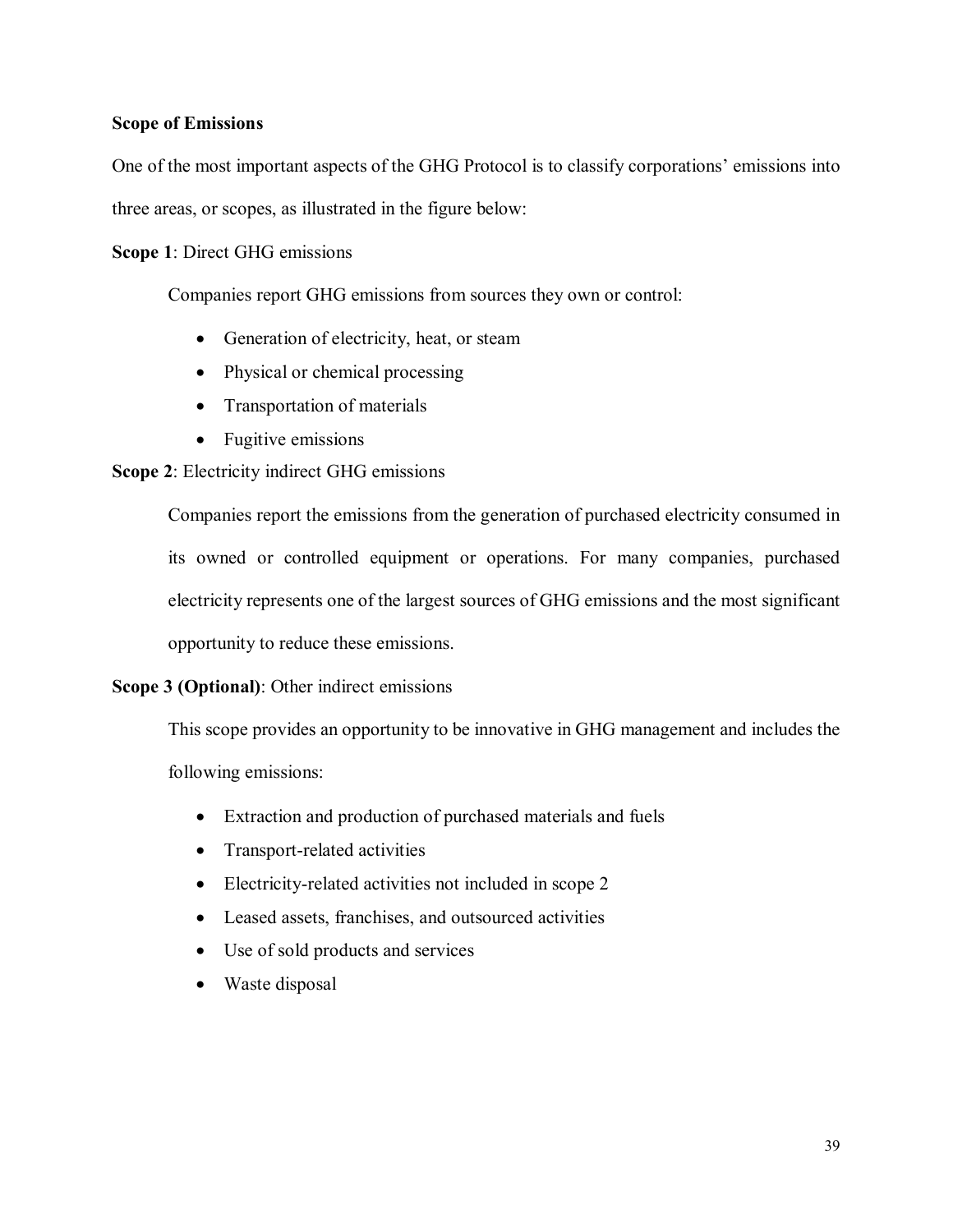**Scope of Emissions**

One of the most important aspects of the GHG Protocol is to classify corporations' emissions into three areas, or scopes, as illustrated in the figure below:

**Scope 1**: Direct GHG emissions

Companies report GHG emissions from sources they own or control:

- Generation of electricity, heat, or steam
- Physical or chemical processing
- Transportation of materials
- Fugitive emissions

**Scope 2**: Electricity indirect GHG emissions

Companies report the emissions from the generation of purchased electricity consumed in its owned or controlled equipment or operations. For many companies, purchased electricity represents one of the largest sources of GHG emissions and the most significant opportunity to reduce these emissions.

**Scope 3 (Optional)**: Other indirect emissions

This scope provides an opportunity to be innovative in GHG management and includes the following emissions:

- Extraction and production of purchased materials and fuels
- Transport-related activities
- Electricity-related activities not included in scope 2
- Leased assets, franchises, and outsourced activities
- Use of sold products and services
- Waste disposal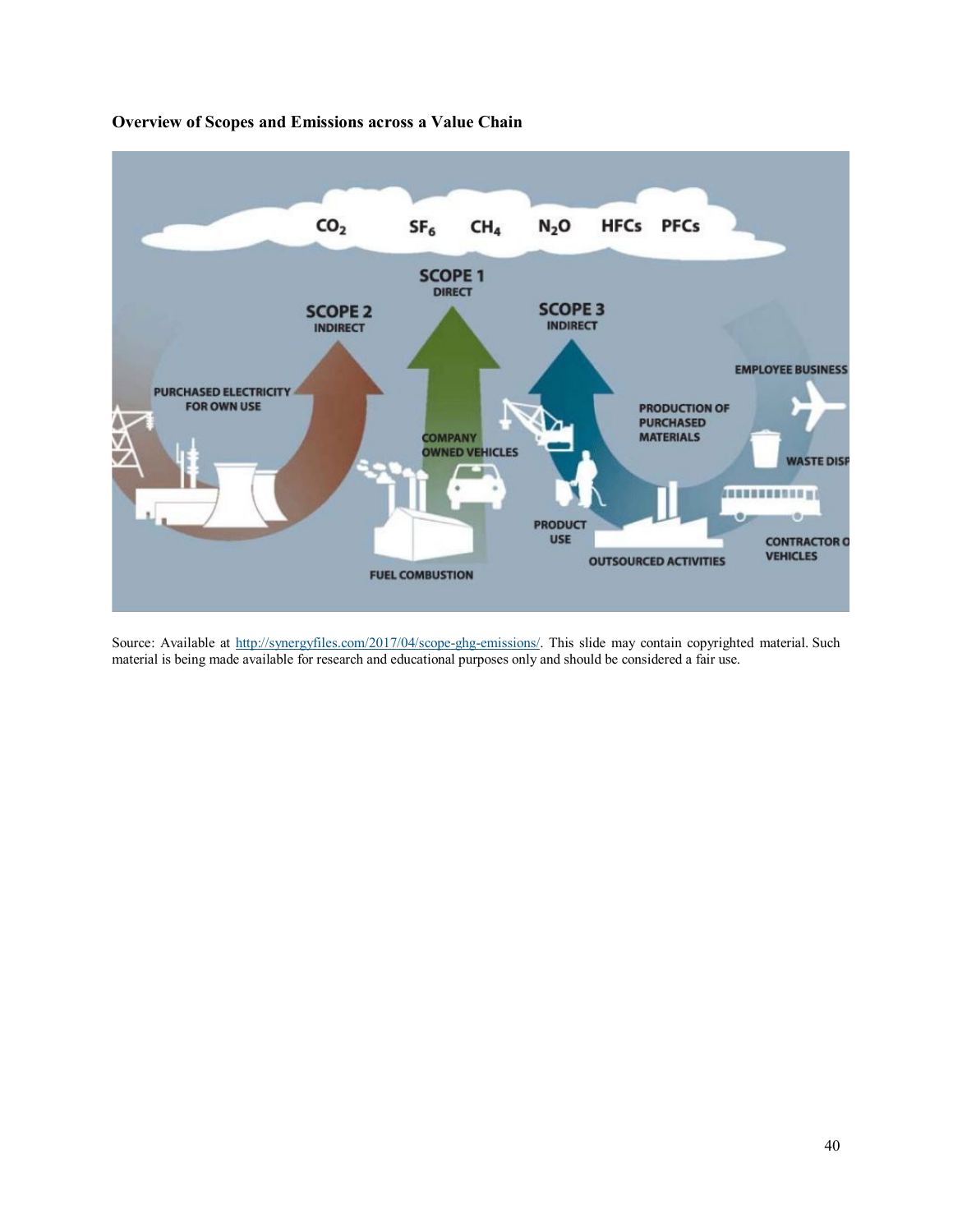**Overview of Scopes and Emissions across a Value Chain**

$CO_2$ $SF_6$ $CH_4$ $N_2O$ HFCs PFCs

SCOPE 1 DIRECT

SCOPE 2 INDIRECT

SCOPE 3 INDIRECT

PURCHASED ELECTRICITY FOR OWN USE

COMPANY OWNED VEHICLES

FUEL COMBUSTION

PRODUCTION OF PURCHASED MATERIALS

PRODUCT USE

OUTSOURCED ACTIVITIES

EMPLOYEE BUSINESS

WASTE DISP

CONTRACTOR O VEHICLES

Source: Available at http://synergyfiles.com/2017/04/scope-ghg-emissions/. This slide may contain copyrighted material. Such material is being made available for research and educational purposes only and should be considered a fair use.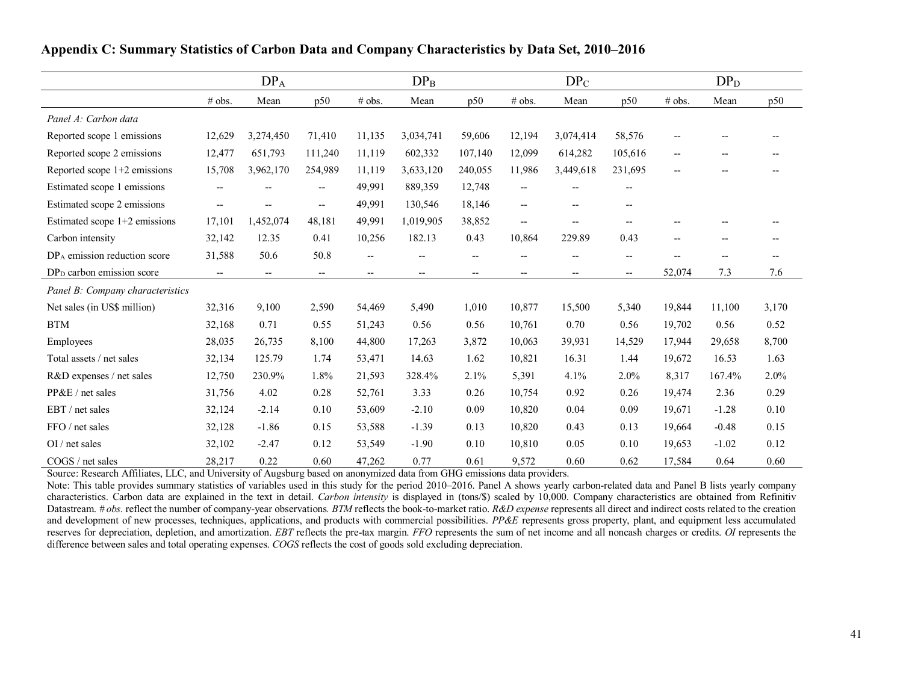## Appendix C: Summary Statistics of Carbon Data and Company Characteristics by Data Set, 2010–2016

| | $DP_A$ | | | $DP_B$ | | | $DP_C$ | | | $DP_D$ | | |
|---|---|---|---|---|---|---|---|---|---|---|---|---|
| | # obs. | Mean | p50 | # obs. | Mean | p50 | # obs. | Mean | p50 | # obs. | Mean | p50 |
| *Panel A: Carbon data* | | | | | | | | | | | | |
| Reported scope 1 emissions | 12,629 | 3,274,450 | 71,410 | 11,135 | 3,034,741 | 59,606 | 12,194 | 3,074,414 | 58,576 | -- | -- | -- |
| Reported scope 2 emissions | 12,477 | 651,793 | 111,240 | 11,119 | 602,332 | 107,140 | 12,099 | 614,282 | 105,616 | -- | -- | -- |
| Reported scope 1+2 emissions | 15,708 | 3,962,170 | 254,989 | 11,119 | 3,633,120 | 240,055 | 11,986 | 3,449,618 | 231,695 | -- | -- | -- |
| Estimated scope 1 emissions | -- | -- | -- | 49,991 | 889,359 | 12,748 | -- | -- | -- | | | |
| Estimated scope 2 emissions | -- | -- | -- | 49,991 | 130,546 | 18,146 | -- | -- | -- | | | |
| Estimated scope 1+2 emissions | 17,101 | 1,452,074 | 48,181 | 49,991 | 1,019,905 | 38,852 | -- | -- | -- | -- | -- | -- |
| Carbon intensity | 32,142 | 12.35 | 0.41 | 10,256 | 182.13 | 0.43 | 10,864 | 229.89 | 0.43 | -- | -- | -- |
| $DP_A$ emission reduction score | 31,588 | 50.6 | 50.8 | -- | -- | -- | -- | -- | -- | -- | -- | -- |
| $DP_D$ carbon emission score | -- | -- | -- | -- | -- | -- | -- | -- | -- | 52,074 | 7.3 | 7.6 |
| *Panel B: Company characteristics* | | | | | | | | | | | | |
| Net sales (in US$ million) | 32,316 | 9,100 | 2,590 | 54,469 | 5,490 | 1,010 | 10,877 | 15,500 | 5,340 | 19,844 | 11,100 | 3,170 |
| BTM | 32,168 | 0.71 | 0.55 | 51,243 | 0.56 | 0.56 | 10,761 | 0.70 | 0.56 | 19,702 | 0.56 | 0.52 |
| Employees | 28,035 | 26,735 | 8,100 | 44,800 | 17,263 | 3,872 | 10,063 | 39,931 | 14,529 | 17,944 | 29,658 | 8,700 |
| Total assets / net sales | 32,134 | 125.79 | 1.74 | 53,471 | 14.63 | 1.62 | 10,821 | 16.31 | 1.44 | 19,672 | 16.53 | 1.63 |
| R&D expenses / net sales | 12,750 | 230.9% | 1.8% | 21,593 | 328.4% | 2.1% | 5,391 | 4.1% | 2.0% | 8,317 | 167.4% | 2.0% |
| PP&E / net sales | 31,756 | 4.02 | 0.28 | 52,761 | 3.33 | 0.26 | 10,754 | 0.92 | 0.26 | 19,474 | 2.36 | 0.29 |
| EBT / net sales | 32,124 | -2.14 | 0.10 | 53,609 | -2.10 | 0.09 | 10,820 | 0.04 | 0.09 | 19,671 | -1.28 | 0.10 |
| FFO / net sales | 32,128 | -1.86 | 0.15 | 53,588 | -1.39 | 0.13 | 10,820 | 0.43 | 0.13 | 19,664 | -0.48 | 0.15 |
| OI / net sales | 32,102 | -2.47 | 0.12 | 53,549 | -1.90 | 0.10 | 10,810 | 0.05 | 0.10 | 19,653 | -1.02 | 0.12 |
| COGS / net sales | 28,217 | 0.22 | 0.60 | 47,262 | 0.77 | 0.61 | 9,572 | 0.60 | 0.62 | 17,584 | 0.64 | 0.60 |

Source: Research Affiliates, LLC, and University of Augsburg based on anonymized data from GHG emissions data providers.

Note: This table provides summary statistics of variables used in this study for the period 2010–2016. Panel A shows yearly carbon-related data and Panel B lists yearly company characteristics. Carbon data are explained in the text in detail. *Carbon intensity* is displayed in (tons/$) scaled by 10,000. Company characteristics are obtained from Refinitiv Datastream. *# obs.* reflect the number of company-year observations*. BTM* reflects the book-to-market ratio. *R&D expense* represents all direct and indirect costs related to the creation and development of new processes, techniques, applications, and products with commercial possibilities. *PP&E* represents gross property, plant, and equipment less accumulated reserves for depreciation, depletion, and amortization. *EBT* reflects the pre-tax margin. *FFO* represents the sum of net income and all noncash charges or credits. *OI* represents the difference between sales and total operating expenses. *COGS* reflects the cost of goods sold excluding depreciation.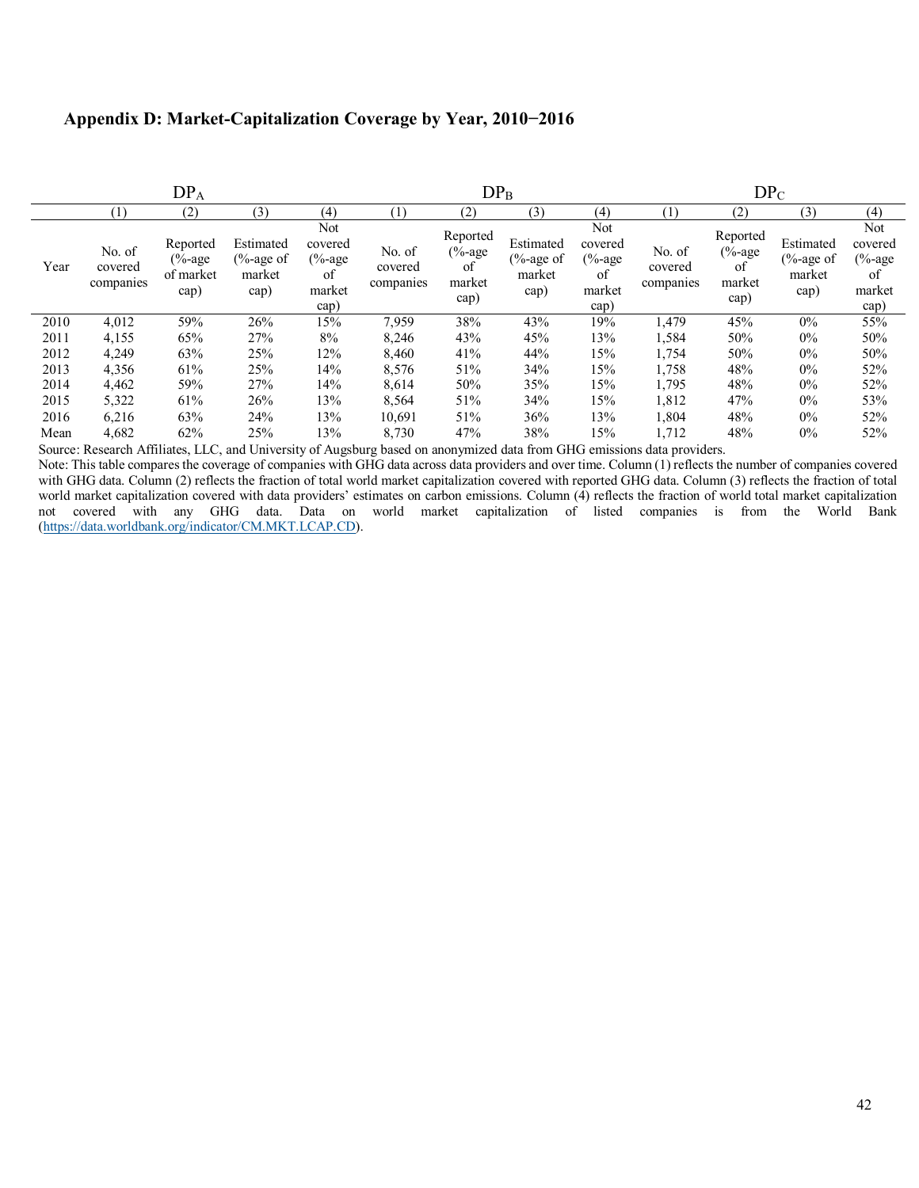### Appendix D: Market-Capitalization Coverage by Year, 2010−2016

| | $DP_A$ | | | | $DP_B$ | | | | $DP_C$ | | | |
|---|---|---|---|---|---|---|---|---|---|---|---|---|
| | (1) | (2) | (3) | (4) | (1) | (2) | (3) | (4) | (1) | (2) | (3) | (4) |
| Year | No. of covered companies | Reported (%-age of market cap) | Estimated (%-age of market cap) | Not covered (%-age of market cap) | No. of covered companies | Reported (%-age of market cap) | Estimated (%-age of market cap) | Not covered (%-age of market cap) | No. of covered companies | Reported (%-age of market cap) | Estimated (%-age of market cap) | Not covered (%-age of market cap) |
| 2010 | 4,012 | 59% | 26% | 15% | 7,959 | 38% | 43% | 19% | 1,479 | 45% | 0% | 55% |
| 2011 | 4,155 | 65% | 27% | 8% | 8,246 | 43% | 45% | 13% | 1,584 | 50% | 0% | 50% |
| 2012 | 4,249 | 63% | 25% | 12% | 8,460 | 41% | 44% | 15% | 1,754 | 50% | 0% | 50% |
| 2013 | 4,356 | 61% | 25% | 14% | 8,576 | 51% | 34% | 15% | 1,758 | 48% | 0% | 52% |
| 2014 | 4,462 | 59% | 27% | 14% | 8,614 | 50% | 35% | 15% | 1,795 | 48% | 0% | 52% |
| 2015 | 5,322 | 61% | 26% | 13% | 8,564 | 51% | 34% | 15% | 1,812 | 47% | 0% | 53% |
| 2016 | 6,216 | 63% | 24% | 13% | 10,691 | 51% | 36% | 13% | 1,804 | 48% | 0% | 52% |
| Mean | 4,682 | 62% | 25% | 13% | 8,730 | 47% | 38% | 15% | 1,712 | 48% | 0% | 52% |

Source: Research Affiliates, LLC, and University of Augsburg based on anonymized data from GHG emissions data providers.

Note: This table compares the coverage of companies with GHG data across data providers and over time. Column (1) reflects the number of companies covered with GHG data. Column (2) reflects the fraction of total world market capitalization covered with reported GHG data. Column (3) reflects the fraction of total world market capitalization covered with data providers' estimates on carbon emissions. Column (4) reflects the fraction of world total market capitalization not covered with any GHG data. Data on world market capitalization of listed companies is from the World Bank (https://data.worldbank.org/indicator/CM.MKT.LCAP.CD).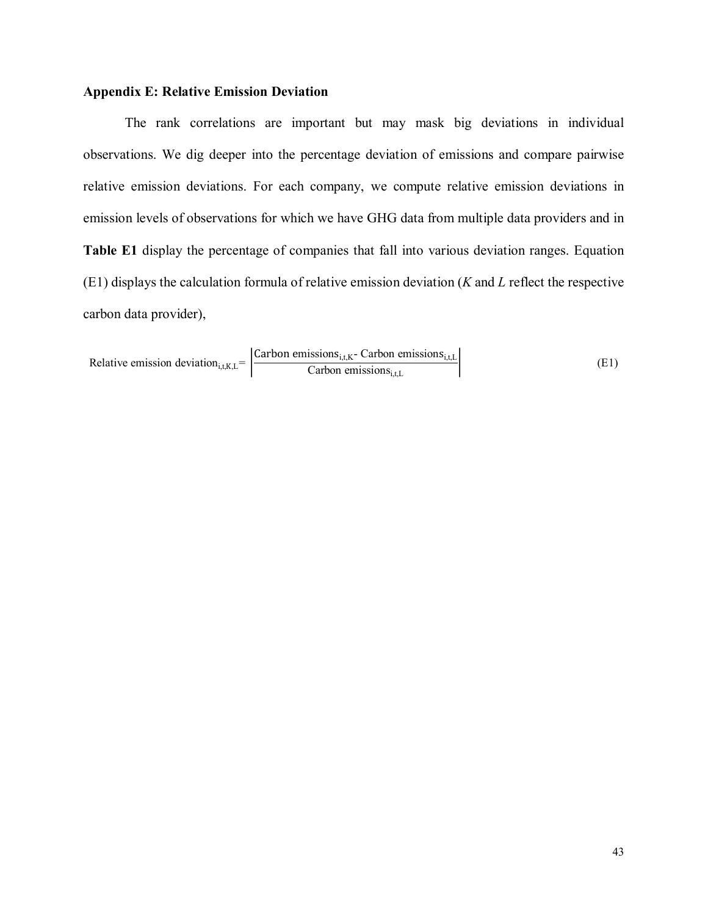### Appendix E: Relative Emission Deviation

The rank correlations are important but may mask big deviations in individual observations. We dig deeper into the percentage deviation of emissions and compare pairwise relative emission deviations. For each company, we compute relative emission deviations in emission levels of observations for which we have GHG data from multiple data providers and in **Table E1** display the percentage of companies that fall into various deviation ranges. Equation (E1) displays the calculation formula of relative emission deviation (*K* and *L* reflect the respective carbon data provider),

$$\text{Relative emission deviation}_{i,t,K,L} = \left| \frac{\text{Carbon emissions}_{i,t,K} - \text{Carbon emissions}_{i,t,L}}{\text{Carbon emissions}_{i,t,L}} \right| \tag{E1}$$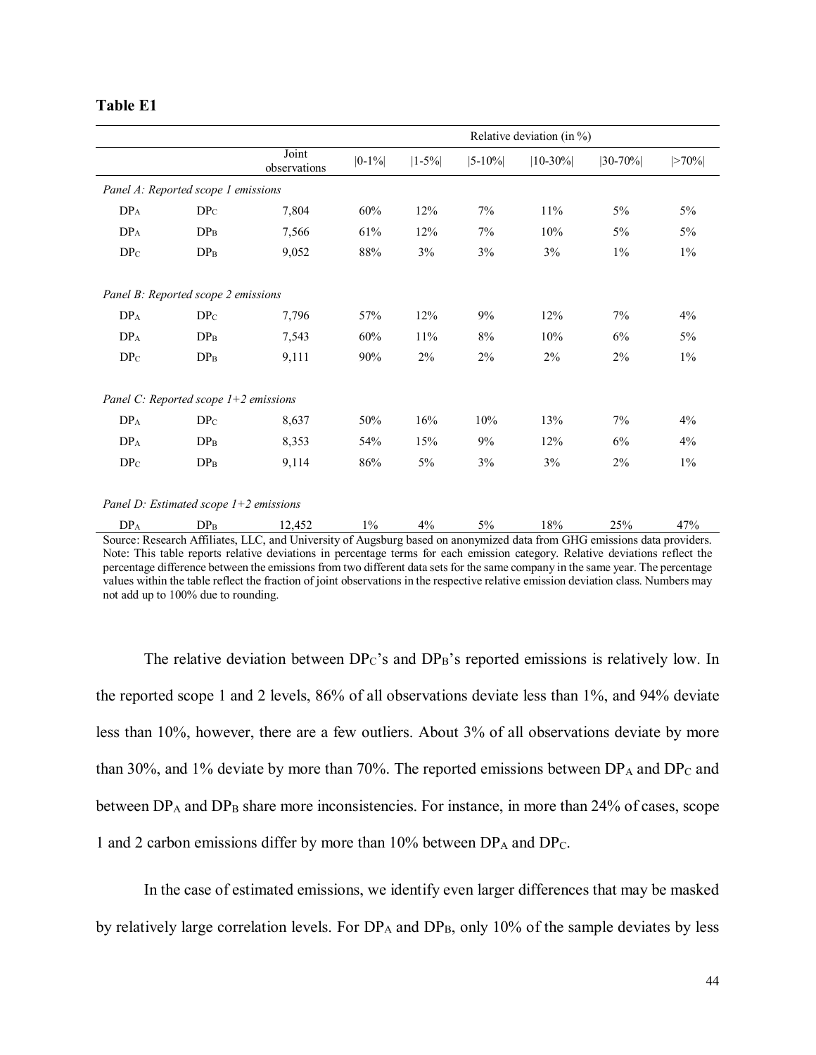**Table E1**

| | | Joint observations | Relative deviation (in %) | | | | | |
|---|---|---|---|---|---|---|---|---|
| | | | \|0-1%\| | \|1-5%\| | \|5-10%\| | \|10-30%\| | \|30-70%\| | \|>70%\| |
| *Panel A: Reported scope 1 emissions* | | | | | | | | |
| $DP_A$ | $DP_C$ | 7,804 | 60% | 12% | 7% | 11% | 5% | 5% |
| $DP_A$ | $DP_B$ | 7,566 | 61% | 12% | 7% | 10% | 5% | 5% |
| $DP_C$ | $DP_B$ | 9,052 | 88% | 3% | 3% | 3% | 1% | 1% |
| *Panel B: Reported scope 2 emissions* | | | | | | | | |
| $DP_A$ | $DP_C$ | 7,796 | 57% | 12% | 9% | 12% | 7% | 4% |
| $DP_A$ | $DP_B$ | 7,543 | 60% | 11% | 8% | 10% | 6% | 5% |
| $DP_C$ | $DP_B$ | 9,111 | 90% | 2% | 2% | 2% | 2% | 1% |
| *Panel C: Reported scope 1+2 emissions* | | | | | | | | |
| $DP_A$ | $DP_C$ | 8,637 | 50% | 16% | 10% | 13% | 7% | 4% |
| $DP_A$ | $DP_B$ | 8,353 | 54% | 15% | 9% | 12% | 6% | 4% |
| $DP_C$ | $DP_B$ | 9,114 | 86% | 5% | 3% | 3% | 2% | 1% |
| *Panel D: Estimated scope 1+2 emissions* | | | | | | | | |
| $DP_A$ | $DP_B$ | 12,452 | 1% | 4% | 5% | 18% | 25% | 47% |

Source: Research Affiliates, LLC, and University of Augsburg based on anonymized data from GHG emissions data providers. Note: This table reports relative deviations in percentage terms for each emission category. Relative deviations reflect the percentage difference between the emissions from two different data sets for the same company in the same year. The percentage values within the table reflect the fraction of joint observations in the respective relative emission deviation class. Numbers may not add up to 100% due to rounding.

The relative deviation between $DP_C$'s and $DP_B$'s reported emissions is relatively low. In the reported scope 1 and 2 levels, 86% of all observations deviate less than 1%, and 94% deviate less than 10%, however, there are a few outliers. About 3% of all observations deviate by more than 30%, and 1% deviate by more than 70%. The reported emissions between $DP_A$ and $DP_C$ and between $DP_A$ and $DP_B$ share more inconsistencies. For instance, in more than 24% of cases, scope 1 and 2 carbon emissions differ by more than 10% between $DP_A$ and $DP_C$.

In the case of estimated emissions, we identify even larger differences that may be masked by relatively large correlation levels. For $DP_A$ and $DP_B$, only 10% of the sample deviates by less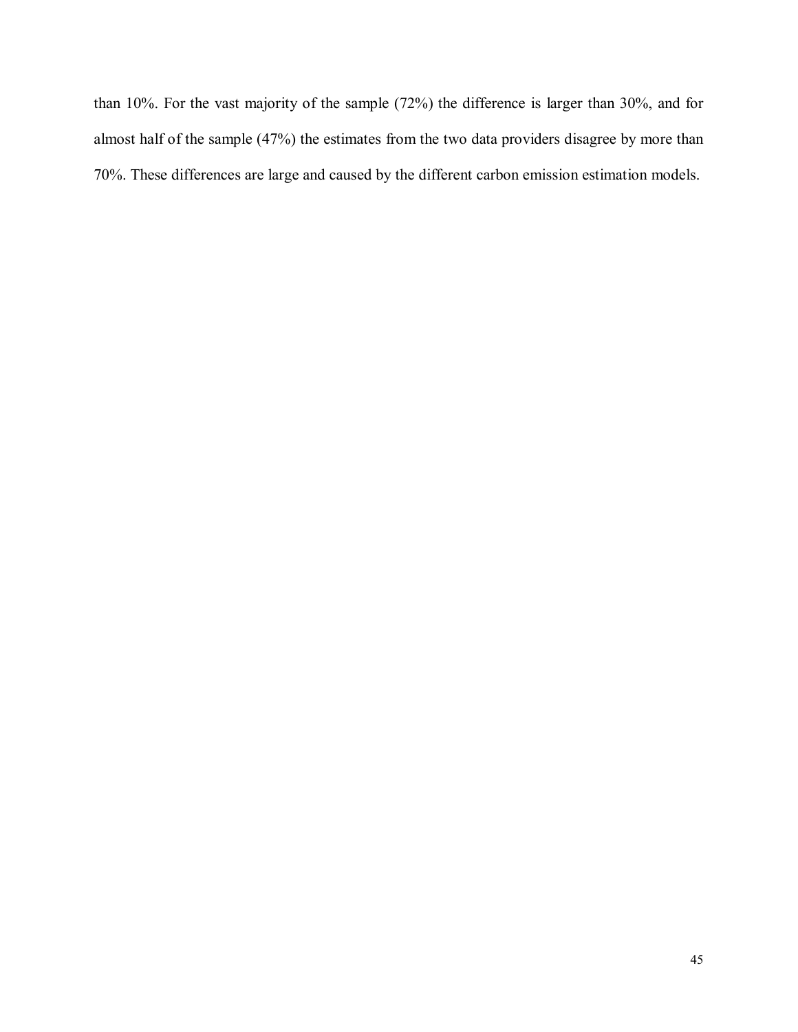than 10%. For the vast majority of the sample (72%) the difference is larger than 30%, and for almost half of the sample (47%) the estimates from the two data providers disagree by more than 70%. These differences are large and caused by the different carbon emission estimation models.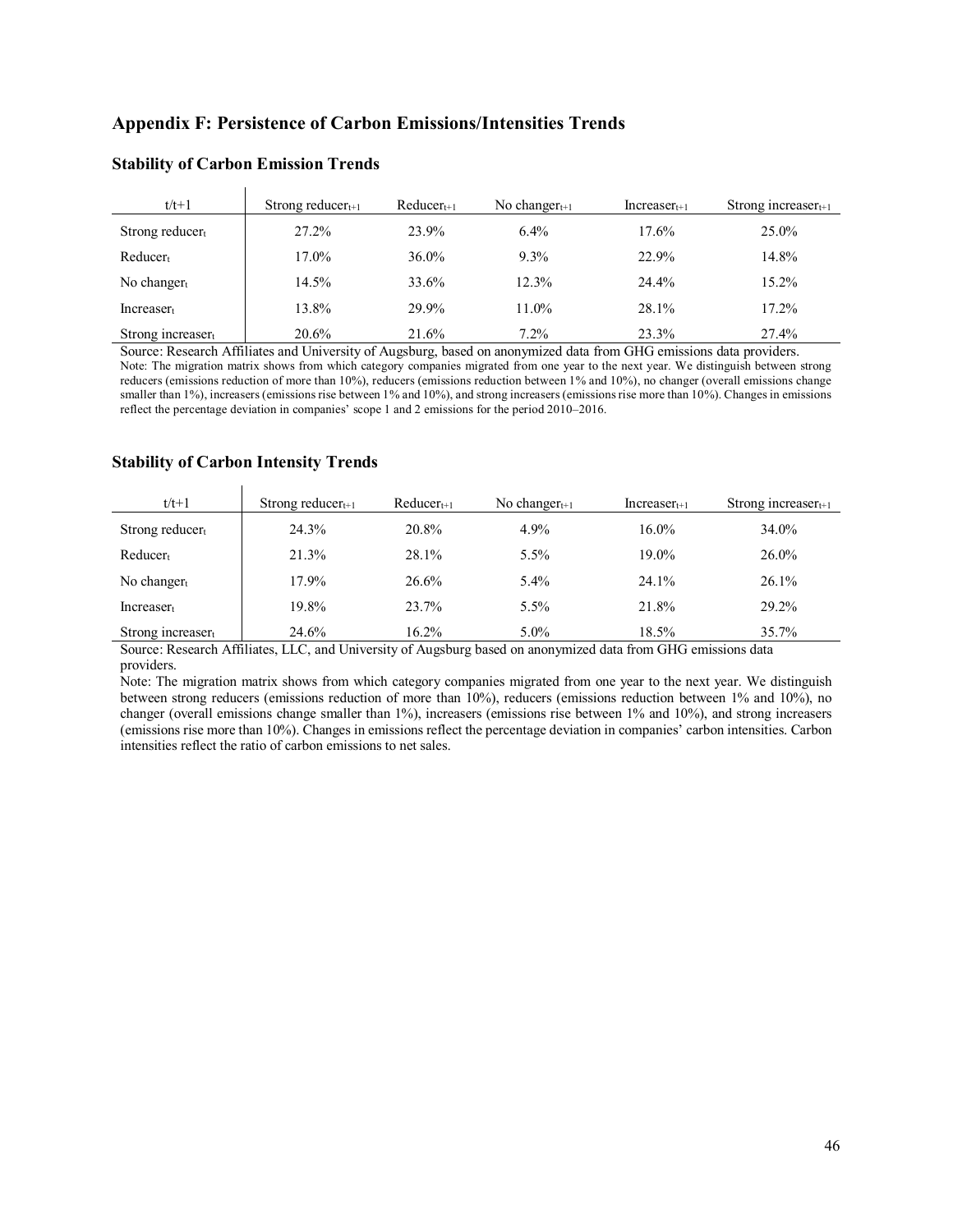## Appendix F: Persistence of Carbon Emissions/Intensities Trends

### Stability of Carbon Emission Trends

| t/t+1 | Strong reducer$_{t+1}$ | Reducer$_{t+1}$ | No changer$_{t+1}$ | Increaser$_{t+1}$ | Strong increaser$_{t+1}$ |
|---|---|---|---|---|---|
| Strong reducer$_t$ | 27.2% | 23.9% | 6.4% | 17.6% | 25.0% |
| Reducer$_t$ | 17.0% | 36.0% | 9.3% | 22.9% | 14.8% |
| No changer$_t$ | 14.5% | 33.6% | 12.3% | 24.4% | 15.2% |
| Increaser$_t$ | 13.8% | 29.9% | 11.0% | 28.1% | 17.2% |
| Strong increaser$_t$ | 20.6% | 21.6% | 7.2% | 23.3% | 27.4% |

Source: Research Affiliates and University of Augsburg, based on anonymized data from GHG emissions data providers.
Note: The migration matrix shows from which category companies migrated from one year to the next year. We distinguish between strong reducers (emissions reduction of more than 10%), reducers (emissions reduction between 1% and 10%), no changer (overall emissions change smaller than 1%), increasers (emissions rise between 1% and 10%), and strong increasers (emissions rise more than 10%). Changes in emissions reflect the percentage deviation in companies' scope 1 and 2 emissions for the period 2010–2016.

### Stability of Carbon Intensity Trends

| t/t+1 | Strong reducer$_{t+1}$ | Reducer$_{t+1}$ | No changer$_{t+1}$ | Increaser$_{t+1}$ | Strong increaser$_{t+1}$ |
|---|---|---|---|---|---|
| Strong reducer$_t$ | 24.3% | 20.8% | 4.9% | 16.0% | 34.0% |
| Reducer$_t$ | 21.3% | 28.1% | 5.5% | 19.0% | 26.0% |
| No changer$_t$ | 17.9% | 26.6% | 5.4% | 24.1% | 26.1% |
| Increaser$_t$ | 19.8% | 23.7% | 5.5% | 21.8% | 29.2% |
| Strong increaser$_t$ | 24.6% | 16.2% | 5.0% | 18.5% | 35.7% |

Source: Research Affiliates, LLC, and University of Augsburg based on anonymized data from GHG emissions data providers.
Note: The migration matrix shows from which category companies migrated from one year to the next year. We distinguish between strong reducers (emissions reduction of more than 10%), reducers (emissions reduction between 1% and 10%), no changer (overall emissions change smaller than 1%), increasers (emissions rise between 1% and 10%), and strong increasers (emissions rise more than 10%). Changes in emissions reflect the percentage deviation in companies' carbon intensities. Carbon intensities reflect the ratio of carbon emissions to net sales.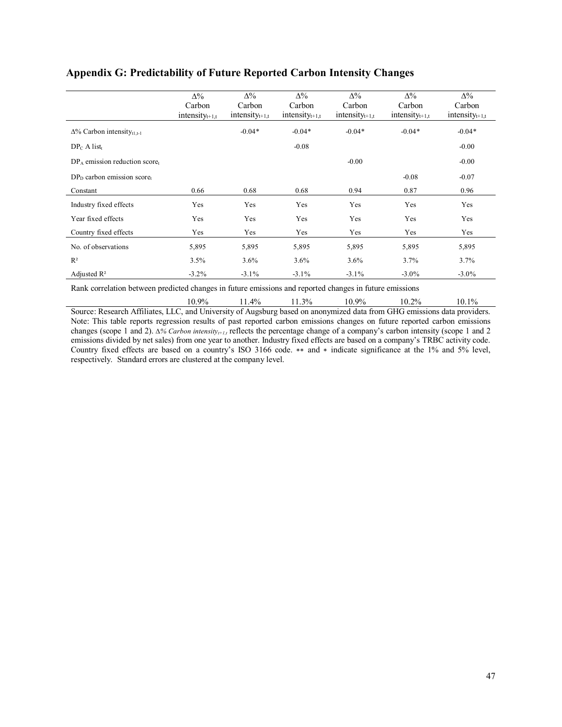## Appendix G: Predictability of Future Reported Carbon Intensity Changes

| | Δ% Carbon intensity$_{t+1,t}$ | Δ% Carbon intensity$_{t+1,t}$ | Δ% Carbon intensity$_{t+1,t}$ | Δ% Carbon intensity$_{t+1,t}$ | Δ% Carbon intensity$_{t+1,t}$ | Δ% Carbon intensity$_{t+1,t}$ |
|---|---|---|---|---|---|---|
| Δ% Carbon intensity$_{t1,t-1}$ | | -0.04* | -0.04* | -0.04* | -0.04* | -0.04* |
| $DP_C$ A list$_t$ | | | -0.08 | | | -0.00 |
| $DP_A$ emission reduction score$_t$ | | | | -0.00 | | -0.00 |
| $DP_D$ carbon emission score$_t$ | | | | | -0.08 | -0.07 |
| Constant | 0.66 | 0.68 | 0.68 | 0.94 | 0.87 | 0.96 |
| Industry fixed effects | Yes | Yes | Yes | Yes | Yes | Yes |
| Year fixed effects | Yes | Yes | Yes | Yes | Yes | Yes |
| Country fixed effects | Yes | Yes | Yes | Yes | Yes | Yes |
| No. of observations | 5,895 | 5,895 | 5,895 | 5,895 | 5,895 | 5,895 |
| $R^2$ | 3.5% | 3.6% | 3.6% | 3.6% | 3.7% | 3.7% |
| Adjusted $R^2$ | -3.2% | -3.1% | -3.1% | -3.1% | -3.0% | -3.0% |
| Rank correlation between predicted changes in future emissions and reported changes in future emissions | 10.9% | 11.4% | 11.3% | 10.9% | 10.2% | 10.1% |

Source: Research Affiliates, LLC, and University of Augsburg based on anonymized data from GHG emissions data providers. Note: This table reports regression results of past reported carbon emissions changes on future reported carbon emissions changes (scope 1 and 2). *Δ% Carbon intensity$_{t+1,t}$* reflects the percentage change of a company's carbon intensity (scope 1 and 2 emissions divided by net sales) from one year to another. Industry fixed effects are based on a company's TRBC activity code. Country fixed effects are based on a country's ISO 3166 code. ** and * indicate significance at the 1% and 5% level, respectively. Standard errors are clustered at the company level.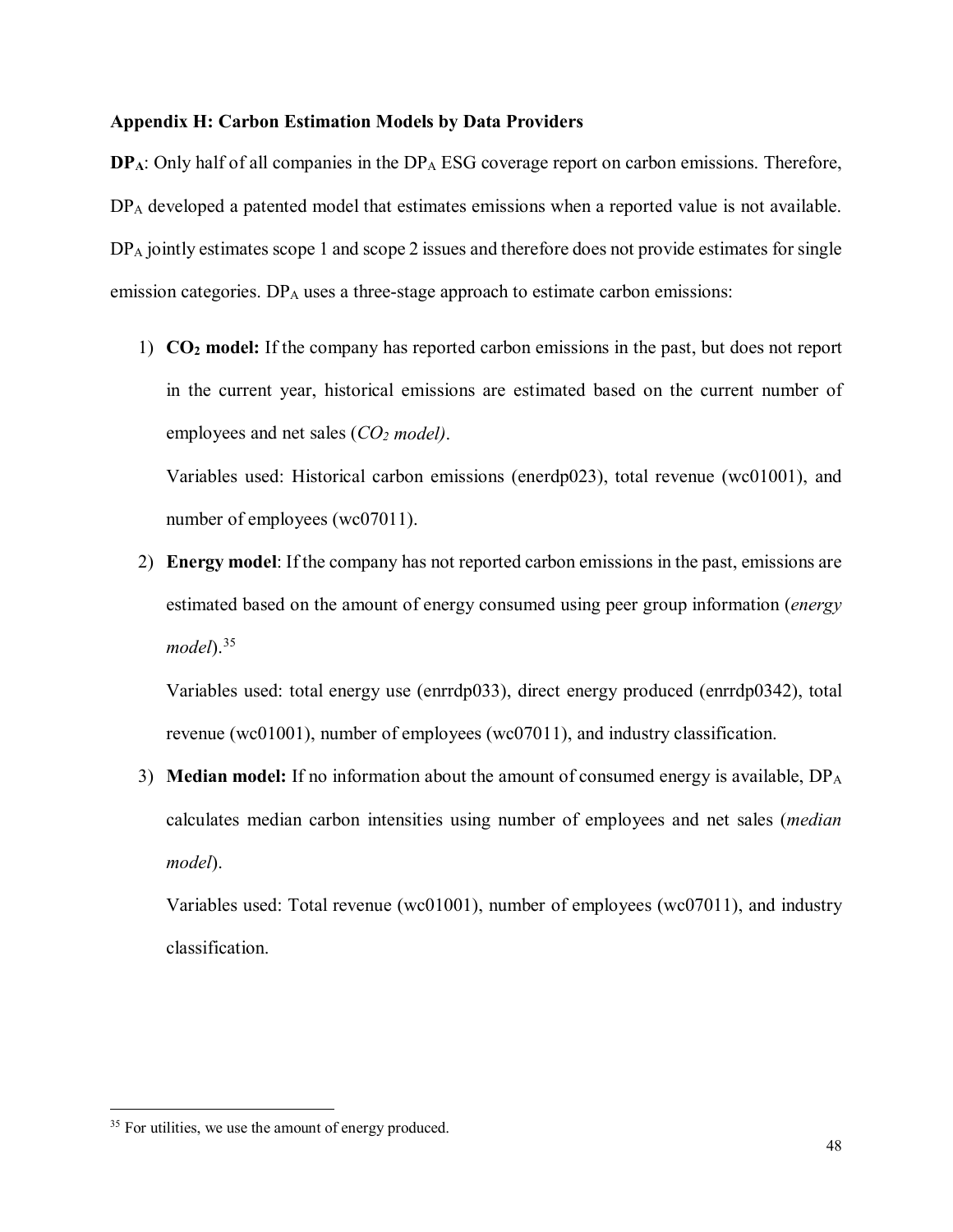**Appendix H: Carbon Estimation Models by Data Providers**

**$DP_A$**: Only half of all companies in the $DP_A$ ESG coverage report on carbon emissions. Therefore, $DP_A$ developed a patented model that estimates emissions when a reported value is not available. $DP_A$ jointly estimates scope 1 and scope 2 issues and therefore does not provide estimates for single emission categories. $DP_A$ uses a three-stage approach to estimate carbon emissions:

1) **$CO_2$ model:** If the company has reported carbon emissions in the past, but does not report in the current year, historical emissions are estimated based on the current number of employees and net sales (*$CO_2$ model)*.

   Variables used: Historical carbon emissions (enerdp023), total revenue (wc01001), and number of employees (wc07011).

2) **Energy model**: If the company has not reported carbon emissions in the past, emissions are estimated based on the amount of energy consumed using peer group information (*energy model*).[35]

   Variables used: total energy use (enrrdp033), direct energy produced (enrrdp0342), total revenue (wc01001), number of employees (wc07011), and industry classification.

3) **Median model:** If no information about the amount of consumed energy is available, $DP_A$ calculates median carbon intensities using number of employees and net sales (*median model*).

   Variables used: Total revenue (wc01001), number of employees (wc07011), and industry classification.

[35] For utilities, we use the amount of energy produced.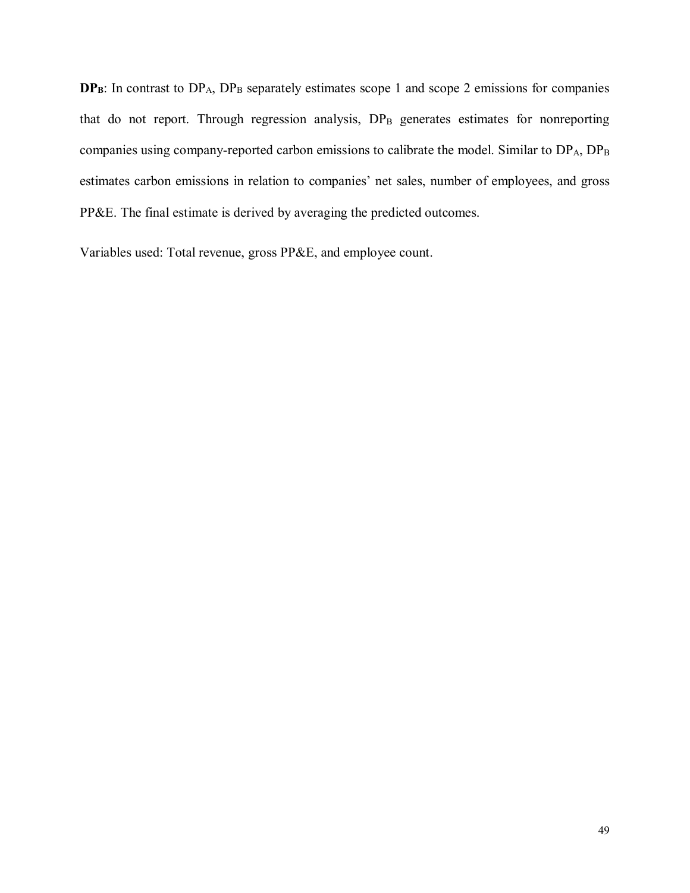**$DP_B$**: In contrast to $DP_A$, $DP_B$ separately estimates scope 1 and scope 2 emissions for companies that do not report. Through regression analysis, $DP_B$ generates estimates for nonreporting companies using company-reported carbon emissions to calibrate the model. Similar to $DP_A$, $DP_B$ estimates carbon emissions in relation to companies' net sales, number of employees, and gross PP&E. The final estimate is derived by averaging the predicted outcomes.

Variables used: Total revenue, gross PP&E, and employee count.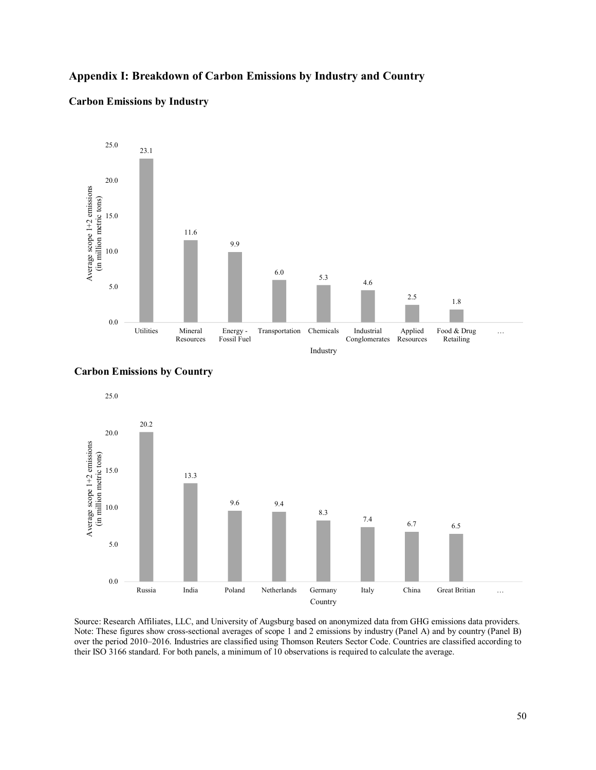# Appendix I: Breakdown of Carbon Emissions by Industry and Country

## Carbon Emissions by Industry

| Industry | Average scope 1+2 emissions (in million metric tons) |
|---|---|
| Utilities | 23.1 |
| Mineral Resources | 11.6 |
| Energy - Fossil Fuel | 9.9 |
| Transportation | 6.0 |
| Chemicals | 5.3 |
| Industrial Conglomerates | 4.6 |
| Applied Resources | 2.5 |
| Food & Drug Retailing | 1.8 |
| … | |

## Carbon Emissions by Country

| Country | Average scope 1+2 emissions (in million metric tons) |
|---|---|
| Russia | 20.2 |
| India | 13.3 |
| Poland | 9.6 |
| Netherlands | 9.4 |
| Germany | 8.3 |
| Italy | 7.4 |
| China | 6.7 |
| Great Britian | 6.5 |
| … | |

Source: Research Affiliates, LLC, and University of Augsburg based on anonymized data from GHG emissions data providers. Note: These figures show cross-sectional averages of scope 1 and 2 emissions by industry (Panel A) and by country (Panel B) over the period 2010–2016. Industries are classified using Thomson Reuters Sector Code. Countries are classified according to their ISO 3166 standard. For both panels, a minimum of 10 observations is required to calculate the average.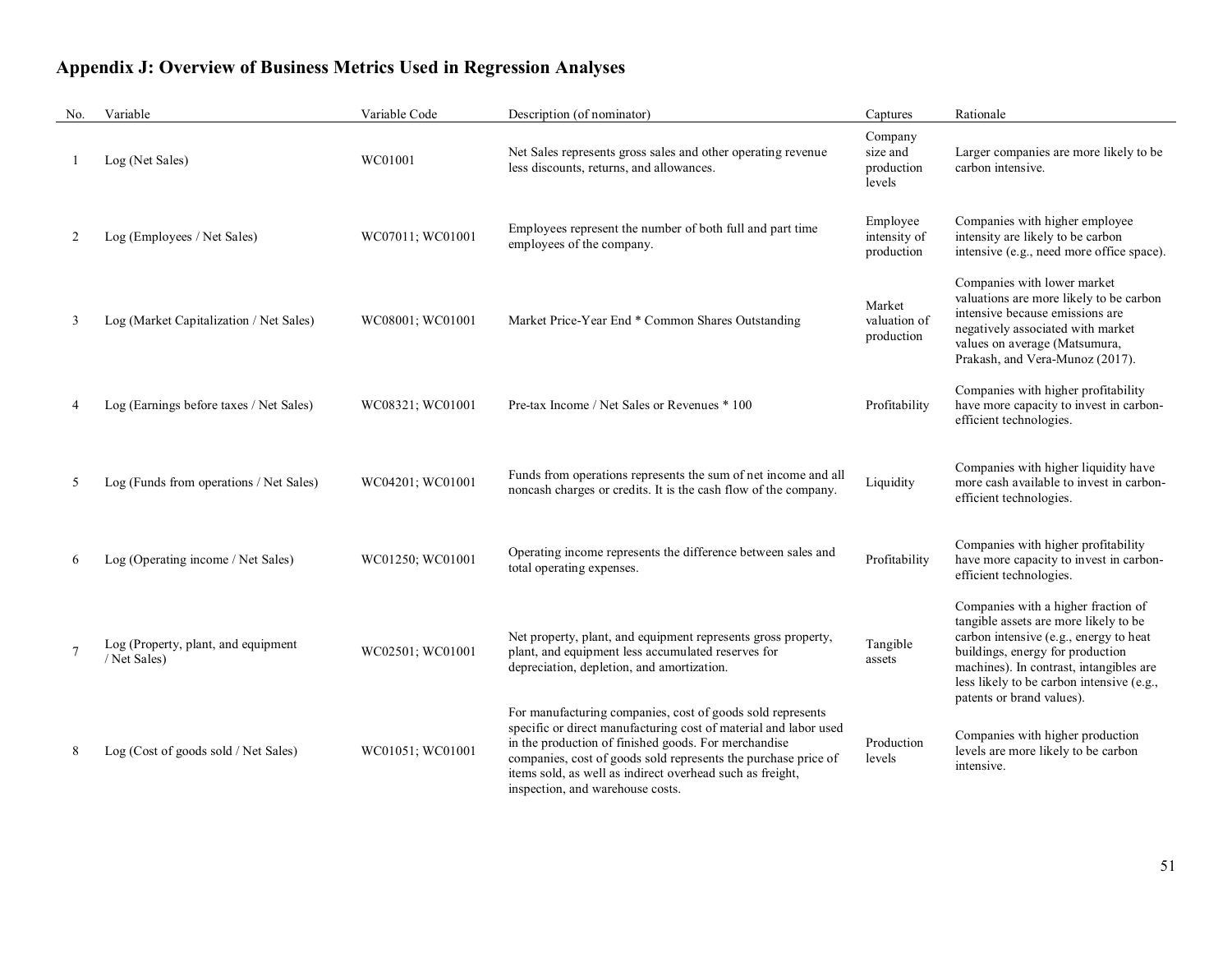## Appendix J: Overview of Business Metrics Used in Regression Analyses

| No. | Variable | Variable Code | Description (of nominator) | Captures | Rationale |
|---|---|---|---|---|---|
| 1 | Log (Net Sales) | WC01001 | Net Sales represents gross sales and other operating revenue less discounts, returns, and allowances. | Company size and production levels | Larger companies are more likely to be carbon intensive. |
| 2 | Log (Employees / Net Sales) | WC07011; WC01001 | Employees represent the number of both full and part time employees of the company. | Employee intensity of production | Companies with higher employee intensity are likely to be carbon intensive (e.g., need more office space). |
| 3 | Log (Market Capitalization / Net Sales) | WC08001; WC01001 | Market Price-Year End * Common Shares Outstanding | Market valuation of production | Companies with lower market valuations are more likely to be carbon intensive because emissions are negatively associated with market values on average (Matsumura, Prakash, and Vera-Munoz (2017). |
| 4 | Log (Earnings before taxes / Net Sales) | WC08321; WC01001 | Pre-tax Income / Net Sales or Revenues * 100 | Profitability | Companies with higher profitability have more capacity to invest in carbon-efficient technologies. |
| 5 | Log (Funds from operations / Net Sales) | WC04201; WC01001 | Funds from operations represents the sum of net income and all noncash charges or credits. It is the cash flow of the company. | Liquidity | Companies with higher liquidity have more cash available to invest in carbon-efficient technologies. |
| 6 | Log (Operating income / Net Sales) | WC01250; WC01001 | Operating income represents the difference between sales and total operating expenses. | Profitability | Companies with higher profitability have more capacity to invest in carbon-efficient technologies. |
| 7 | Log (Property, plant, and equipment / Net Sales) | WC02501; WC01001 | Net property, plant, and equipment represents gross property, plant, and equipment less accumulated reserves for depreciation, depletion, and amortization. | Tangible assets | Companies with a higher fraction of tangible assets are more likely to be carbon intensive (e.g., energy to heat buildings, energy for production machines). In contrast, intangibles are less likely to be carbon intensive (e.g., patents or brand values). |
| 8 | Log (Cost of goods sold / Net Sales) | WC01051; WC01001 | For manufacturing companies, cost of goods sold represents specific or direct manufacturing cost of material and labor used in the production of finished goods. For merchandise companies, cost of goods sold represents the purchase price of items sold, as well as indirect overhead such as freight, inspection, and warehouse costs. | Production levels | Companies with higher production levels are more likely to be carbon intensive. |